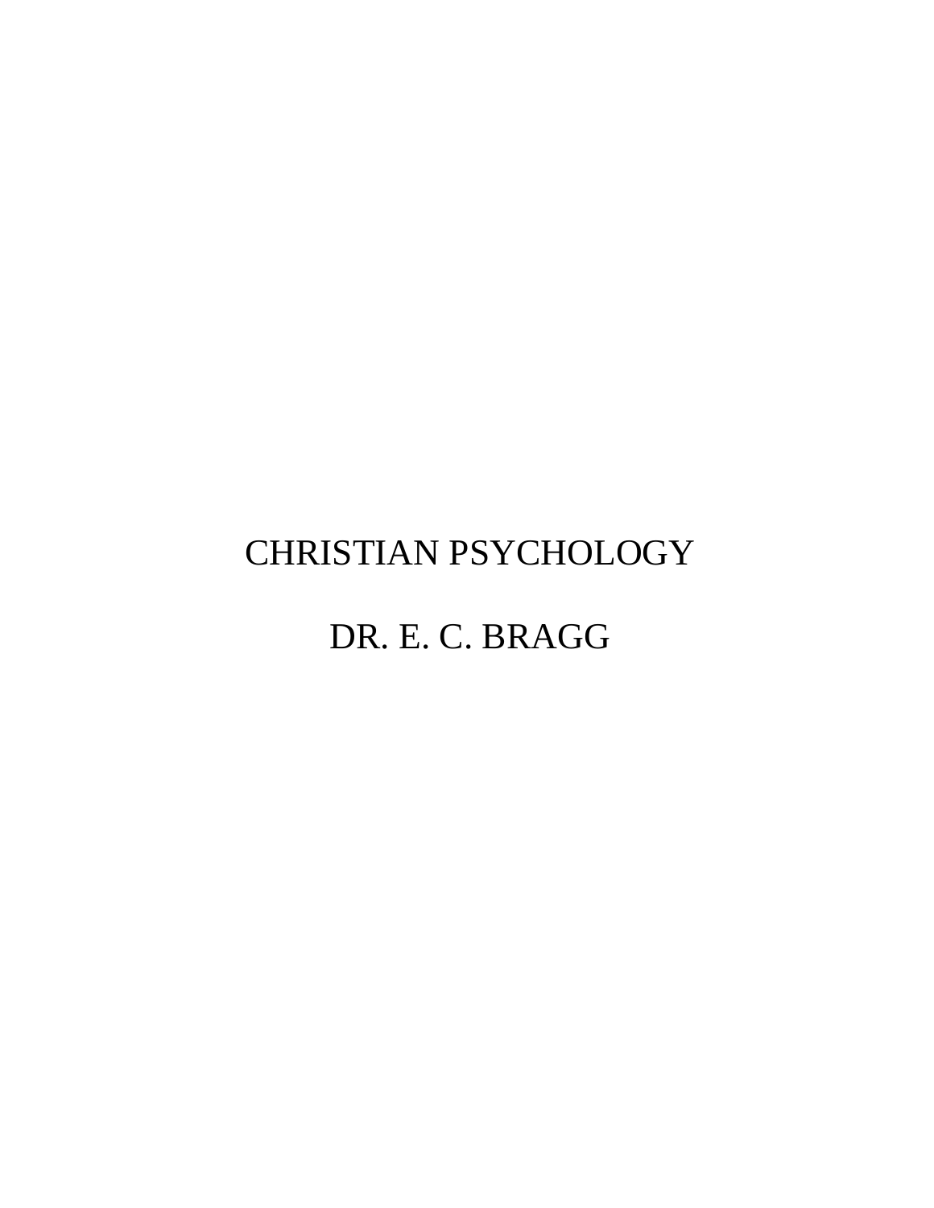# CHRISTIAN PSYCHOLOGY

DR. E. C. BRAGG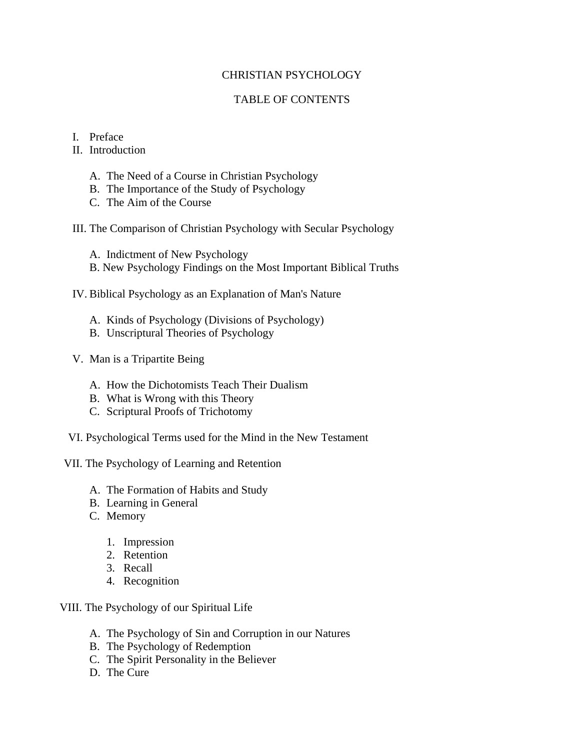# CHRISTIAN PSYCHOLOGY

## TABLE OF CONTENTS

I. Preface

II. Introduction

   A. The Need of a Course in Christian Psychology
   B. The Importance of the Study of Psychology
   C. The Aim of the Course

III. The Comparison of Christian Psychology with Secular Psychology

   A. Indictment of New Psychology
   B. New Psychology Findings on the Most Important Biblical Truths

IV. Biblical Psychology as an Explanation of Man's Nature

   A. Kinds of Psychology (Divisions of Psychology)
   B. Unscriptural Theories of Psychology

V. Man is a Tripartite Being

   A. How the Dichotomists Teach Their Dualism
   B. What is Wrong with this Theory
   C. Scriptural Proofs of Trichotomy

VI. Psychological Terms used for the Mind in the New Testament

VII. The Psychology of Learning and Retention

   A. The Formation of Habits and Study
   B. Learning in General
   C. Memory

      1. Impression
      2. Retention
      3. Recall
      4. Recognition

VIII. The Psychology of our Spiritual Life

   A. The Psychology of Sin and Corruption in our Natures
   B. The Psychology of Redemption
   C. The Spirit Personality in the Believer
   D. The Cure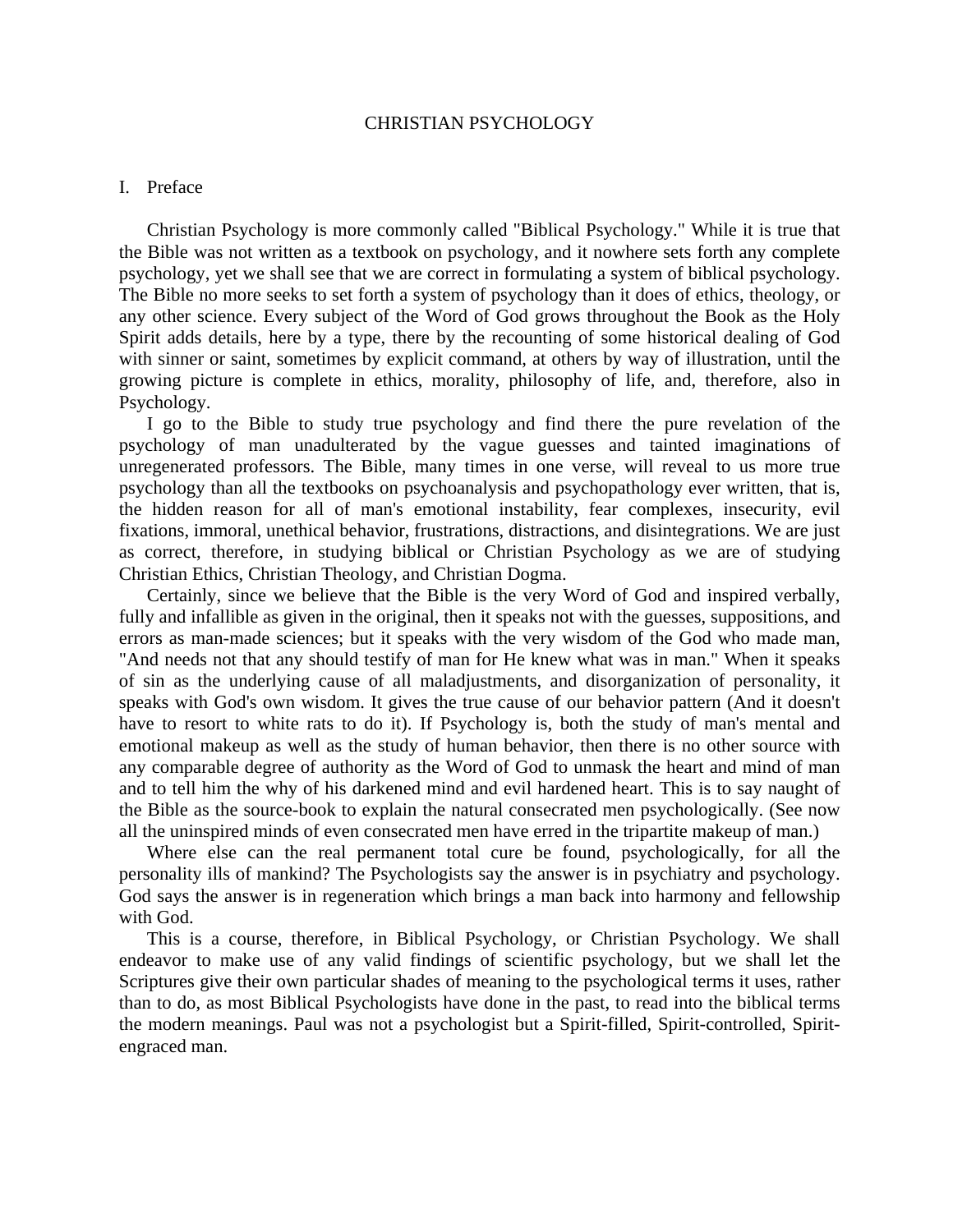# CHRISTIAN PSYCHOLOGY

## I. Preface

Christian Psychology is more commonly called "Biblical Psychology." While it is true that the Bible was not written as a textbook on psychology, and it nowhere sets forth any complete psychology, yet we shall see that we are correct in formulating a system of biblical psychology. The Bible no more seeks to set forth a system of psychology than it does of ethics, theology, or any other science. Every subject of the Word of God grows throughout the Book as the Holy Spirit adds details, here by a type, there by the recounting of some historical dealing of God with sinner or saint, sometimes by explicit command, at others by way of illustration, until the growing picture is complete in ethics, morality, philosophy of life, and, therefore, also in Psychology.

I go to the Bible to study true psychology and find there the pure revelation of the psychology of man unadulterated by the vague guesses and tainted imaginations of unregenerated professors. The Bible, many times in one verse, will reveal to us more true psychology than all the textbooks on psychoanalysis and psychopathology ever written, that is, the hidden reason for all of man's emotional instability, fear complexes, insecurity, evil fixations, immoral, unethical behavior, frustrations, distractions, and disintegrations. We are just as correct, therefore, in studying biblical or Christian Psychology as we are of studying Christian Ethics, Christian Theology, and Christian Dogma.

Certainly, since we believe that the Bible is the very Word of God and inspired verbally, fully and infallible as given in the original, then it speaks not with the guesses, suppositions, and errors as man-made sciences; but it speaks with the very wisdom of the God who made man, "And needs not that any should testify of man for He knew what was in man." When it speaks of sin as the underlying cause of all maladjustments, and disorganization of personality, it speaks with God's own wisdom. It gives the true cause of our behavior pattern (And it doesn't have to resort to white rats to do it). If Psychology is, both the study of man's mental and emotional makeup as well as the study of human behavior, then there is no other source with any comparable degree of authority as the Word of God to unmask the heart and mind of man and to tell him the why of his darkened mind and evil hardened heart. This is to say naught of the Bible as the source-book to explain the natural consecrated men psychologically. (See now all the uninspired minds of even consecrated men have erred in the tripartite makeup of man.)

Where else can the real permanent total cure be found, psychologically, for all the personality ills of mankind? The Psychologists say the answer is in psychiatry and psychology. God says the answer is in regeneration which brings a man back into harmony and fellowship with God.

This is a course, therefore, in Biblical Psychology, or Christian Psychology. We shall endeavor to make use of any valid findings of scientific psychology, but we shall let the Scriptures give their own particular shades of meaning to the psychological terms it uses, rather than to do, as most Biblical Psychologists have done in the past, to read into the biblical terms the modern meanings. Paul was not a psychologist but a Spirit-filled, Spirit-controlled, Spirit-engraced man.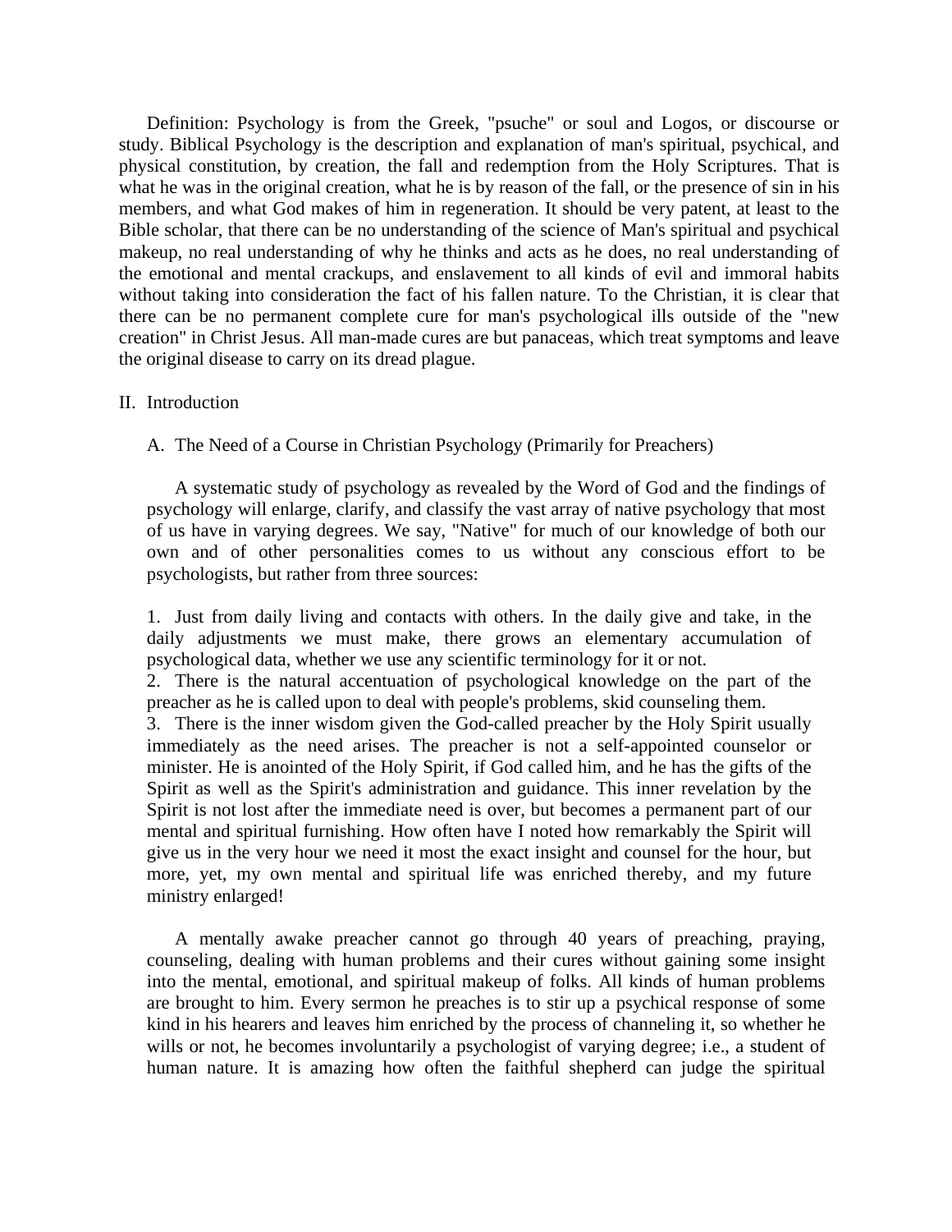Definition: Psychology is from the Greek, "psuche" or soul and Logos, or discourse or study. Biblical Psychology is the description and explanation of man's spiritual, psychical, and physical constitution, by creation, the fall and redemption from the Holy Scriptures. That is what he was in the original creation, what he is by reason of the fall, or the presence of sin in his members, and what God makes of him in regeneration. It should be very patent, at least to the Bible scholar, that there can be no understanding of the science of Man's spiritual and psychical makeup, no real understanding of why he thinks and acts as he does, no real understanding of the emotional and mental crackups, and enslavement to all kinds of evil and immoral habits without taking into consideration the fact of his fallen nature. To the Christian, it is clear that there can be no permanent complete cure for man's psychological ills outside of the "new creation" in Christ Jesus. All man-made cures are but panaceas, which treat symptoms and leave the original disease to carry on its dread plague.

## II. Introduction

### A. The Need of a Course in Christian Psychology (Primarily for Preachers)

A systematic study of psychology as revealed by the Word of God and the findings of psychology will enlarge, clarify, and classify the vast array of native psychology that most of us have in varying degrees. We say, "Native" for much of our knowledge of both our own and of other personalities comes to us without any conscious effort to be psychologists, but rather from three sources:

1. Just from daily living and contacts with others. In the daily give and take, in the daily adjustments we must make, there grows an elementary accumulation of psychological data, whether we use any scientific terminology for it or not.
2. There is the natural accentuation of psychological knowledge on the part of the preacher as he is called upon to deal with people's problems, skid counseling them.
3. There is the inner wisdom given the God-called preacher by the Holy Spirit usually immediately as the need arises. The preacher is not a self-appointed counselor or minister. He is anointed of the Holy Spirit, if God called him, and he has the gifts of the Spirit as well as the Spirit's administration and guidance. This inner revelation by the Spirit is not lost after the immediate need is over, but becomes a permanent part of our mental and spiritual furnishing. How often have I noted how remarkably the Spirit will give us in the very hour we need it most the exact insight and counsel for the hour, but more, yet, my own mental and spiritual life was enriched thereby, and my future ministry enlarged!

A mentally awake preacher cannot go through 40 years of preaching, praying, counseling, dealing with human problems and their cures without gaining some insight into the mental, emotional, and spiritual makeup of folks. All kinds of human problems are brought to him. Every sermon he preaches is to stir up a psychical response of some kind in his hearers and leaves him enriched by the process of channeling it, so whether he wills or not, he becomes involuntarily a psychologist of varying degree; i.e., a student of human nature. It is amazing how often the faithful shepherd can judge the spiritual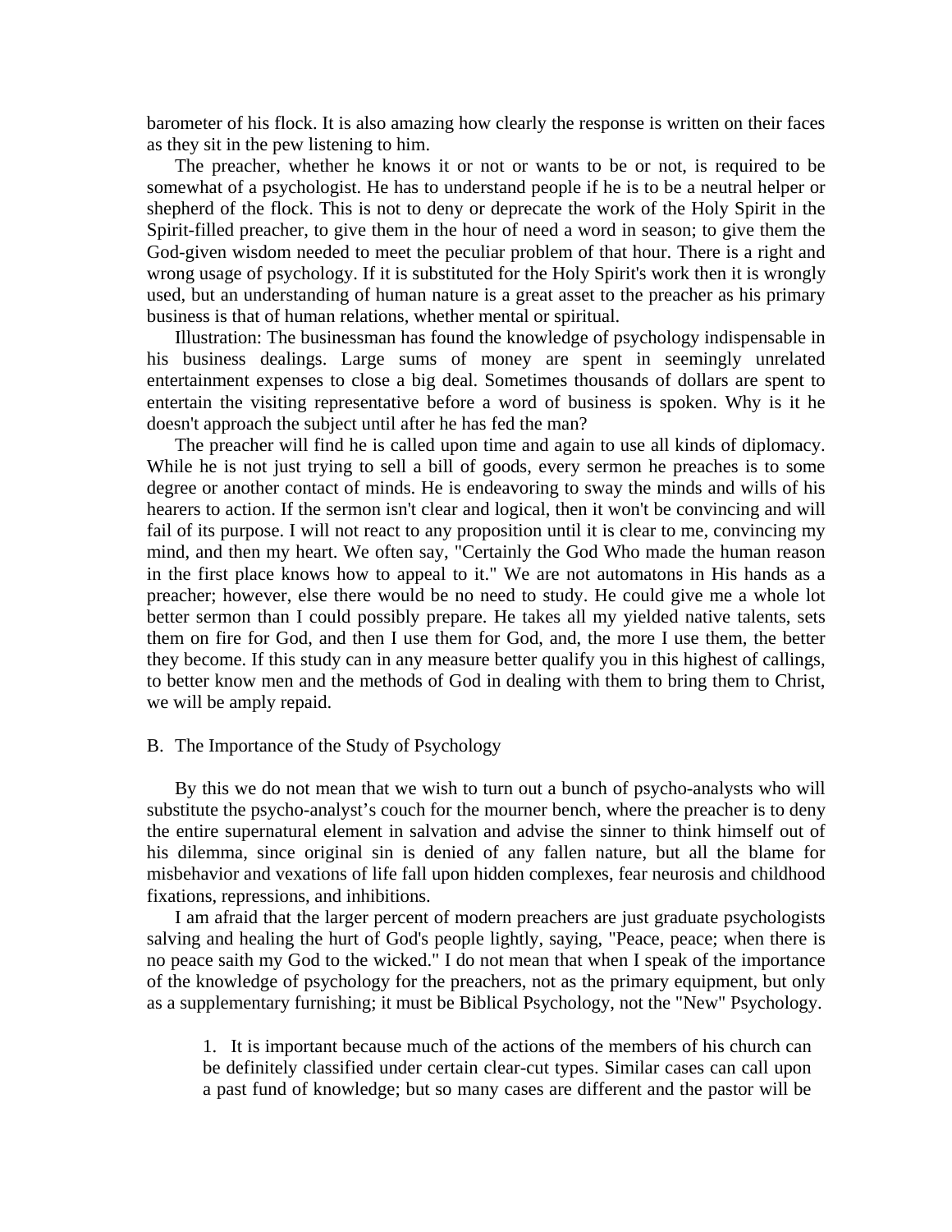barometer of his flock. It is also amazing how clearly the response is written on their faces as they sit in the pew listening to him.

The preacher, whether he knows it or not or wants to be or not, is required to be somewhat of a psychologist. He has to understand people if he is to be a neutral helper or shepherd of the flock. This is not to deny or deprecate the work of the Holy Spirit in the Spirit-filled preacher, to give them in the hour of need a word in season; to give them the God-given wisdom needed to meet the peculiar problem of that hour. There is a right and wrong usage of psychology. If it is substituted for the Holy Spirit's work then it is wrongly used, but an understanding of human nature is a great asset to the preacher as his primary business is that of human relations, whether mental or spiritual.

Illustration: The businessman has found the knowledge of psychology indispensable in his business dealings. Large sums of money are spent in seemingly unrelated entertainment expenses to close a big deal. Sometimes thousands of dollars are spent to entertain the visiting representative before a word of business is spoken. Why is it he doesn't approach the subject until after he has fed the man?

The preacher will find he is called upon time and again to use all kinds of diplomacy. While he is not just trying to sell a bill of goods, every sermon he preaches is to some degree or another contact of minds. He is endeavoring to sway the minds and wills of his hearers to action. If the sermon isn't clear and logical, then it won't be convincing and will fail of its purpose. I will not react to any proposition until it is clear to me, convincing my mind, and then my heart. We often say, "Certainly the God Who made the human reason in the first place knows how to appeal to it." We are not automatons in His hands as a preacher; however, else there would be no need to study. He could give me a whole lot better sermon than I could possibly prepare. He takes all my yielded native talents, sets them on fire for God, and then I use them for God, and, the more I use them, the better they become. If this study can in any measure better qualify you in this highest of callings, to better know men and the methods of God in dealing with them to bring them to Christ, we will be amply repaid.

B. The Importance of the Study of Psychology

By this we do not mean that we wish to turn out a bunch of psycho-analysts who will substitute the psycho-analyst's couch for the mourner bench, where the preacher is to deny the entire supernatural element in salvation and advise the sinner to think himself out of his dilemma, since original sin is denied of any fallen nature, but all the blame for misbehavior and vexations of life fall upon hidden complexes, fear neurosis and childhood fixations, repressions, and inhibitions.

I am afraid that the larger percent of modern preachers are just graduate psychologists salving and healing the hurt of God's people lightly, saying, "Peace, peace; when there is no peace saith my God to the wicked." I do not mean that when I speak of the importance of the knowledge of psychology for the preachers, not as the primary equipment, but only as a supplementary furnishing; it must be Biblical Psychology, not the "New" Psychology.

1. It is important because much of the actions of the members of his church can be definitely classified under certain clear-cut types. Similar cases can call upon a past fund of knowledge; but so many cases are different and the pastor will be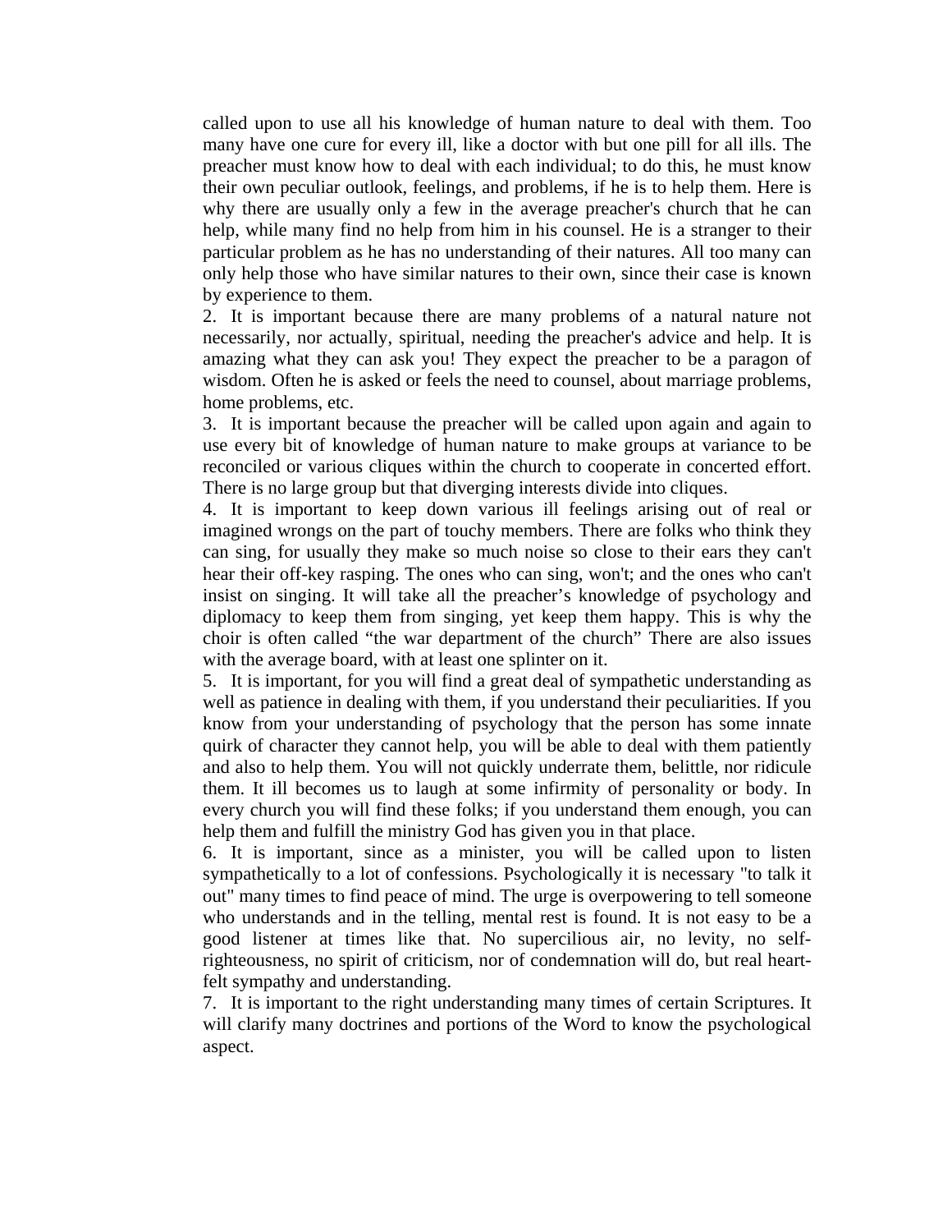called upon to use all his knowledge of human nature to deal with them. Too many have one cure for every ill, like a doctor with but one pill for all ills. The preacher must know how to deal with each individual; to do this, he must know their own peculiar outlook, feelings, and problems, if he is to help them. Here is why there are usually only a few in the average preacher's church that he can help, while many find no help from him in his counsel. He is a stranger to their particular problem as he has no understanding of their natures. All too many can only help those who have similar natures to their own, since their case is known by experience to them.

2. It is important because there are many problems of a natural nature not necessarily, nor actually, spiritual, needing the preacher's advice and help. It is amazing what they can ask you! They expect the preacher to be a paragon of wisdom. Often he is asked or feels the need to counsel, about marriage problems, home problems, etc.

3. It is important because the preacher will be called upon again and again to use every bit of knowledge of human nature to make groups at variance to be reconciled or various cliques within the church to cooperate in concerted effort. There is no large group but that diverging interests divide into cliques.

4. It is important to keep down various ill feelings arising out of real or imagined wrongs on the part of touchy members. There are folks who think they can sing, for usually they make so much noise so close to their ears they can't hear their off-key rasping. The ones who can sing, won't; and the ones who can't insist on singing. It will take all the preacher's knowledge of psychology and diplomacy to keep them from singing, yet keep them happy. This is why the choir is often called "the war department of the church" There are also issues with the average board, with at least one splinter on it.

5. It is important, for you will find a great deal of sympathetic understanding as well as patience in dealing with them, if you understand their peculiarities. If you know from your understanding of psychology that the person has some innate quirk of character they cannot help, you will be able to deal with them patiently and also to help them. You will not quickly underrate them, belittle, nor ridicule them. It ill becomes us to laugh at some infirmity of personality or body. In every church you will find these folks; if you understand them enough, you can help them and fulfill the ministry God has given you in that place.

6. It is important, since as a minister, you will be called upon to listen sympathetically to a lot of confessions. Psychologically it is necessary "to talk it out" many times to find peace of mind. The urge is overpowering to tell someone who understands and in the telling, mental rest is found. It is not easy to be a good listener at times like that. No supercilious air, no levity, no self-righteousness, no spirit of criticism, nor of condemnation will do, but real heart-felt sympathy and understanding.

7. It is important to the right understanding many times of certain Scriptures. It will clarify many doctrines and portions of the Word to know the psychological aspect.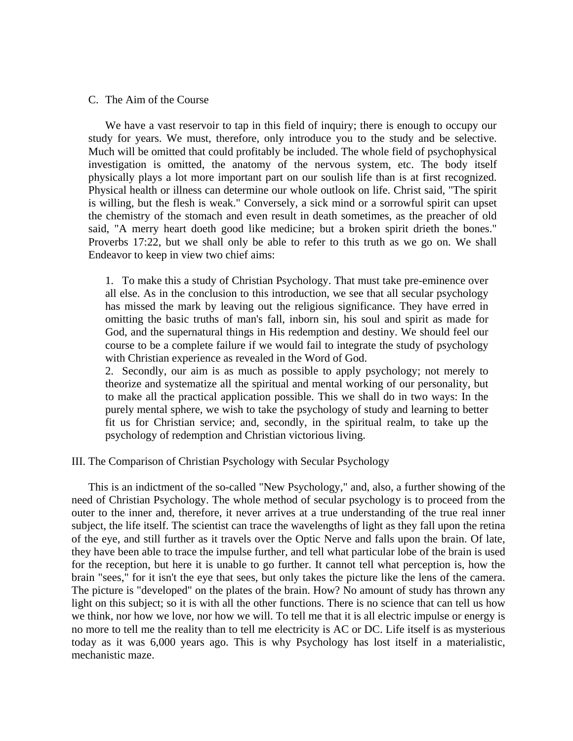C. The Aim of the Course

We have a vast reservoir to tap in this field of inquiry; there is enough to occupy our study for years. We must, therefore, only introduce you to the study and be selective. Much will be omitted that could profitably be included. The whole field of psychophysical investigation is omitted, the anatomy of the nervous system, etc. The body itself physically plays a lot more important part on our soulish life than is at first recognized. Physical health or illness can determine our whole outlook on life. Christ said, "The spirit is willing, but the flesh is weak." Conversely, a sick mind or a sorrowful spirit can upset the chemistry of the stomach and even result in death sometimes, as the preacher of old said, "A merry heart doeth good like medicine; but a broken spirit drieth the bones." Proverbs 17:22, but we shall only be able to refer to this truth as we go on. We shall Endeavor to keep in view two chief aims:

1. To make this a study of Christian Psychology. That must take pre-eminence over all else. As in the conclusion to this introduction, we see that all secular psychology has missed the mark by leaving out the religious significance. They have erred in omitting the basic truths of man's fall, inborn sin, his soul and spirit as made for God, and the supernatural things in His redemption and destiny. We should feel our course to be a complete failure if we would fail to integrate the study of psychology with Christian experience as revealed in the Word of God.
2. Secondly, our aim is as much as possible to apply psychology; not merely to theorize and systematize all the spiritual and mental working of our personality, but to make all the practical application possible. This we shall do in two ways: In the purely mental sphere, we wish to take the psychology of study and learning to better fit us for Christian service; and, secondly, in the spiritual realm, to take up the psychology of redemption and Christian victorious living.

III. The Comparison of Christian Psychology with Secular Psychology

This is an indictment of the so-called "New Psychology," and, also, a further showing of the need of Christian Psychology. The whole method of secular psychology is to proceed from the outer to the inner and, therefore, it never arrives at a true understanding of the true real inner subject, the life itself. The scientist can trace the wavelengths of light as they fall upon the retina of the eye, and still further as it travels over the Optic Nerve and falls upon the brain. Of late, they have been able to trace the impulse further, and tell what particular lobe of the brain is used for the reception, but here it is unable to go further. It cannot tell what perception is, how the brain "sees," for it isn't the eye that sees, but only takes the picture like the lens of the camera. The picture is "developed" on the plates of the brain. How? No amount of study has thrown any light on this subject; so it is with all the other functions. There is no science that can tell us how we think, nor how we love, nor how we will. To tell me that it is all electric impulse or energy is no more to tell me the reality than to tell me electricity is AC or DC. Life itself is as mysterious today as it was 6,000 years ago. This is why Psychology has lost itself in a materialistic, mechanistic maze.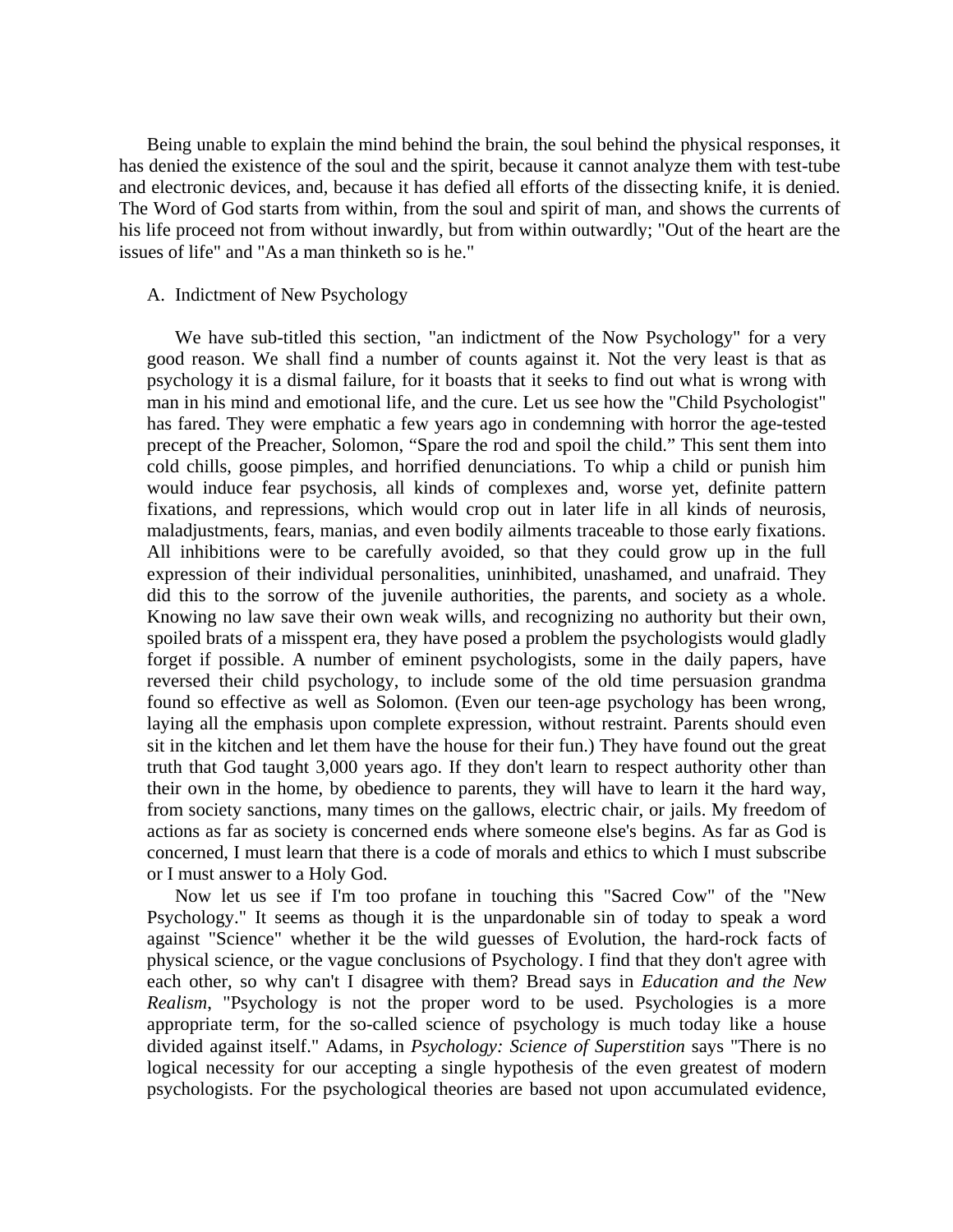Being unable to explain the mind behind the brain, the soul behind the physical responses, it has denied the existence of the soul and the spirit, because it cannot analyze them with test-tube and electronic devices, and, because it has defied all efforts of the dissecting knife, it is denied. The Word of God starts from within, from the soul and spirit of man, and shows the currents of his life proceed not from without inwardly, but from within outwardly; "Out of the heart are the issues of life" and "As a man thinketh so is he."

A. Indictment of New Psychology

We have sub-titled this section, "an indictment of the Now Psychology" for a very good reason. We shall find a number of counts against it. Not the very least is that as psychology it is a dismal failure, for it boasts that it seeks to find out what is wrong with man in his mind and emotional life, and the cure. Let us see how the "Child Psychologist" has fared. They were emphatic a few years ago in condemning with horror the age-tested precept of the Preacher, Solomon, “Spare the rod and spoil the child.” This sent them into cold chills, goose pimples, and horrified denunciations. To whip a child or punish him would induce fear psychosis, all kinds of complexes and, worse yet, definite pattern fixations, and repressions, which would crop out in later life in all kinds of neurosis, maladjustments, fears, manias, and even bodily ailments traceable to those early fixations. All inhibitions were to be carefully avoided, so that they could grow up in the full expression of their individual personalities, uninhibited, unashamed, and unafraid. They did this to the sorrow of the juvenile authorities, the parents, and society as a whole. Knowing no law save their own weak wills, and recognizing no authority but their own, spoiled brats of a misspent era, they have posed a problem the psychologists would gladly forget if possible. A number of eminent psychologists, some in the daily papers, have reversed their child psychology, to include some of the old time persuasion grandma found so effective as well as Solomon. (Even our teen-age psychology has been wrong, laying all the emphasis upon complete expression, without restraint. Parents should even sit in the kitchen and let them have the house for their fun.) They have found out the great truth that God taught 3,000 years ago. If they don't learn to respect authority other than their own in the home, by obedience to parents, they will have to learn it the hard way, from society sanctions, many times on the gallows, electric chair, or jails. My freedom of actions as far as society is concerned ends where someone else's begins. As far as God is concerned, I must learn that there is a code of morals and ethics to which I must subscribe or I must answer to a Holy God.

Now let us see if I'm too profane in touching this "Sacred Cow" of the "New Psychology." It seems as though it is the unpardonable sin of today to speak a word against "Science" whether it be the wild guesses of Evolution, the hard-rock facts of physical science, or the vague conclusions of Psychology. I find that they don't agree with each other, so why can't I disagree with them? Bread says in *Education and the New Realism*, "Psychology is not the proper word to be used. Psychologies is a more appropriate term, for the so-called science of psychology is much today like a house divided against itself." Adams, in *Psychology: Science of Superstition* says "There is no logical necessity for our accepting a single hypothesis of the even greatest of modern psychologists. For the psychological theories are based not upon accumulated evidence,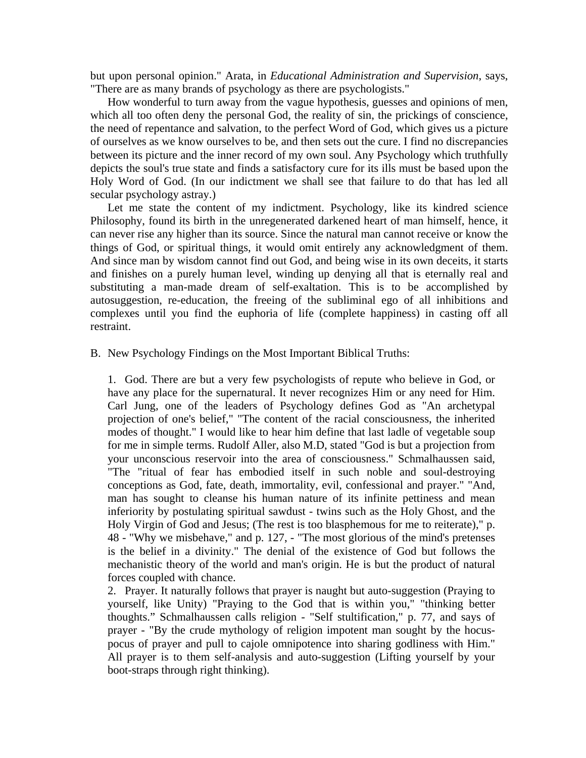but upon personal opinion." Arata, in *Educational Administration and Supervision*, says, "There are as many brands of psychology as there are psychologists."

How wonderful to turn away from the vague hypothesis, guesses and opinions of men, which all too often deny the personal God, the reality of sin, the prickings of conscience, the need of repentance and salvation, to the perfect Word of God, which gives us a picture of ourselves as we know ourselves to be, and then sets out the cure. I find no discrepancies between its picture and the inner record of my own soul. Any Psychology which truthfully depicts the soul's true state and finds a satisfactory cure for its ills must be based upon the Holy Word of God. (In our indictment we shall see that failure to do that has led all secular psychology astray.)

Let me state the content of my indictment. Psychology, like its kindred science Philosophy, found its birth in the unregenerated darkened heart of man himself, hence, it can never rise any higher than its source. Since the natural man cannot receive or know the things of God, or spiritual things, it would omit entirely any acknowledgment of them. And since man by wisdom cannot find out God, and being wise in its own deceits, it starts and finishes on a purely human level, winding up denying all that is eternally real and substituting a man-made dream of self-exaltation. This is to be accomplished by autosuggestion, re-education, the freeing of the subliminal ego of all inhibitions and complexes until you find the euphoria of life (complete happiness) in casting off all restraint.

B. New Psychology Findings on the Most Important Biblical Truths:

1. God. There are but a very few psychologists of repute who believe in God, or have any place for the supernatural. It never recognizes Him or any need for Him. Carl Jung, one of the leaders of Psychology defines God as "An archetypal projection of one's belief," "The content of the racial consciousness, the inherited modes of thought." I would like to hear him define that last ladle of vegetable soup for me in simple terms. Rudolf Aller, also M.D, stated "God is but a projection from your unconscious reservoir into the area of consciousness." Schmalhaussen said, "The "ritual of fear has embodied itself in such noble and soul-destroying conceptions as God, fate, death, immortality, evil, confessional and prayer." "And, man has sought to cleanse his human nature of its infinite pettiness and mean inferiority by postulating spiritual sawdust - twins such as the Holy Ghost, and the Holy Virgin of God and Jesus; (The rest is too blasphemous for me to reiterate)," p. 48 - "Why we misbehave," and p. 127, - "The most glorious of the mind's pretenses is the belief in a divinity." The denial of the existence of God but follows the mechanistic theory of the world and man's origin. He is but the product of natural forces coupled with chance.

2. Prayer. It naturally follows that prayer is naught but auto-suggestion (Praying to yourself, like Unity) "Praying to the God that is within you," "thinking better thoughts." Schmalhaussen calls religion - "Self stultification," p. 77, and says of prayer - "By the crude mythology of religion impotent man sought by the hocus-pocus of prayer and pull to cajole omnipotence into sharing godliness with Him." All prayer is to them self-analysis and auto-suggestion (Lifting yourself by your boot-straps through right thinking).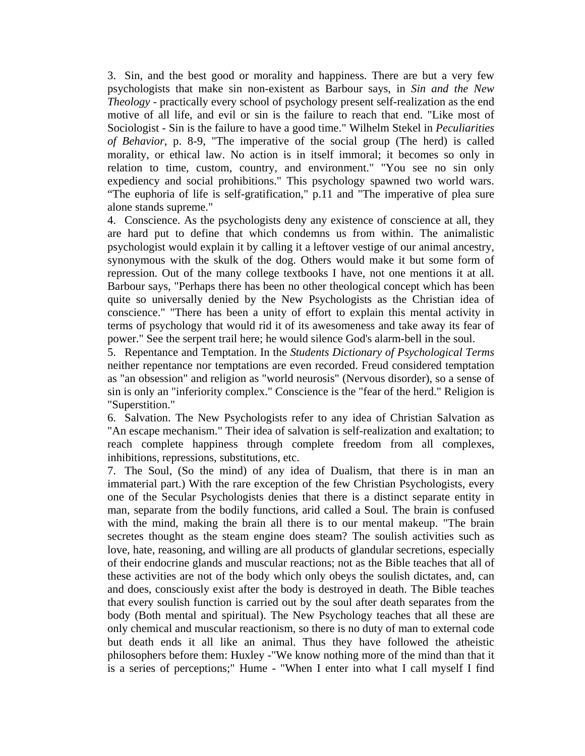3. Sin, and the best good or morality and happiness. There are but a very few psychologists that make sin non-existent as Barbour says, in *Sin and the New Theology* - practically every school of psychology present self-realization as the end motive of all life, and evil or sin is the failure to reach that end. "Like most of Sociologist - Sin is the failure to have a good time." Wilhelm Stekel in *Peculiarities of Behavior*, p. 8-9, "The imperative of the social group (The herd) is called morality, or ethical law. No action is in itself immoral; it becomes so only in relation to time, custom, country, and environment." "You see no sin only expediency and social prohibitions." This psychology spawned two world wars. "The euphoria of life is self-gratification," p.11 and "The imperative of plea sure alone stands supreme."

4. Conscience. As the psychologists deny any existence of conscience at all, they are hard put to define that which condemns us from within. The animalistic psychologist would explain it by calling it a leftover vestige of our animal ancestry, synonymous with the skulk of the dog. Others would make it but some form of repression. Out of the many college textbooks I have, not one mentions it at all. Barbour says, "Perhaps there has been no other theological concept which has been quite so universally denied by the New Psychologists as the Christian idea of conscience." "There has been a unity of effort to explain this mental activity in terms of psychology that would rid it of its awesomeness and take away its fear of power." See the serpent trail here; he would silence God's alarm-bell in the soul.

5. Repentance and Temptation. In the *Students Dictionary of Psychological Terms* neither repentance nor temptations are even recorded. Freud considered temptation as "an obsession" and religion as "world neurosis" (Nervous disorder), so a sense of sin is only an "inferiority complex." Conscience is the "fear of the herd." Religion is "Superstition."

6. Salvation. The New Psychologists refer to any idea of Christian Salvation as "An escape mechanism." Their idea of salvation is self-realization and exaltation; to reach complete happiness through complete freedom from all complexes, inhibitions, repressions, substitutions, etc.

7. The Soul, (So the mind) of any idea of Dualism, that there is in man an immaterial part.) With the rare exception of the few Christian Psychologists, every one of the Secular Psychologists denies that there is a distinct separate entity in man, separate from the bodily functions, arid called a Soul. The brain is confused with the mind, making the brain all there is to our mental makeup. "The brain secretes thought as the steam engine does steam? The soulish activities such as love, hate, reasoning, and willing are all products of glandular secretions, especially of their endocrine glands and muscular reactions; not as the Bible teaches that all of these activities are not of the body which only obeys the soulish dictates, and, can and does, consciously exist after the body is destroyed in death. The Bible teaches that every soulish function is carried out by the soul after death separates from the body (Both mental and spiritual). The New Psychology teaches that all these are only chemical and muscular reactionism, so there is no duty of man to external code but death ends it all like an animal. Thus they have followed the atheistic philosophers before them: Huxley -"We know nothing more of the mind than that it is a series of perceptions;" Hume - "When I enter into what I call myself I find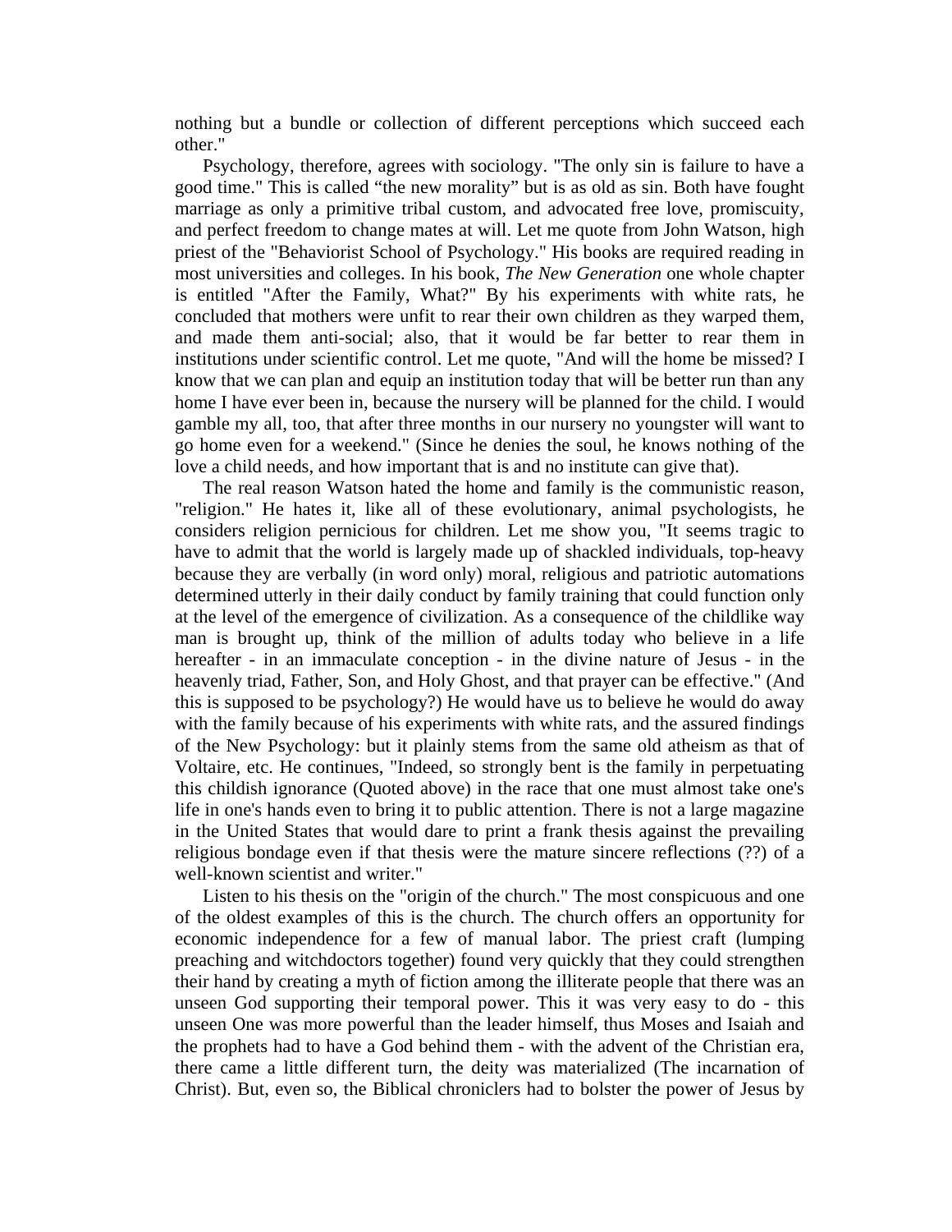nothing but a bundle or collection of different perceptions which succeed each other."

Psychology, therefore, agrees with sociology. "The only sin is failure to have a good time." This is called "the new morality" but is as old as sin. Both have fought marriage as only a primitive tribal custom, and advocated free love, promiscuity, and perfect freedom to change mates at will. Let me quote from John Watson, high priest of the "Behaviorist School of Psychology." His books are required reading in most universities and colleges. In his book, *The New Generation* one whole chapter is entitled "After the Family, What?" By his experiments with white rats, he concluded that mothers were unfit to rear their own children as they warped them, and made them anti-social; also, that it would be far better to rear them in institutions under scientific control. Let me quote, "And will the home be missed? I know that we can plan and equip an institution today that will be better run than any home I have ever been in, because the nursery will be planned for the child. I would gamble my all, too, that after three months in our nursery no youngster will want to go home even for a weekend." (Since he denies the soul, he knows nothing of the love a child needs, and how important that is and no institute can give that).

The real reason Watson hated the home and family is the communistic reason, "religion." He hates it, like all of these evolutionary, animal psychologists, he considers religion pernicious for children. Let me show you, "It seems tragic to have to admit that the world is largely made up of shackled individuals, top-heavy because they are verbally (in word only) moral, religious and patriotic automations determined utterly in their daily conduct by family training that could function only at the level of the emergence of civilization. As a consequence of the childlike way man is brought up, think of the million of adults today who believe in a life hereafter - in an immaculate conception - in the divine nature of Jesus - in the heavenly triad, Father, Son, and Holy Ghost, and that prayer can be effective." (And this is supposed to be psychology?) He would have us to believe he would do away with the family because of his experiments with white rats, and the assured findings of the New Psychology: but it plainly stems from the same old atheism as that of Voltaire, etc. He continues, "Indeed, so strongly bent is the family in perpetuating this childish ignorance (Quoted above) in the race that one must almost take one's life in one's hands even to bring it to public attention. There is not a large magazine in the United States that would dare to print a frank thesis against the prevailing religious bondage even if that thesis were the mature sincere reflections (??) of a well-known scientist and writer."

Listen to his thesis on the "origin of the church." The most conspicuous and one of the oldest examples of this is the church. The church offers an opportunity for economic independence for a few of manual labor. The priest craft (lumping preaching and witchdoctors together) found very quickly that they could strengthen their hand by creating a myth of fiction among the illiterate people that there was an unseen God supporting their temporal power. This it was very easy to do - this unseen One was more powerful than the leader himself, thus Moses and Isaiah and the prophets had to have a God behind them - with the advent of the Christian era, there came a little different turn, the deity was materialized (The incarnation of Christ). But, even so, the Biblical chroniclers had to bolster the power of Jesus by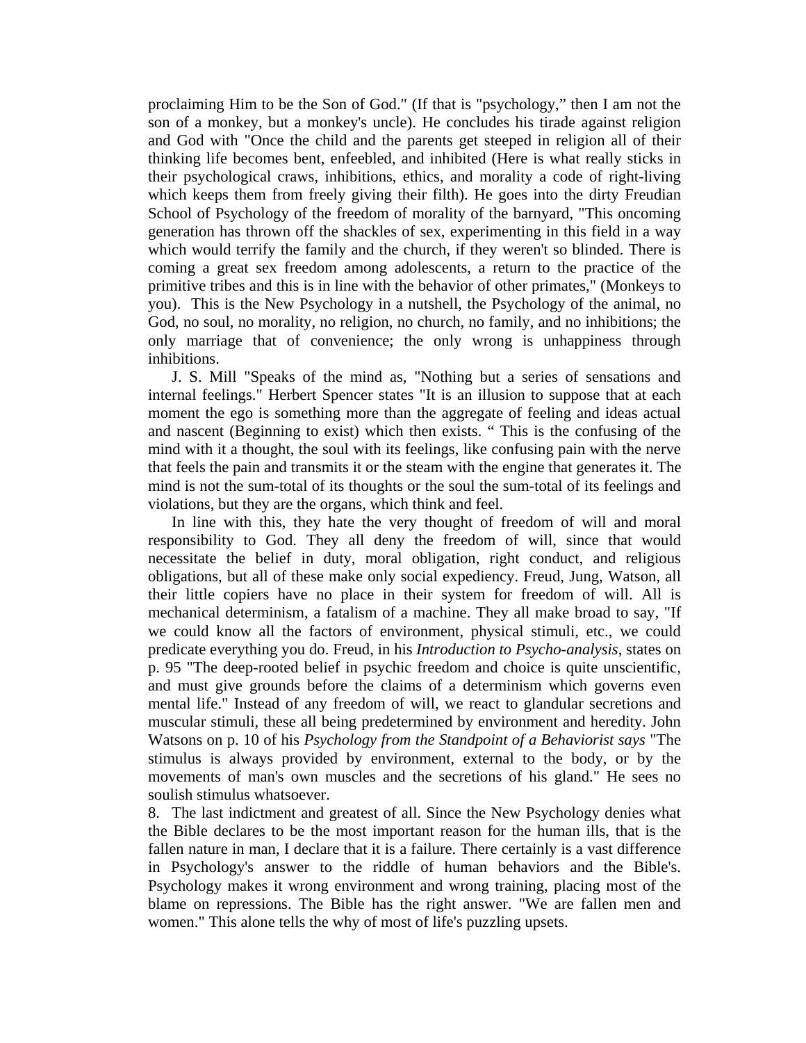proclaiming Him to be the Son of God." (If that is "psychology," then I am not the son of a monkey, but a monkey's uncle). He concludes his tirade against religion and God with "Once the child and the parents get steeped in religion all of their thinking life becomes bent, enfeebled, and inhibited (Here is what really sticks in their psychological craws, inhibitions, ethics, and morality a code of right-living which keeps them from freely giving their filth). He goes into the dirty Freudian School of Psychology of the freedom of morality of the barnyard, "This oncoming generation has thrown off the shackles of sex, experimenting in this field in a way which would terrify the family and the church, if they weren't so blinded. There is coming a great sex freedom among adolescents, a return to the practice of the primitive tribes and this is in line with the behavior of other primates," (Monkeys to you). This is the New Psychology in a nutshell, the Psychology of the animal, no God, no soul, no morality, no religion, no church, no family, and no inhibitions; the only marriage that of convenience; the only wrong is unhappiness through inhibitions.

J. S. Mill "Speaks of the mind as, "Nothing but a series of sensations and internal feelings." Herbert Spencer states "It is an illusion to suppose that at each moment the ego is something more than the aggregate of feeling and ideas actual and nascent (Beginning to exist) which then exists. " This is the confusing of the mind with it a thought, the soul with its feelings, like confusing pain with the nerve that feels the pain and transmits it or the steam with the engine that generates it. The mind is not the sum-total of its thoughts or the soul the sum-total of its feelings and violations, but they are the organs, which think and feel.

In line with this, they hate the very thought of freedom of will and moral responsibility to God. They all deny the freedom of will, since that would necessitate the belief in duty, moral obligation, right conduct, and religious obligations, but all of these make only social expediency. Freud, Jung, Watson, all their little copiers have no place in their system for freedom of will. All is mechanical determinism, a fatalism of a machine. They all make broad to say, "If we could know all the factors of environment, physical stimuli, etc., we could predicate everything you do. Freud, in his *Introduction to Psycho-analysis*, states on p. 95 "The deep-rooted belief in psychic freedom and choice is quite unscientific, and must give grounds before the claims of a determinism which governs even mental life." Instead of any freedom of will, we react to glandular secretions and muscular stimuli, these all being predetermined by environment and heredity. John Watsons on p. 10 of his *Psychology from the Standpoint of a Behaviorist says* "The stimulus is always provided by environment, external to the body, or by the movements of man's own muscles and the secretions of his gland." He sees no soulish stimulus whatsoever.

8. The last indictment and greatest of all. Since the New Psychology denies what the Bible declares to be the most important reason for the human ills, that is the fallen nature in man, I declare that it is a failure. There certainly is a vast difference in Psychology's answer to the riddle of human behaviors and the Bible's. Psychology makes it wrong environment and wrong training, placing most of the blame on repressions. The Bible has the right answer. "We are fallen men and women." This alone tells the why of most of life's puzzling upsets.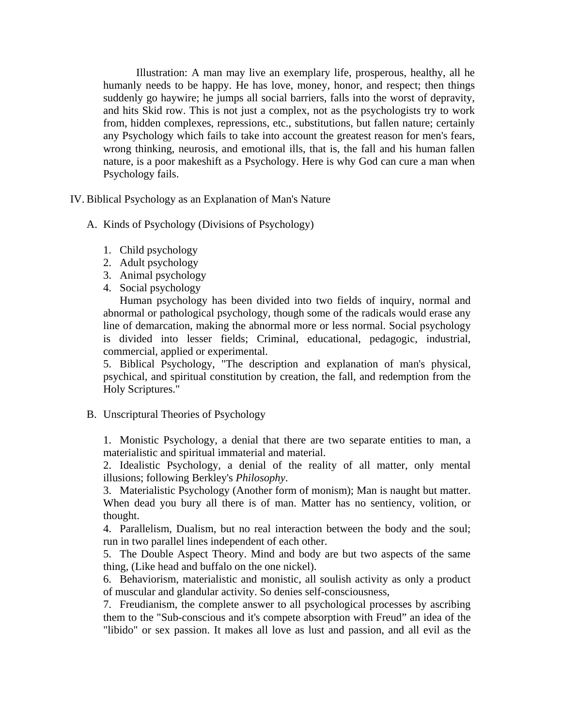Illustration: A man may live an exemplary life, prosperous, healthy, all he humanly needs to be happy. He has love, money, honor, and respect; then things suddenly go haywire; he jumps all social barriers, falls into the worst of depravity, and hits Skid row. This is not just a complex, not as the psychologists try to work from, hidden complexes, repressions, etc., substitutions, but fallen nature; certainly any Psychology which fails to take into account the greatest reason for men's fears, wrong thinking, neurosis, and emotional ills, that is, the fall and his human fallen nature, is a poor makeshift as a Psychology. Here is why God can cure a man when Psychology fails.

IV. Biblical Psychology as an Explanation of Man's Nature

A. Kinds of Psychology (Divisions of Psychology)

1. Child psychology
2. Adult psychology
3. Animal psychology
4. Social psychology

Human psychology has been divided into two fields of inquiry, normal and abnormal or pathological psychology, though some of the radicals would erase any line of demarcation, making the abnormal more or less normal. Social psychology is divided into lesser fields; Criminal, educational, pedagogic, industrial, commercial, applied or experimental.

5. Biblical Psychology, "The description and explanation of man's physical, psychical, and spiritual constitution by creation, the fall, and redemption from the Holy Scriptures."

B. Unscriptural Theories of Psychology

1. Monistic Psychology, a denial that there are two separate entities to man, a materialistic and spiritual immaterial and material.

2. Idealistic Psychology, a denial of the reality of all matter, only mental illusions; following Berkley's *Philosophy*.

3. Materialistic Psychology (Another form of monism); Man is naught but matter. When dead you bury all there is of man. Matter has no sentiency, volition, or thought.

4. Parallelism, Dualism, but no real interaction between the body and the soul; run in two parallel lines independent of each other.

5. The Double Aspect Theory. Mind and body are but two aspects of the same thing, (Like head and buffalo on the one nickel).

6. Behaviorism, materialistic and monistic, all soulish activity as only a product of muscular and glandular activity. So denies self-consciousness,

7. Freudianism, the complete answer to all psychological processes by ascribing them to the "Sub-conscious and it's compete absorption with Freud" an idea of the "libido" or sex passion. It makes all love as lust and passion, and all evil as the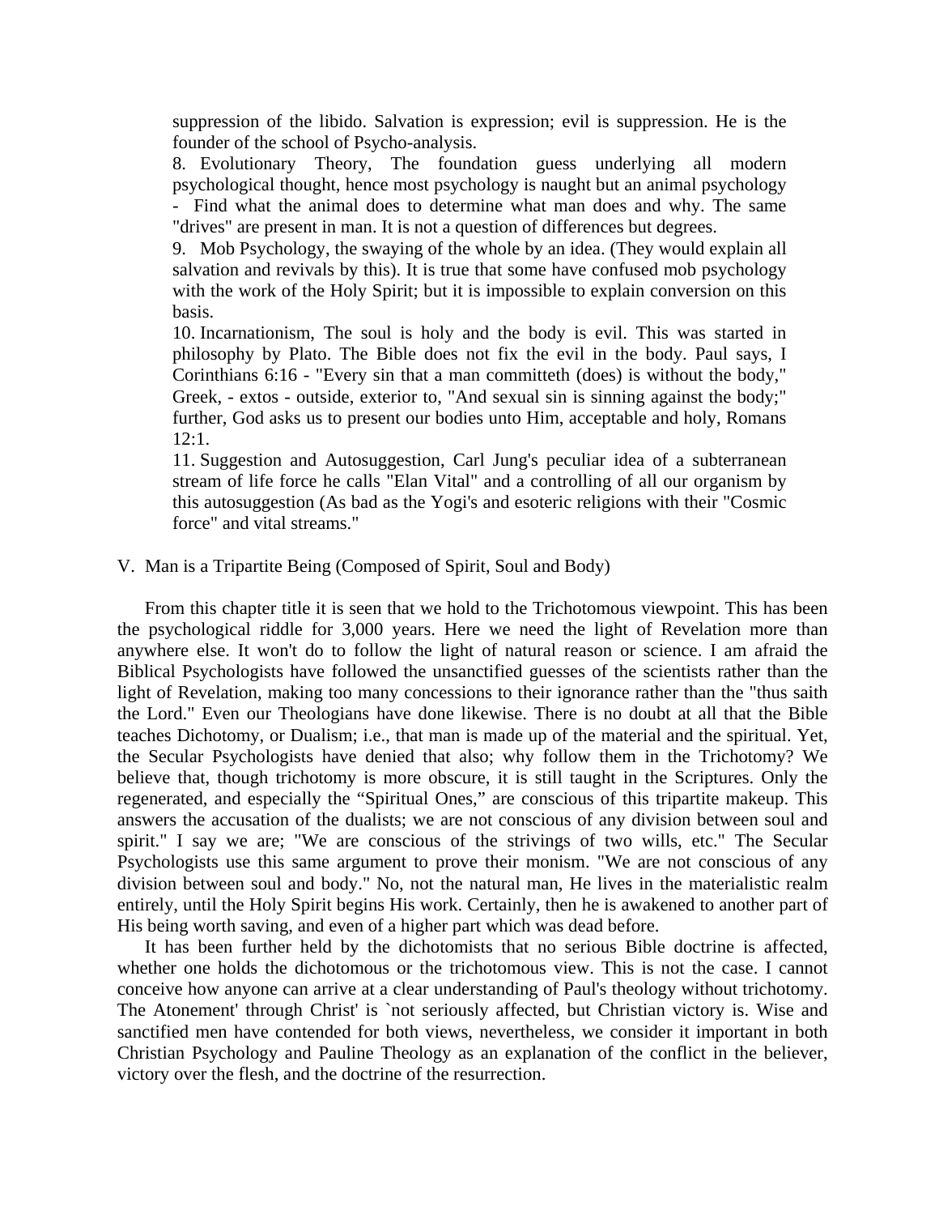suppression of the libido. Salvation is expression; evil is suppression. He is the founder of the school of Psycho-analysis.

8. Evolutionary Theory, The foundation guess underlying all modern psychological thought, hence most psychology is naught but an animal psychology - Find what the animal does to determine what man does and why. The same "drives" are present in man. It is not a question of differences but degrees.

9. Mob Psychology, the swaying of the whole by an idea. (They would explain all salvation and revivals by this). It is true that some have confused mob psychology with the work of the Holy Spirit; but it is impossible to explain conversion on this basis.

10. Incarnationism, The soul is holy and the body is evil. This was started in philosophy by Plato. The Bible does not fix the evil in the body. Paul says, I Corinthians 6:16 - "Every sin that a man committeth (does) is without the body," Greek, - extos - outside, exterior to, "And sexual sin is sinning against the body;" further, God asks us to present our bodies unto Him, acceptable and holy, Romans 12:1.

11. Suggestion and Autosuggestion, Carl Jung's peculiar idea of a subterranean stream of life force he calls "Elan Vital" and a controlling of all our organism by this autosuggestion (As bad as the Yogi's and esoteric religions with their "Cosmic force" and vital streams."

## V. Man is a Tripartite Being (Composed of Spirit, Soul and Body)

From this chapter title it is seen that we hold to the Trichotomous viewpoint. This has been the psychological riddle for 3,000 years. Here we need the light of Revelation more than anywhere else. It won't do to follow the light of natural reason or science. I am afraid the Biblical Psychologists have followed the unsanctified guesses of the scientists rather than the light of Revelation, making too many concessions to their ignorance rather than the "thus saith the Lord." Even our Theologians have done likewise. There is no doubt at all that the Bible teaches Dichotomy, or Dualism; i.e., that man is made up of the material and the spiritual. Yet, the Secular Psychologists have denied that also; why follow them in the Trichotomy? We believe that, though trichotomy is more obscure, it is still taught in the Scriptures. Only the regenerated, and especially the “Spiritual Ones,” are conscious of this tripartite makeup. This answers the accusation of the dualists; we are not conscious of any division between soul and spirit." I say we are; "We are conscious of the strivings of two wills, etc." The Secular Psychologists use this same argument to prove their monism. "We are not conscious of any division between soul and body." No, not the natural man, He lives in the materialistic realm entirely, until the Holy Spirit begins His work. Certainly, then he is awakened to another part of His being worth saving, and even of a higher part which was dead before.

It has been further held by the dichotomists that no serious Bible doctrine is affected, whether one holds the dichotomous or the trichotomous view. This is not the case. I cannot conceive how anyone can arrive at a clear understanding of Paul's theology without trichotomy. The Atonement' through Christ' is `not seriously affected, but Christian victory is. Wise and sanctified men have contended for both views, nevertheless, we consider it important in both Christian Psychology and Pauline Theology as an explanation of the conflict in the believer, victory over the flesh, and the doctrine of the resurrection.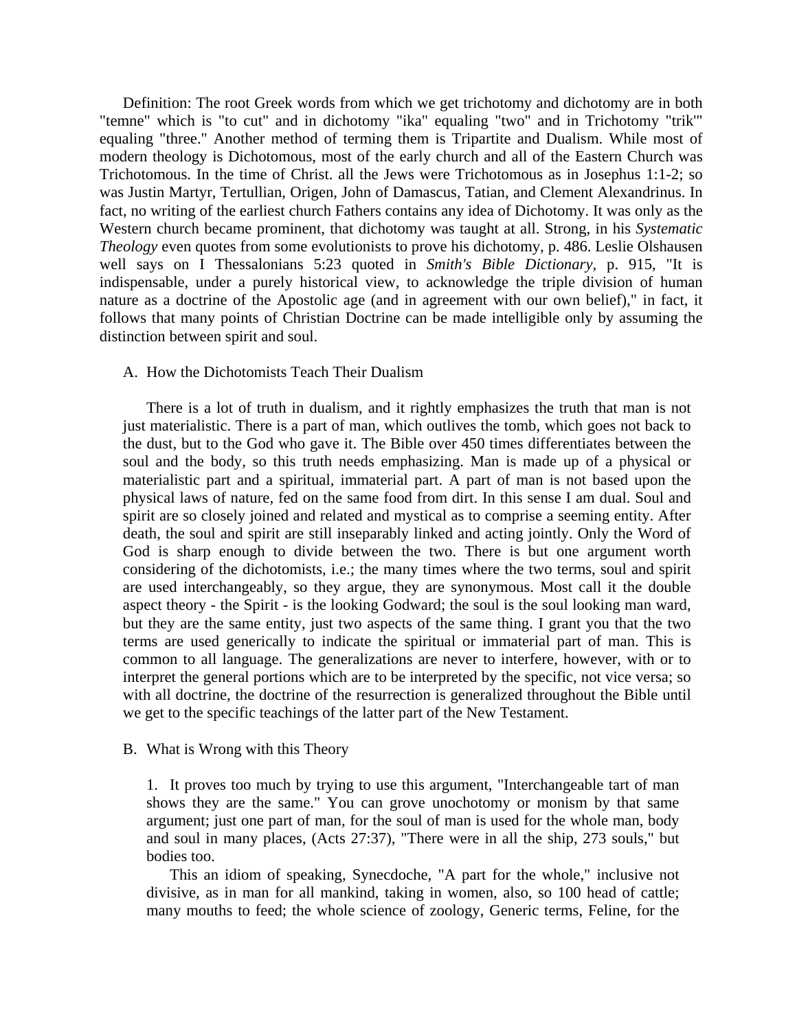Definition: The root Greek words from which we get trichotomy and dichotomy are in both "temne" which is "to cut" and in dichotomy "ika" equaling "two" and in Trichotomy "trik'" equaling "three." Another method of terming them is Tripartite and Dualism. While most of modern theology is Dichotomous, most of the early church and all of the Eastern Church was Trichotomous. In the time of Christ. all the Jews were Trichotomous as in Josephus 1:1-2; so was Justin Martyr, Tertullian, Origen, John of Damascus, Tatian, and Clement Alexandrinus. In fact, no writing of the earliest church Fathers contains any idea of Dichotomy. It was only as the Western church became prominent, that dichotomy was taught at all. Strong, in his *Systematic Theology* even quotes from some evolutionists to prove his dichotomy, p. 486. Leslie Olshausen well says on I Thessalonians 5:23 quoted in *Smith's Bible Dictionary*, p. 915, "It is indispensable, under a purely historical view, to acknowledge the triple division of human nature as a doctrine of the Apostolic age (and in agreement with our own belief)," in fact, it follows that many points of Christian Doctrine can be made intelligible only by assuming the distinction between spirit and soul.

A. How the Dichotomists Teach Their Dualism

There is a lot of truth in dualism, and it rightly emphasizes the truth that man is not just materialistic. There is a part of man, which outlives the tomb, which goes not back to the dust, but to the God who gave it. The Bible over 450 times differentiates between the soul and the body, so this truth needs emphasizing. Man is made up of a physical or materialistic part and a spiritual, immaterial part. A part of man is not based upon the physical laws of nature, fed on the same food from dirt. In this sense I am dual. Soul and spirit are so closely joined and related and mystical as to comprise a seeming entity. After death, the soul and spirit are still inseparably linked and acting jointly. Only the Word of God is sharp enough to divide between the two. There is but one argument worth considering of the dichotomists, i.e.; the many times where the two terms, soul and spirit are used interchangeably, so they argue, they are synonymous. Most call it the double aspect theory - the Spirit - is the looking Godward; the soul is the soul looking man ward, but they are the same entity, just two aspects of the same thing. I grant you that the two terms are used generically to indicate the spiritual or immaterial part of man. This is common to all language. The generalizations are never to interfere, however, with or to interpret the general portions which are to be interpreted by the specific, not vice versa; so with all doctrine, the doctrine of the resurrection is generalized throughout the Bible until we get to the specific teachings of the latter part of the New Testament.

B. What is Wrong with this Theory

1. It proves too much by trying to use this argument, "Interchangeable tart of man shows they are the same." You can grove unochotomy or monism by that same argument; just one part of man, for the soul of man is used for the whole man, body and soul in many places, (Acts 27:37), "There were in all the ship, 273 souls," but bodies too.

This an idiom of speaking, Synecdoche, "A part for the whole," inclusive not divisive, as in man for all mankind, taking in women, also, so 100 head of cattle; many mouths to feed; the whole science of zoology, Generic terms, Feline, for the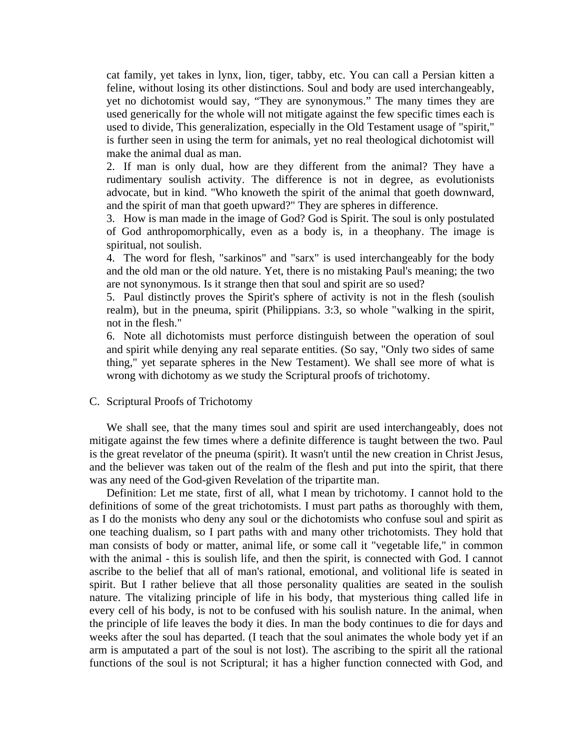cat family, yet takes in lynx, lion, tiger, tabby, etc. You can call a Persian kitten a feline, without losing its other distinctions. Soul and body are used interchangeably, yet no dichotomist would say, “They are synonymous.” The many times they are used generically for the whole will not mitigate against the few specific times each is used to divide, This generalization, especially in the Old Testament usage of "spirit," is further seen in using the term for animals, yet no real theological dichotomist will make the animal dual as man.

2. If man is only dual, how are they different from the animal? They have a rudimentary soulish activity. The difference is not in degree, as evolutionists advocate, but in kind. "Who knoweth the spirit of the animal that goeth downward, and the spirit of man that goeth upward?" They are spheres in difference.

3. How is man made in the image of God? God is Spirit. The soul is only postulated of God anthropomorphically, even as a body is, in a theophany. The image is spiritual, not soulish.

4. The word for flesh, "sarkinos" and "sarx" is used interchangeably for the body and the old man or the old nature. Yet, there is no mistaking Paul's meaning; the two are not synonymous. Is it strange then that soul and spirit are so used?

5. Paul distinctly proves the Spirit's sphere of activity is not in the flesh (soulish realm), but in the pneuma, spirit (Philippians. 3:3, so whole "walking in the spirit, not in the flesh."

6. Note all dichotomists must perforce distinguish between the operation of soul and spirit while denying any real separate entities. (So say, "Only two sides of same thing," yet separate spheres in the New Testament). We shall see more of what is wrong with dichotomy as we study the Scriptural proofs of trichotomy.

C. Scriptural Proofs of Trichotomy

We shall see, that the many times soul and spirit are used interchangeably, does not mitigate against the few times where a definite difference is taught between the two. Paul is the great revelator of the pneuma (spirit). It wasn't until the new creation in Christ Jesus, and the believer was taken out of the realm of the flesh and put into the spirit, that there was any need of the God-given Revelation of the tripartite man.

Definition: Let me state, first of all, what I mean by trichotomy. I cannot hold to the definitions of some of the great trichotomists. I must part paths as thoroughly with them, as I do the monists who deny any soul or the dichotomists who confuse soul and spirit as one teaching dualism, so I part paths with and many other trichotomists. They hold that man consists of body or matter, animal life, or some call it "vegetable life," in common with the animal - this is soulish life, and then the spirit, is connected with God. I cannot ascribe to the belief that all of man's rational, emotional, and volitional life is seated in spirit. But I rather believe that all those personality qualities are seated in the soulish nature. The vitalizing principle of life in his body, that mysterious thing called life in every cell of his body, is not to be confused with his soulish nature. In the animal, when the principle of life leaves the body it dies. In man the body continues to die for days and weeks after the soul has departed. (I teach that the soul animates the whole body yet if an arm is amputated a part of the soul is not lost). The ascribing to the spirit all the rational functions of the soul is not Scriptural; it has a higher function connected with God, and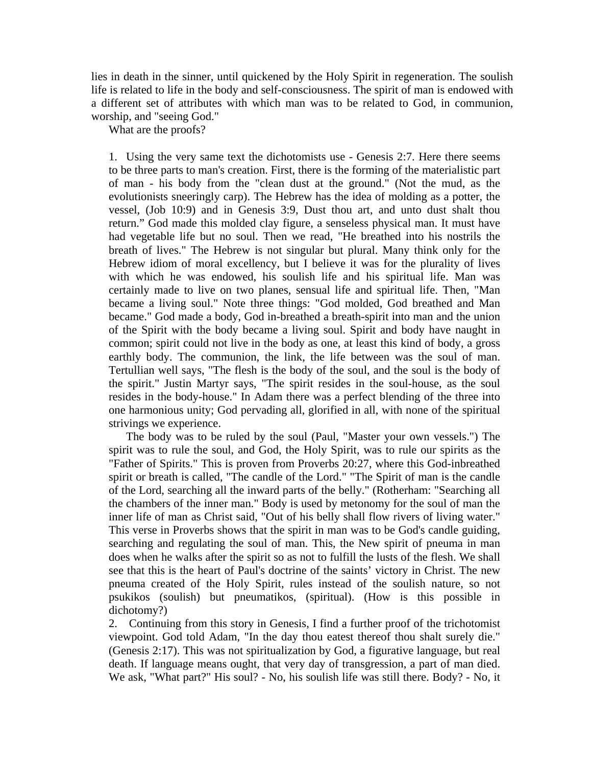lies in death in the sinner, until quickened by the Holy Spirit in regeneration. The soulish life is related to life in the body and self-consciousness. The spirit of man is endowed with a different set of attributes with which man was to be related to God, in communion, worship, and "seeing God."

What are the proofs?

1. Using the very same text the dichotomists use - Genesis 2:7. Here there seems to be three parts to man's creation. First, there is the forming of the materialistic part of man - his body from the "clean dust at the ground." (Not the mud, as the evolutionists sneeringly carp). The Hebrew has the idea of molding as a potter, the vessel, (Job 10:9) and in Genesis 3:9, Dust thou art, and unto dust shalt thou return." God made this molded clay figure, a senseless physical man. It must have had vegetable life but no soul. Then we read, "He breathed into his nostrils the breath of lives." The Hebrew is not singular but plural. Many think only for the Hebrew idiom of moral excellency, but I believe it was for the plurality of lives with which he was endowed, his soulish life and his spiritual life. Man was certainly made to live on two planes, sensual life and spiritual life. Then, "Man became a living soul." Note three things: "God molded, God breathed and Man became." God made a body, God in-breathed a breath-spirit into man and the union of the Spirit with the body became a living soul. Spirit and body have naught in common; spirit could not live in the body as one, at least this kind of body, a gross earthly body. The communion, the link, the life between was the soul of man. Tertullian well says, "The flesh is the body of the soul, and the soul is the body of the spirit." Justin Martyr says, "The spirit resides in the soul-house, as the soul resides in the body-house." In Adam there was a perfect blending of the three into one harmonious unity; God pervading all, glorified in all, with none of the spiritual strivings we experience.

   The body was to be ruled by the soul (Paul, "Master your own vessels.") The spirit was to rule the soul, and God, the Holy Spirit, was to rule our spirits as the "Father of Spirits." This is proven from Proverbs 20:27, where this God-inbreathed spirit or breath is called, "The candle of the Lord." "The Spirit of man is the candle of the Lord, searching all the inward parts of the belly." (Rotherham: "Searching all the chambers of the inner man." Body is used by metonomy for the soul of man the inner life of man as Christ said, "Out of his belly shall flow rivers of living water." This verse in Proverbs shows that the spirit in man was to be God's candle guiding, searching and regulating the soul of man. This, the New spirit of pneuma in man does when he walks after the spirit so as not to fulfill the lusts of the flesh. We shall see that this is the heart of Paul's doctrine of the saints' victory in Christ. The new pneuma created of the Holy Spirit, rules instead of the soulish nature, so not psukikos (soulish) but pneumatikos, (spiritual). (How is this possible in dichotomy?)

2. Continuing from this story in Genesis, I find a further proof of the trichotomist viewpoint. God told Adam, "In the day thou eatest thereof thou shalt surely die." (Genesis 2:17). This was not spiritualization by God, a figurative language, but real death. If language means ought, that very day of transgression, a part of man died. We ask, "What part?" His soul? - No, his soulish life was still there. Body? - No, it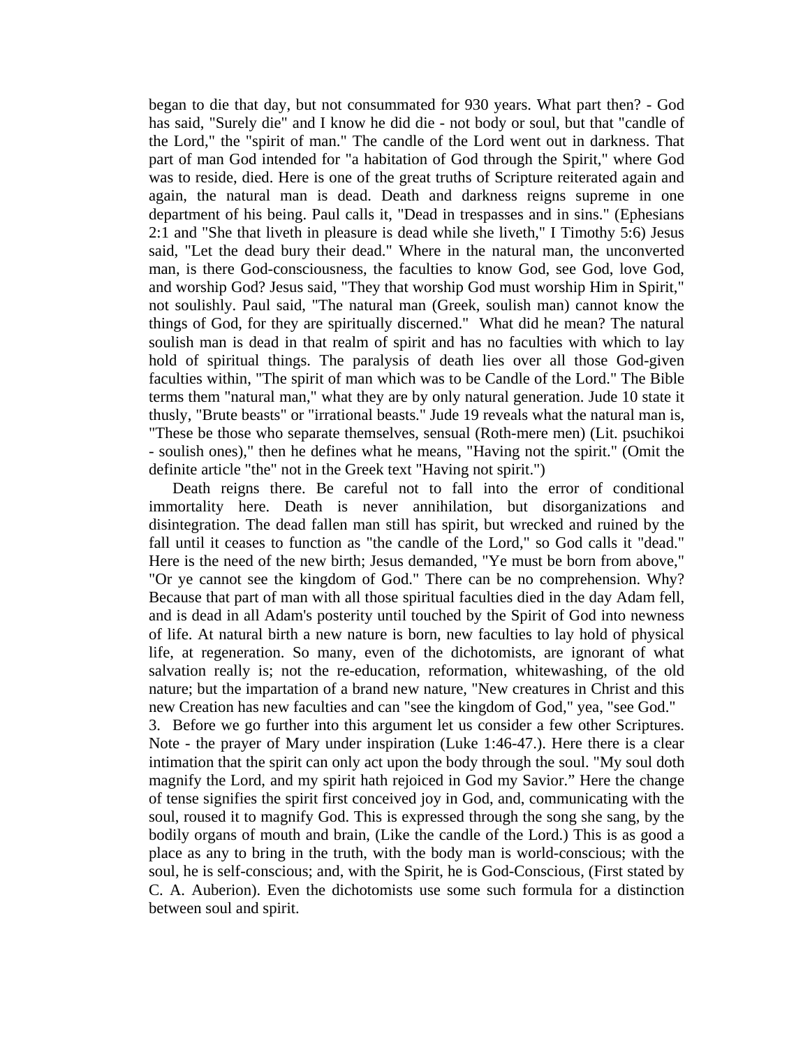began to die that day, but not consummated for 930 years. What part then? - God has said, "Surely die" and I know he did die - not body or soul, but that "candle of the Lord," the "spirit of man." The candle of the Lord went out in darkness. That part of man God intended for "a habitation of God through the Spirit," where God was to reside, died. Here is one of the great truths of Scripture reiterated again and again, the natural man is dead. Death and darkness reigns supreme in one department of his being. Paul calls it, "Dead in trespasses and in sins." (Ephesians 2:1 and "She that liveth in pleasure is dead while she liveth," I Timothy 5:6) Jesus said, "Let the dead bury their dead." Where in the natural man, the unconverted man, is there God-consciousness, the faculties to know God, see God, love God, and worship God? Jesus said, "They that worship God must worship Him in Spirit," not soulishly. Paul said, "The natural man (Greek, soulish man) cannot know the things of God, for they are spiritually discerned." What did he mean? The natural soulish man is dead in that realm of spirit and has no faculties with which to lay hold of spiritual things. The paralysis of death lies over all those God-given faculties within, "The spirit of man which was to be Candle of the Lord." The Bible terms them "natural man," what they are by only natural generation. Jude 10 state it thusly, "Brute beasts" or "irrational beasts." Jude 19 reveals what the natural man is, "These be those who separate themselves, sensual (Roth-mere men) (Lit. psuchikoi - soulish ones)," then he defines what he means, "Having not the spirit." (Omit the definite article "the" not in the Greek text "Having not spirit.")

Death reigns there. Be careful not to fall into the error of conditional immortality here. Death is never annihilation, but disorganizations and disintegration. The dead fallen man still has spirit, but wrecked and ruined by the fall until it ceases to function as "the candle of the Lord," so God calls it "dead." Here is the need of the new birth; Jesus demanded, "Ye must be born from above," "Or ye cannot see the kingdom of God." There can be no comprehension. Why? Because that part of man with all those spiritual faculties died in the day Adam fell, and is dead in all Adam's posterity until touched by the Spirit of God into newness of life. At natural birth a new nature is born, new faculties to lay hold of physical life, at regeneration. So many, even of the dichotomists, are ignorant of what salvation really is; not the re-education, reformation, whitewashing, of the old nature; but the impartation of a brand new nature, "New creatures in Christ and this new Creation has new faculties and can "see the kingdom of God," yea, "see God."

3. Before we go further into this argument let us consider a few other Scriptures. Note - the prayer of Mary under inspiration (Luke 1:46-47.). Here there is a clear intimation that the spirit can only act upon the body through the soul. "My soul doth magnify the Lord, and my spirit hath rejoiced in God my Savior." Here the change of tense signifies the spirit first conceived joy in God, and, communicating with the soul, roused it to magnify God. This is expressed through the song she sang, by the bodily organs of mouth and brain, (Like the candle of the Lord.) This is as good a place as any to bring in the truth, with the body man is world-conscious; with the soul, he is self-conscious; and, with the Spirit, he is God-Conscious, (First stated by C. A. Auberion). Even the dichotomists use some such formula for a distinction between soul and spirit.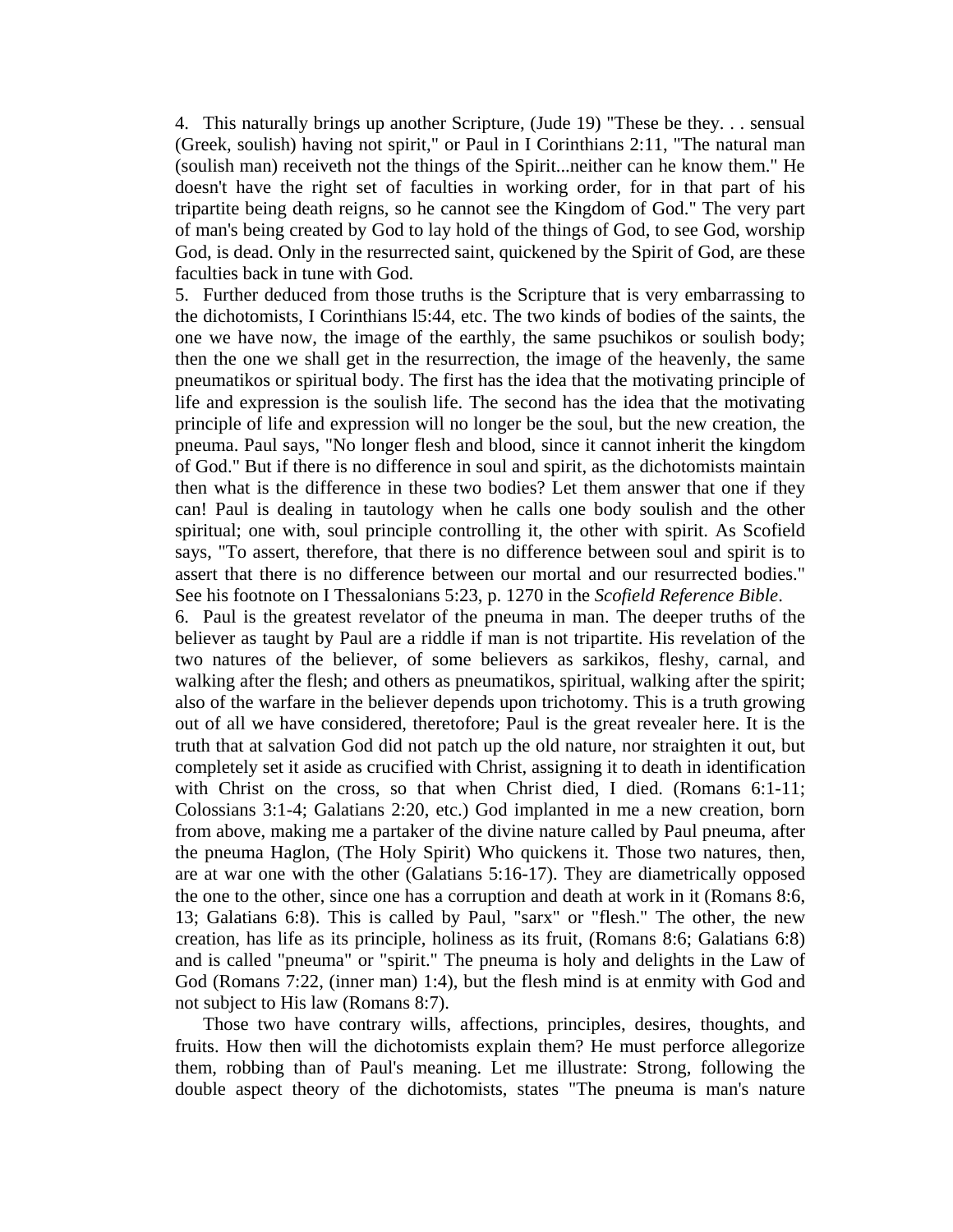4. This naturally brings up another Scripture, (Jude 19) "These be they. . . sensual (Greek, soulish) having not spirit," or Paul in I Corinthians 2:11, "The natural man (soulish man) receiveth not the things of the Spirit...neither can he know them." He doesn't have the right set of faculties in working order, for in that part of his tripartite being death reigns, so he cannot see the Kingdom of God." The very part of man's being created by God to lay hold of the things of God, to see God, worship God, is dead. Only in the resurrected saint, quickened by the Spirit of God, are these faculties back in tune with God.

5. Further deduced from those truths is the Scripture that is very embarrassing to the dichotomists, I Corinthians l5:44, etc. The two kinds of bodies of the saints, the one we have now, the image of the earthly, the same psuchikos or soulish body; then the one we shall get in the resurrection, the image of the heavenly, the same pneumatikos or spiritual body. The first has the idea that the motivating principle of life and expression is the soulish life. The second has the idea that the motivating principle of life and expression will no longer be the soul, but the new creation, the pneuma. Paul says, "No longer flesh and blood, since it cannot inherit the kingdom of God." But if there is no difference in soul and spirit, as the dichotomists maintain then what is the difference in these two bodies? Let them answer that one if they can! Paul is dealing in tautology when he calls one body soulish and the other spiritual; one with, soul principle controlling it, the other with spirit. As Scofield says, "To assert, therefore, that there is no difference between soul and spirit is to assert that there is no difference between our mortal and our resurrected bodies." See his footnote on I Thessalonians 5:23, p. 1270 in the *Scofield Reference Bible*.

6. Paul is the greatest revelator of the pneuma in man. The deeper truths of the believer as taught by Paul are a riddle if man is not tripartite. His revelation of the two natures of the believer, of some believers as sarkikos, fleshy, carnal, and walking after the flesh; and others as pneumatikos, spiritual, walking after the spirit; also of the warfare in the believer depends upon trichotomy. This is a truth growing out of all we have considered, theretofore; Paul is the great revealer here. It is the truth that at salvation God did not patch up the old nature, nor straighten it out, but completely set it aside as crucified with Christ, assigning it to death in identification with Christ on the cross, so that when Christ died, I died. (Romans 6:1-11; Colossians 3:1-4; Galatians 2:20, etc.) God implanted in me a new creation, born from above, making me a partaker of the divine nature called by Paul pneuma, after the pneuma Haglon, (The Holy Spirit) Who quickens it. Those two natures, then, are at war one with the other (Galatians 5:16-17). They are diametrically opposed the one to the other, since one has a corruption and death at work in it (Romans 8:6, 13; Galatians 6:8). This is called by Paul, "sarx" or "flesh." The other, the new creation, has life as its principle, holiness as its fruit, (Romans 8:6; Galatians 6:8) and is called "pneuma" or "spirit." The pneuma is holy and delights in the Law of God (Romans 7:22, (inner man) 1:4), but the flesh mind is at enmity with God and not subject to His law (Romans 8:7).

Those two have contrary wills, affections, principles, desires, thoughts, and fruits. How then will the dichotomists explain them? He must perforce allegorize them, robbing than of Paul's meaning. Let me illustrate: Strong, following the double aspect theory of the dichotomists, states "The pneuma is man's nature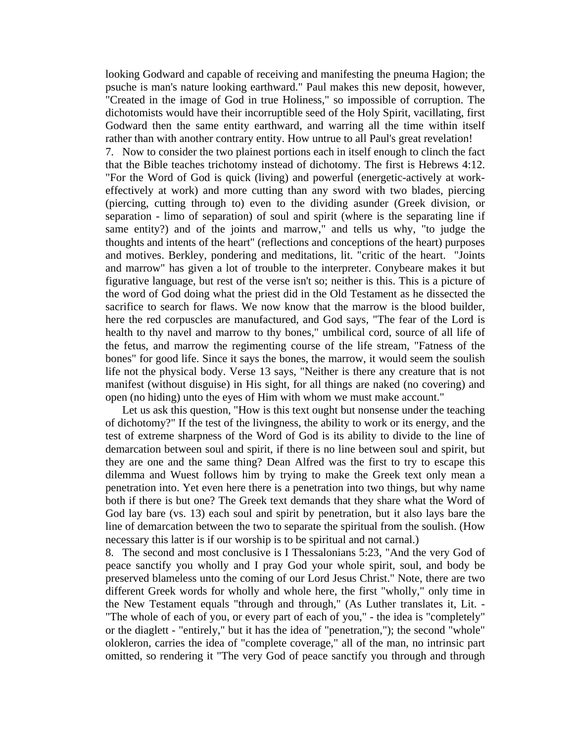looking Godward and capable of receiving and manifesting the pneuma Hagion; the psuche is man's nature looking earthward." Paul makes this new deposit, however, "Created in the image of God in true Holiness," so impossible of corruption. The dichotomists would have their incorruptible seed of the Holy Spirit, vacillating, first Godward then the same entity earthward, and warring all the time within itself rather than with another contrary entity. How untrue to all Paul's great revelation!

7. Now to consider the two plainest portions each in itself enough to clinch the fact that the Bible teaches trichotomy instead of dichotomy. The first is Hebrews 4:12. "For the Word of God is quick (living) and powerful (energetic-actively at work-effectively at work) and more cutting than any sword with two blades, piercing (piercing, cutting through to) even to the dividing asunder (Greek division, or separation - limo of separation) of soul and spirit (where is the separating line if same entity?) and of the joints and marrow," and tells us why, "to judge the thoughts and intents of the heart" (reflections and conceptions of the heart) purposes and motives. Berkley, pondering and meditations, lit. "critic of the heart. "Joints and marrow" has given a lot of trouble to the interpreter. Conybeare makes it but figurative language, but rest of the verse isn't so; neither is this. This is a picture of the word of God doing what the priest did in the Old Testament as he dissected the sacrifice to search for flaws. We now know that the marrow is the blood builder, here the red corpuscles are manufactured, and God says, "The fear of the Lord is health to thy navel and marrow to thy bones," umbilical cord, source of all life of the fetus, and marrow the regimenting course of the life stream, "Fatness of the bones" for good life. Since it says the bones, the marrow, it would seem the soulish life not the physical body. Verse 13 says, "Neither is there any creature that is not manifest (without disguise) in His sight, for all things are naked (no covering) and open (no hiding) unto the eyes of Him with whom we must make account."

Let us ask this question, "How is this text ought but nonsense under the teaching of dichotomy?" If the test of the livingness, the ability to work or its energy, and the test of extreme sharpness of the Word of God is its ability to divide to the line of demarcation between soul and spirit, if there is no line between soul and spirit, but they are one and the same thing? Dean Alfred was the first to try to escape this dilemma and Wuest follows him by trying to make the Greek text only mean a penetration into. Yet even here there is a penetration into two things, but why name both if there is but one? The Greek text demands that they share what the Word of God lay bare (vs. 13) each soul and spirit by penetration, but it also lays bare the line of demarcation between the two to separate the spiritual from the soulish. (How necessary this latter is if our worship is to be spiritual and not carnal.)

8. The second and most conclusive is I Thessalonians 5:23, "And the very God of peace sanctify you wholly and I pray God your whole spirit, soul, and body be preserved blameless unto the coming of our Lord Jesus Christ." Note, there are two different Greek words for wholly and whole here, the first "wholly," only time in the New Testament equals "through and through," (As Luther translates it, Lit. - "The whole of each of you, or every part of each of you," - the idea is "completely" or the diaglett - "entirely," but it has the idea of "penetration,"); the second "whole" olokleron, carries the idea of "complete coverage," all of the man, no intrinsic part omitted, so rendering it "The very God of peace sanctify you through and through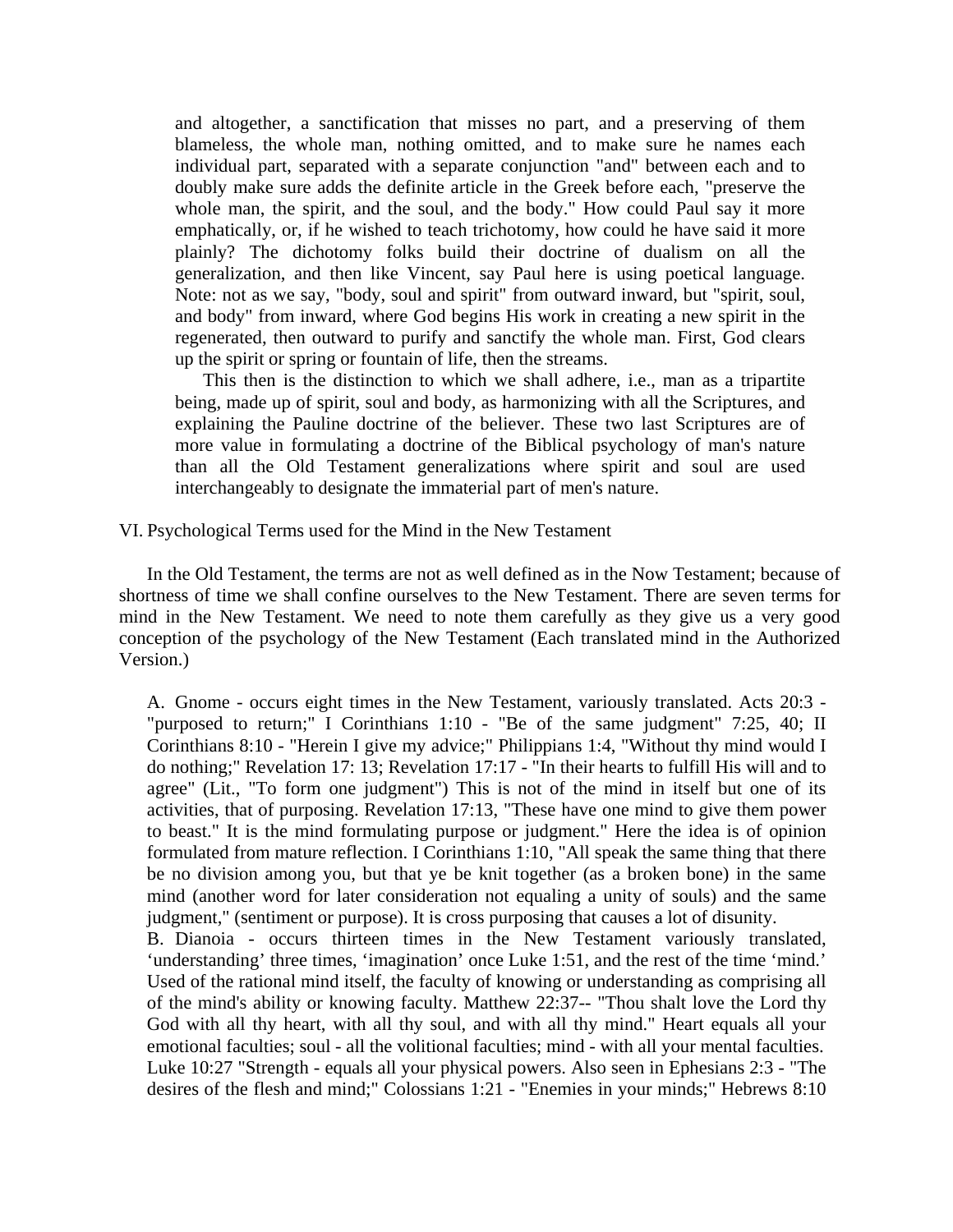and altogether, a sanctification that misses no part, and a preserving of them blameless, the whole man, nothing omitted, and to make sure he names each individual part, separated with a separate conjunction "and" between each and to doubly make sure adds the definite article in the Greek before each, "preserve the whole man, the spirit, and the soul, and the body." How could Paul say it more emphatically, or, if he wished to teach trichotomy, how could he have said it more plainly? The dichotomy folks build their doctrine of dualism on all the generalization, and then like Vincent, say Paul here is using poetical language. Note: not as we say, "body, soul and spirit" from outward inward, but "spirit, soul, and body" from inward, where God begins His work in creating a new spirit in the regenerated, then outward to purify and sanctify the whole man. First, God clears up the spirit or spring or fountain of life, then the streams.

This then is the distinction to which we shall adhere, i.e., man as a tripartite being, made up of spirit, soul and body, as harmonizing with all the Scriptures, and explaining the Pauline doctrine of the believer. These two last Scriptures are of more value in formulating a doctrine of the Biblical psychology of man's nature than all the Old Testament generalizations where spirit and soul are used interchangeably to designate the immaterial part of men's nature.

## VI. Psychological Terms used for the Mind in the New Testament

In the Old Testament, the terms are not as well defined as in the Now Testament; because of shortness of time we shall confine ourselves to the New Testament. There are seven terms for mind in the New Testament. We need to note them carefully as they give us a very good conception of the psychology of the New Testament (Each translated mind in the Authorized Version.)

A. Gnome - occurs eight times in the New Testament, variously translated. Acts 20:3 - "purposed to return;" I Corinthians 1:10 - "Be of the same judgment" 7:25, 40; II Corinthians 8:10 - "Herein I give my advice;" Philippians 1:4, "Without thy mind would I do nothing;" Revelation 17: 13; Revelation 17:17 - "In their hearts to fulfill His will and to agree" (Lit., "To form one judgment") This is not of the mind in itself but one of its activities, that of purposing. Revelation 17:13, "These have one mind to give them power to beast." It is the mind formulating purpose or judgment." Here the idea is of opinion formulated from mature reflection. I Corinthians 1:10, "All speak the same thing that there be no division among you, but that ye be knit together (as a broken bone) in the same mind (another word for later consideration not equaling a unity of souls) and the same judgment," (sentiment or purpose). It is cross purposing that causes a lot of disunity.

B. Dianoia - occurs thirteen times in the New Testament variously translated, 'understanding' three times, 'imagination' once Luke 1:51, and the rest of the time 'mind.' Used of the rational mind itself, the faculty of knowing or understanding as comprising all of the mind's ability or knowing faculty. Matthew 22:37-- "Thou shalt love the Lord thy God with all thy heart, with all thy soul, and with all thy mind." Heart equals all your emotional faculties; soul - all the volitional faculties; mind - with all your mental faculties. Luke 10:27 "Strength - equals all your physical powers. Also seen in Ephesians 2:3 - "The desires of the flesh and mind;" Colossians 1:21 - "Enemies in your minds;" Hebrews 8:10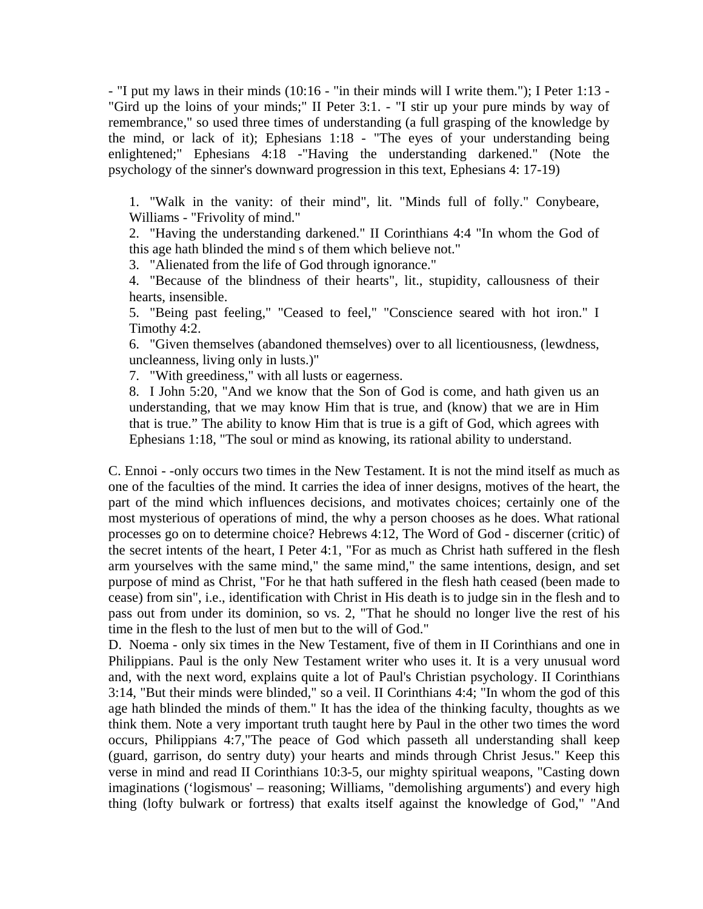- "I put my laws in their minds (10:16 - "in their minds will I write them."); I Peter 1:13 - "Gird up the loins of your minds;" II Peter 3:1. - "I stir up your pure minds by way of remembrance," so used three times of understanding (a full grasping of the knowledge by the mind, or lack of it); Ephesians 1:18 - "The eyes of your understanding being enlightened;" Ephesians 4:18 -"Having the understanding darkened." (Note the psychology of the sinner's downward progression in this text, Ephesians 4: 17-19)

1. "Walk in the vanity: of their mind", lit. "Minds full of folly." Conybeare, Williams - "Frivolity of mind."
2. "Having the understanding darkened." II Corinthians 4:4 "In whom the God of this age hath blinded the mind s of them which believe not."
3. "Alienated from the life of God through ignorance."
4. "Because of the blindness of their hearts", lit., stupidity, callousness of their hearts, insensible.
5. "Being past feeling," "Ceased to feel," "Conscience seared with hot iron." I Timothy 4:2.
6. "Given themselves (abandoned themselves) over to all licentiousness, (lewdness, uncleanness, living only in lusts.)"
7. "With greediness," with all lusts or eagerness.
8. I John 5:20, "And we know that the Son of God is come, and hath given us an understanding, that we may know Him that is true, and (know) that we are in Him that is true." The ability to know Him that is true is a gift of God, which agrees with Ephesians 1:18, "The soul or mind as knowing, its rational ability to understand.

C. Ennoi - -only occurs two times in the New Testament. It is not the mind itself as much as one of the faculties of the mind. It carries the idea of inner designs, motives of the heart, the part of the mind which influences decisions, and motivates choices; certainly one of the most mysterious of operations of mind, the why a person chooses as he does. What rational processes go on to determine choice? Hebrews 4:12, The Word of God - discerner (critic) of the secret intents of the heart, I Peter 4:1, "For as much as Christ hath suffered in the flesh arm yourselves with the same mind," the same mind," the same intentions, design, and set purpose of mind as Christ, "For he that hath suffered in the flesh hath ceased (been made to cease) from sin", i.e., identification with Christ in His death is to judge sin in the flesh and to pass out from under its dominion, so vs. 2, "That he should no longer live the rest of his time in the flesh to the lust of men but to the will of God."

D. Noema - only six times in the New Testament, five of them in II Corinthians and one in Philippians. Paul is the only New Testament writer who uses it. It is a very unusual word and, with the next word, explains quite a lot of Paul's Christian psychology. II Corinthians 3:14, "But their minds were blinded," so a veil. II Corinthians 4:4; "In whom the god of this age hath blinded the minds of them." It has the idea of the thinking faculty, thoughts as we think them. Note a very important truth taught here by Paul in the other two times the word occurs, Philippians 4:7,"The peace of God which passeth all understanding shall keep (guard, garrison, do sentry duty) your hearts and minds through Christ Jesus." Keep this verse in mind and read II Corinthians 10:3-5, our mighty spiritual weapons, "Casting down imaginations ('logismous' – reasoning; Williams, "demolishing arguments') and every high thing (lofty bulwark or fortress) that exalts itself against the knowledge of God," "And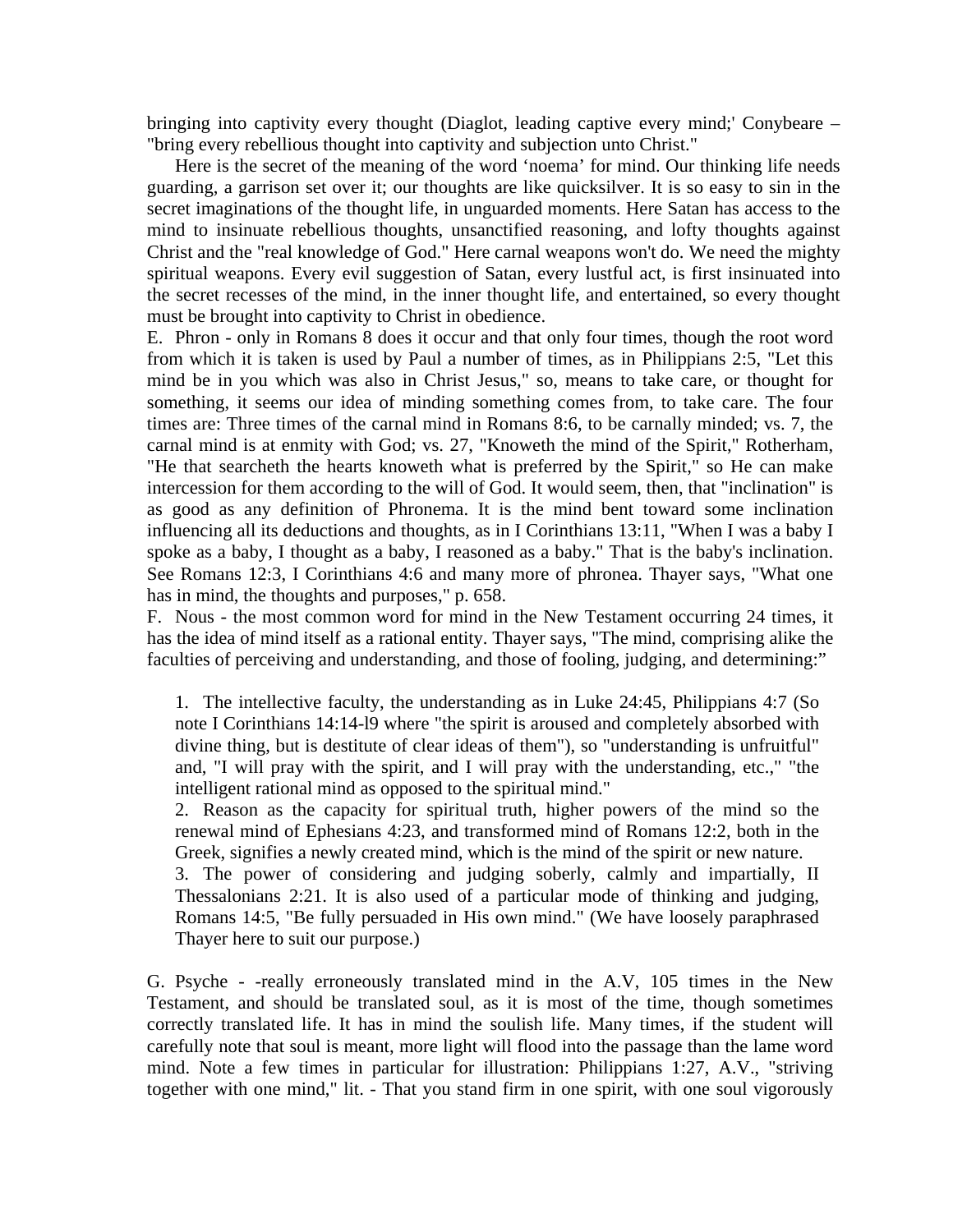bringing into captivity every thought (Diaglot, leading captive every mind;' Conybeare – "bring every rebellious thought into captivity and subjection unto Christ."

Here is the secret of the meaning of the word 'noema' for mind. Our thinking life needs guarding, a garrison set over it; our thoughts are like quicksilver. It is so easy to sin in the secret imaginations of the thought life, in unguarded moments. Here Satan has access to the mind to insinuate rebellious thoughts, unsanctified reasoning, and lofty thoughts against Christ and the "real knowledge of God." Here carnal weapons won't do. We need the mighty spiritual weapons. Every evil suggestion of Satan, every lustful act, is first insinuated into the secret recesses of the mind, in the inner thought life, and entertained, so every thought must be brought into captivity to Christ in obedience.

E. Phron - only in Romans 8 does it occur and that only four times, though the root word from which it is taken is used by Paul a number of times, as in Philippians 2:5, "Let this mind be in you which was also in Christ Jesus," so, means to take care, or thought for something, it seems our idea of minding something comes from, to take care. The four times are: Three times of the carnal mind in Romans 8:6, to be carnally minded; vs. 7, the carnal mind is at enmity with God; vs. 27, "Knoweth the mind of the Spirit," Rotherham, "He that searcheth the hearts knoweth what is preferred by the Spirit," so He can make intercession for them according to the will of God. It would seem, then, that "inclination" is as good as any definition of Phronema. It is the mind bent toward some inclination influencing all its deductions and thoughts, as in I Corinthians 13:11, "When I was a baby I spoke as a baby, I thought as a baby, I reasoned as a baby." That is the baby's inclination. See Romans 12:3, I Corinthians 4:6 and many more of phronea. Thayer says, "What one has in mind, the thoughts and purposes," p. 658.

F. Nous - the most common word for mind in the New Testament occurring 24 times, it has the idea of mind itself as a rational entity. Thayer says, "The mind, comprising alike the faculties of perceiving and understanding, and those of fooling, judging, and determining:"

1. The intellective faculty, the understanding as in Luke 24:45, Philippians 4:7 (So note I Corinthians 14:14-l9 where "the spirit is aroused and completely absorbed with divine thing, but is destitute of clear ideas of them"), so "understanding is unfruitful" and, "I will pray with the spirit, and I will pray with the understanding, etc.," "the intelligent rational mind as opposed to the spiritual mind."
2. Reason as the capacity for spiritual truth, higher powers of the mind so the renewal mind of Ephesians 4:23, and transformed mind of Romans 12:2, both in the Greek, signifies a newly created mind, which is the mind of the spirit or new nature.
3. The power of considering and judging soberly, calmly and impartially, II Thessalonians 2:21. It is also used of a particular mode of thinking and judging, Romans 14:5, "Be fully persuaded in His own mind." (We have loosely paraphrased Thayer here to suit our purpose.)

G. Psyche - -really erroneously translated mind in the A.V, 105 times in the New Testament, and should be translated soul, as it is most of the time, though sometimes correctly translated life. It has in mind the soulish life. Many times, if the student will carefully note that soul is meant, more light will flood into the passage than the lame word mind. Note a few times in particular for illustration: Philippians 1:27, A.V., "striving together with one mind," lit. - That you stand firm in one spirit, with one soul vigorously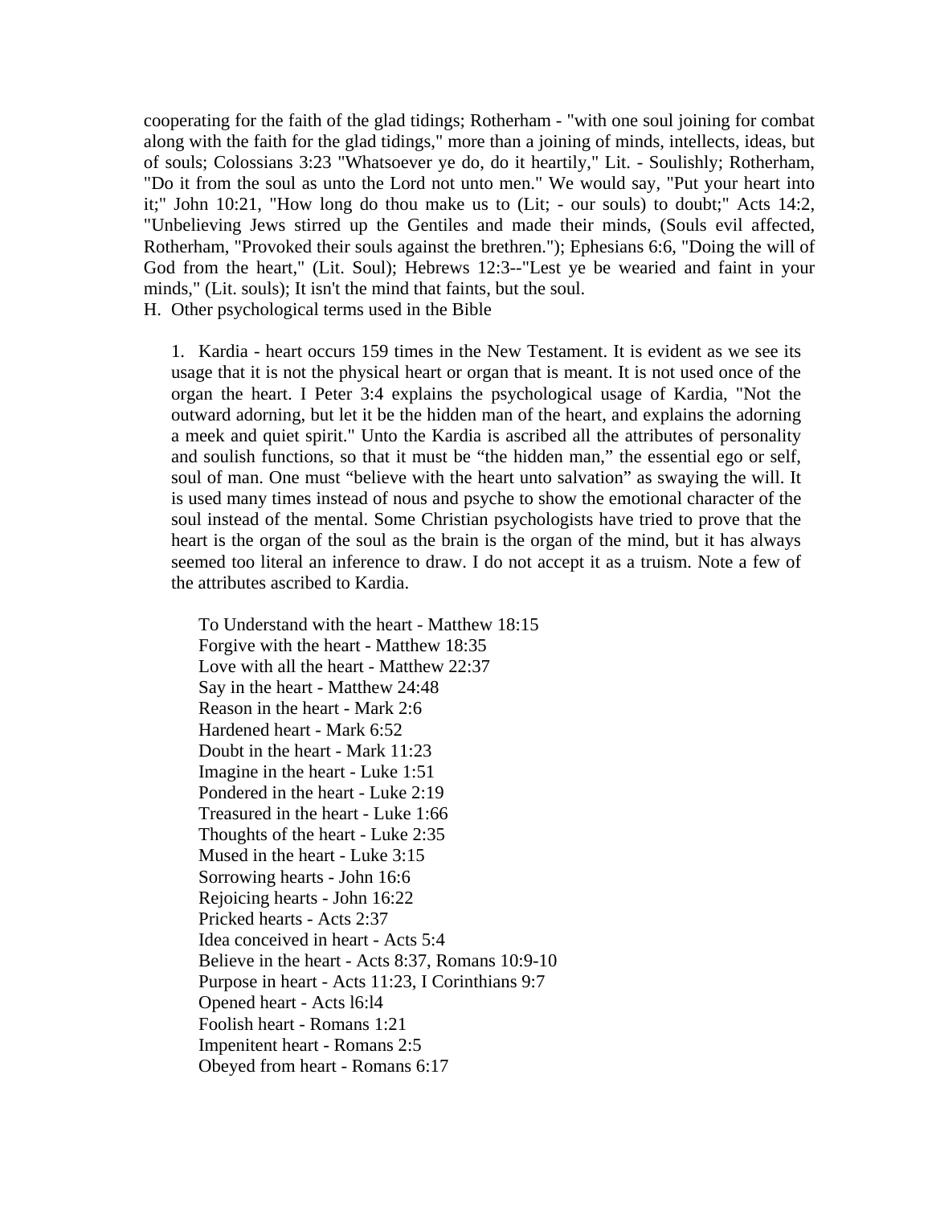cooperating for the faith of the glad tidings; Rotherham - "with one soul joining for combat along with the faith for the glad tidings," more than a joining of minds, intellects, ideas, but of souls; Colossians 3:23 "Whatsoever ye do, do it heartily," Lit. - Soulishly; Rotherham, "Do it from the soul as unto the Lord not unto men." We would say, "Put your heart into it;" John 10:21, "How long do thou make us to (Lit; - our souls) to doubt;" Acts 14:2, "Unbelieving Jews stirred up the Gentiles and made their minds, (Souls evil affected, Rotherham, "Provoked their souls against the brethren."); Ephesians 6:6, "Doing the will of God from the heart," (Lit. Soul); Hebrews 12:3--"Lest ye be wearied and faint in your minds," (Lit. souls); It isn't the mind that faints, but the soul.

H. Other psychological terms used in the Bible

1. Kardia - heart occurs 159 times in the New Testament. It is evident as we see its usage that it is not the physical heart or organ that is meant. It is not used once of the organ the heart. I Peter 3:4 explains the psychological usage of Kardia, "Not the outward adorning, but let it be the hidden man of the heart, and explains the adorning a meek and quiet spirit." Unto the Kardia is ascribed all the attributes of personality and soulish functions, so that it must be "the hidden man," the essential ego or self, soul of man. One must "believe with the heart unto salvation" as swaying the will. It is used many times instead of nous and psyche to show the emotional character of the soul instead of the mental. Some Christian psychologists have tried to prove that the heart is the organ of the soul as the brain is the organ of the mind, but it has always seemed too literal an inference to draw. I do not accept it as a truism. Note a few of the attributes ascribed to Kardia.

To Understand with the heart - Matthew 18:15
Forgive with the heart - Matthew 18:35
Love with all the heart - Matthew 22:37
Say in the heart - Matthew 24:48
Reason in the heart - Mark 2:6
Hardened heart - Mark 6:52
Doubt in the heart - Mark 11:23
Imagine in the heart - Luke 1:51
Pondered in the heart - Luke 2:19
Treasured in the heart - Luke 1:66
Thoughts of the heart - Luke 2:35
Mused in the heart - Luke 3:15
Sorrowing hearts - John 16:6
Rejoicing hearts - John 16:22
Pricked hearts - Acts 2:37
Idea conceived in heart - Acts 5:4
Believe in the heart - Acts 8:37, Romans 10:9-10
Purpose in heart - Acts 11:23, I Corinthians 9:7
Opened heart - Acts l6:l4
Foolish heart - Romans 1:21
Impenitent heart - Romans 2:5
Obeyed from heart - Romans 6:17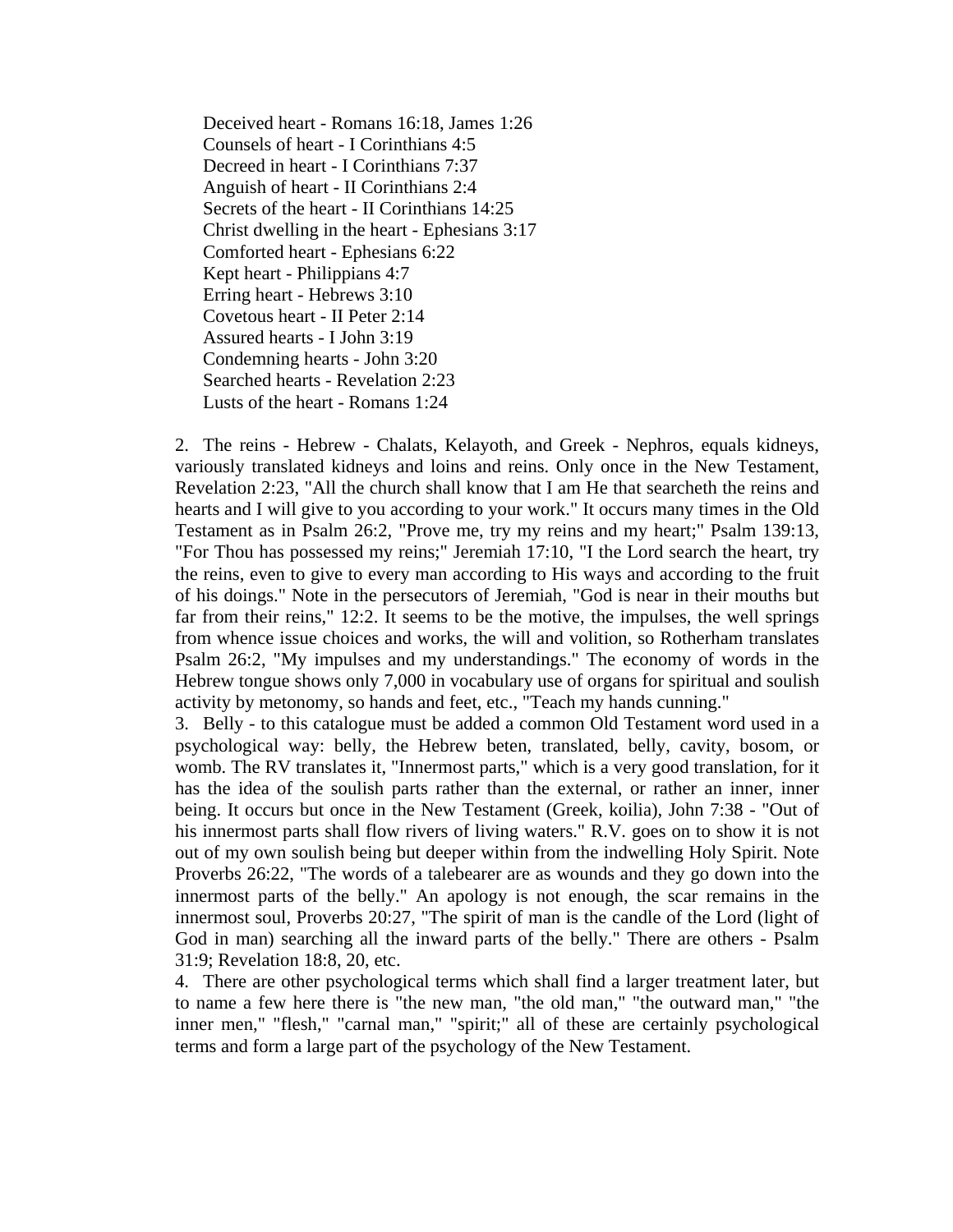Deceived heart - Romans 16:18, James 1:26
Counsels of heart - I Corinthians 4:5
Decreed in heart - I Corinthians 7:37
Anguish of heart - II Corinthians 2:4
Secrets of the heart - II Corinthians 14:25
Christ dwelling in the heart - Ephesians 3:17
Comforted heart - Ephesians 6:22
Kept heart - Philippians 4:7
Erring heart - Hebrews 3:10
Covetous heart - II Peter 2:14
Assured hearts - I John 3:19
Condemning hearts - John 3:20
Searched hearts - Revelation 2:23
Lusts of the heart - Romans 1:24

2. The reins - Hebrew - Chalats, Kelayoth, and Greek - Nephros, equals kidneys, variously translated kidneys and loins and reins. Only once in the New Testament, Revelation 2:23, "All the church shall know that I am He that searcheth the reins and hearts and I will give to you according to your work." It occurs many times in the Old Testament as in Psalm 26:2, "Prove me, try my reins and my heart;" Psalm 139:13, "For Thou has possessed my reins;" Jeremiah 17:10, "I the Lord search the heart, try the reins, even to give to every man according to His ways and according to the fruit of his doings." Note in the persecutors of Jeremiah, "God is near in their mouths but far from their reins," 12:2. It seems to be the motive, the impulses, the well springs from whence issue choices and works, the will and volition, so Rotherham translates Psalm 26:2, "My impulses and my understandings." The economy of words in the Hebrew tongue shows only 7,000 in vocabulary use of organs for spiritual and soulish activity by metonomy, so hands and feet, etc., "Teach my hands cunning."

3. Belly - to this catalogue must be added a common Old Testament word used in a psychological way: belly, the Hebrew beten, translated, belly, cavity, bosom, or womb. The RV translates it, "Innermost parts," which is a very good translation, for it has the idea of the soulish parts rather than the external, or rather an inner, inner being. It occurs but once in the New Testament (Greek, koilia), John 7:38 - "Out of his innermost parts shall flow rivers of living waters." R.V. goes on to show it is not out of my own soulish being but deeper within from the indwelling Holy Spirit. Note Proverbs 26:22, "The words of a talebearer are as wounds and they go down into the innermost parts of the belly." An apology is not enough, the scar remains in the innermost soul, Proverbs 20:27, "The spirit of man is the candle of the Lord (light of God in man) searching all the inward parts of the belly." There are others - Psalm 31:9; Revelation 18:8, 20, etc.

4. There are other psychological terms which shall find a larger treatment later, but to name a few here there is "the new man, "the old man," "the outward man," "the inner men," "flesh," "carnal man," "spirit;" all of these are certainly psychological terms and form a large part of the psychology of the New Testament.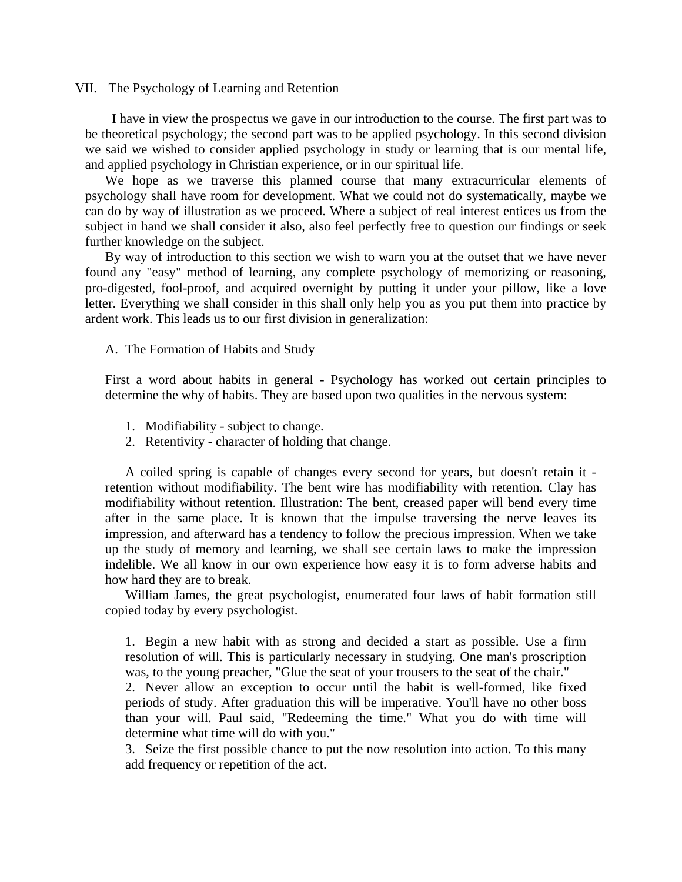## VII. The Psychology of Learning and Retention

I have in view the prospectus we gave in our introduction to the course. The first part was to be theoretical psychology; the second part was to be applied psychology. In this second division we said we wished to consider applied psychology in study or learning that is our mental life, and applied psychology in Christian experience, or in our spiritual life.

We hope as we traverse this planned course that many extracurricular elements of psychology shall have room for development. What we could not do systematically, maybe we can do by way of illustration as we proceed. Where a subject of real interest entices us from the subject in hand we shall consider it also, also feel perfectly free to question our findings or seek further knowledge on the subject.

By way of introduction to this section we wish to warn you at the outset that we have never found any "easy" method of learning, any complete psychology of memorizing or reasoning, pro-digested, fool-proof, and acquired overnight by putting it under your pillow, like a love letter. Everything we shall consider in this shall only help you as you put them into practice by ardent work. This leads us to our first division in generalization:

### A. The Formation of Habits and Study

First a word about habits in general - Psychology has worked out certain principles to determine the why of habits. They are based upon two qualities in the nervous system:

1. Modifiability - subject to change.
2. Retentivity - character of holding that change.

A coiled spring is capable of changes every second for years, but doesn't retain it - retention without modifiability. The bent wire has modifiability with retention. Clay has modifiability without retention. Illustration: The bent, creased paper will bend every time after in the same place. It is known that the impulse traversing the nerve leaves its impression, and afterward has a tendency to follow the precious impression. When we take up the study of memory and learning, we shall see certain laws to make the impression indelible. We all know in our own experience how easy it is to form adverse habits and how hard they are to break.

William James, the great psychologist, enumerated four laws of habit formation still copied today by every psychologist.

1. Begin a new habit with as strong and decided a start as possible. Use a firm resolution of will. This is particularly necessary in studying. One man's proscription was, to the young preacher, "Glue the seat of your trousers to the seat of the chair."
2. Never allow an exception to occur until the habit is well-formed, like fixed periods of study. After graduation this will be imperative. You'll have no other boss than your will. Paul said, "Redeeming the time." What you do with time will determine what time will do with you."
3. Seize the first possible chance to put the now resolution into action. To this many add frequency or repetition of the act.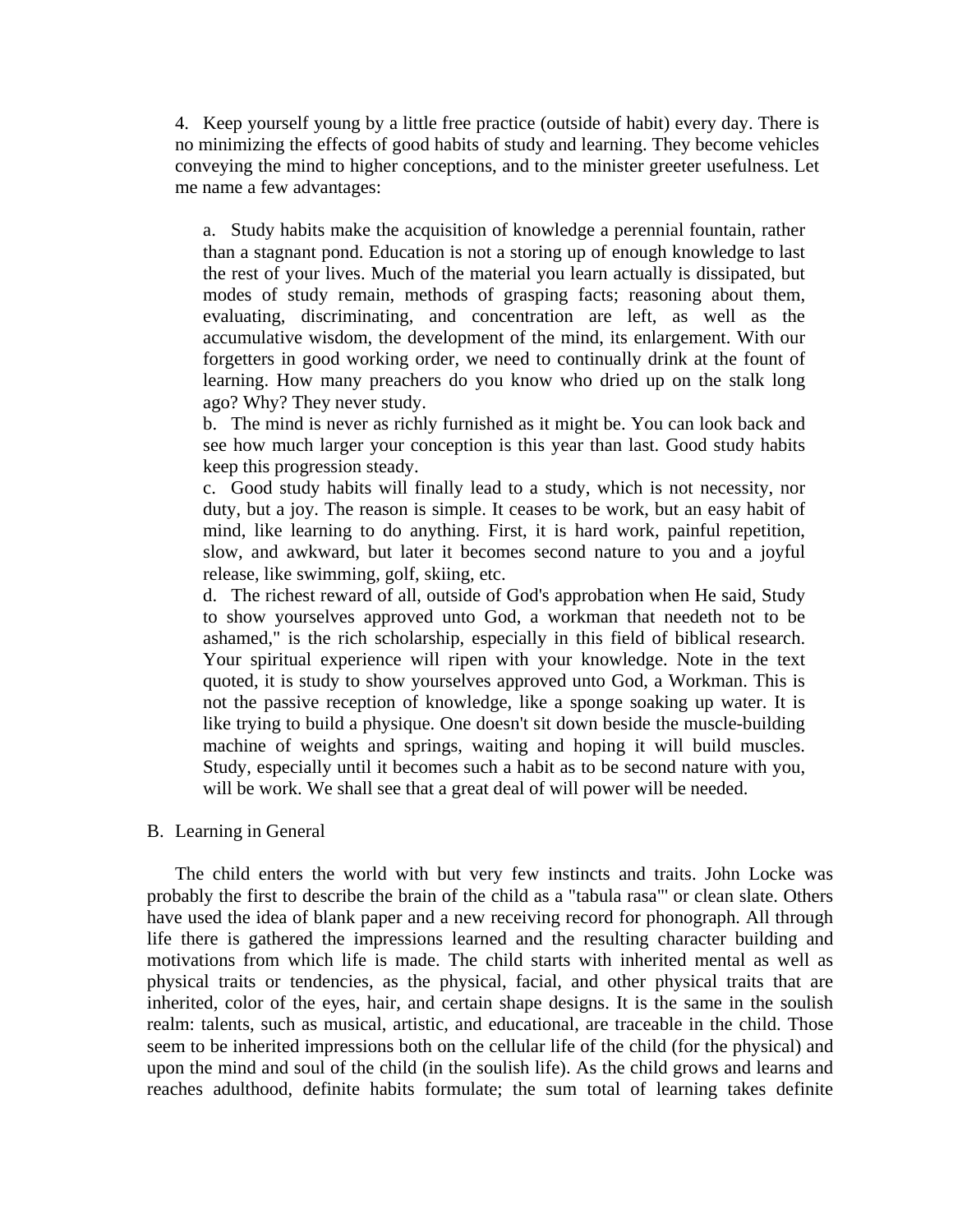4. Keep yourself young by a little free practice (outside of habit) every day. There is no minimizing the effects of good habits of study and learning. They become vehicles conveying the mind to higher conceptions, and to the minister greeter usefulness. Let me name a few advantages:

   a. Study habits make the acquisition of knowledge a perennial fountain, rather than a stagnant pond. Education is not a storing up of enough knowledge to last the rest of your lives. Much of the material you learn actually is dissipated, but modes of study remain, methods of grasping facts; reasoning about them, evaluating, discriminating, and concentration are left, as well as the accumulative wisdom, the development of the mind, its enlargement. With our forgetters in good working order, we need to continually drink at the fount of learning. How many preachers do you know who dried up on the stalk long ago? Why? They never study.

   b. The mind is never as richly furnished as it might be. You can look back and see how much larger your conception is this year than last. Good study habits keep this progression steady.

   c. Good study habits will finally lead to a study, which is not necessity, nor duty, but a joy. The reason is simple. It ceases to be work, but an easy habit of mind, like learning to do anything. First, it is hard work, painful repetition, slow, and awkward, but later it becomes second nature to you and a joyful release, like swimming, golf, skiing, etc.

   d. The richest reward of all, outside of God's approbation when He said, Study to show yourselves approved unto God, a workman that needeth not to be ashamed," is the rich scholarship, especially in this field of biblical research. Your spiritual experience will ripen with your knowledge. Note in the text quoted, it is study to show yourselves approved unto God, a Workman. This is not the passive reception of knowledge, like a sponge soaking up water. It is like trying to build a physique. One doesn't sit down beside the muscle-building machine of weights and springs, waiting and hoping it will build muscles. Study, especially until it becomes such a habit as to be second nature with you, will be work. We shall see that a great deal of will power will be needed.

B. Learning in General

The child enters the world with but very few instincts and traits. John Locke was probably the first to describe the brain of the child as a "tabula rasa"' or clean slate. Others have used the idea of blank paper and a new receiving record for phonograph. All through life there is gathered the impressions learned and the resulting character building and motivations from which life is made. The child starts with inherited mental as well as physical traits or tendencies, as the physical, facial, and other physical traits that are inherited, color of the eyes, hair, and certain shape designs. It is the same in the soulish realm: talents, such as musical, artistic, and educational, are traceable in the child. Those seem to be inherited impressions both on the cellular life of the child (for the physical) and upon the mind and soul of the child (in the soulish life). As the child grows and learns and reaches adulthood, definite habits formulate; the sum total of learning takes definite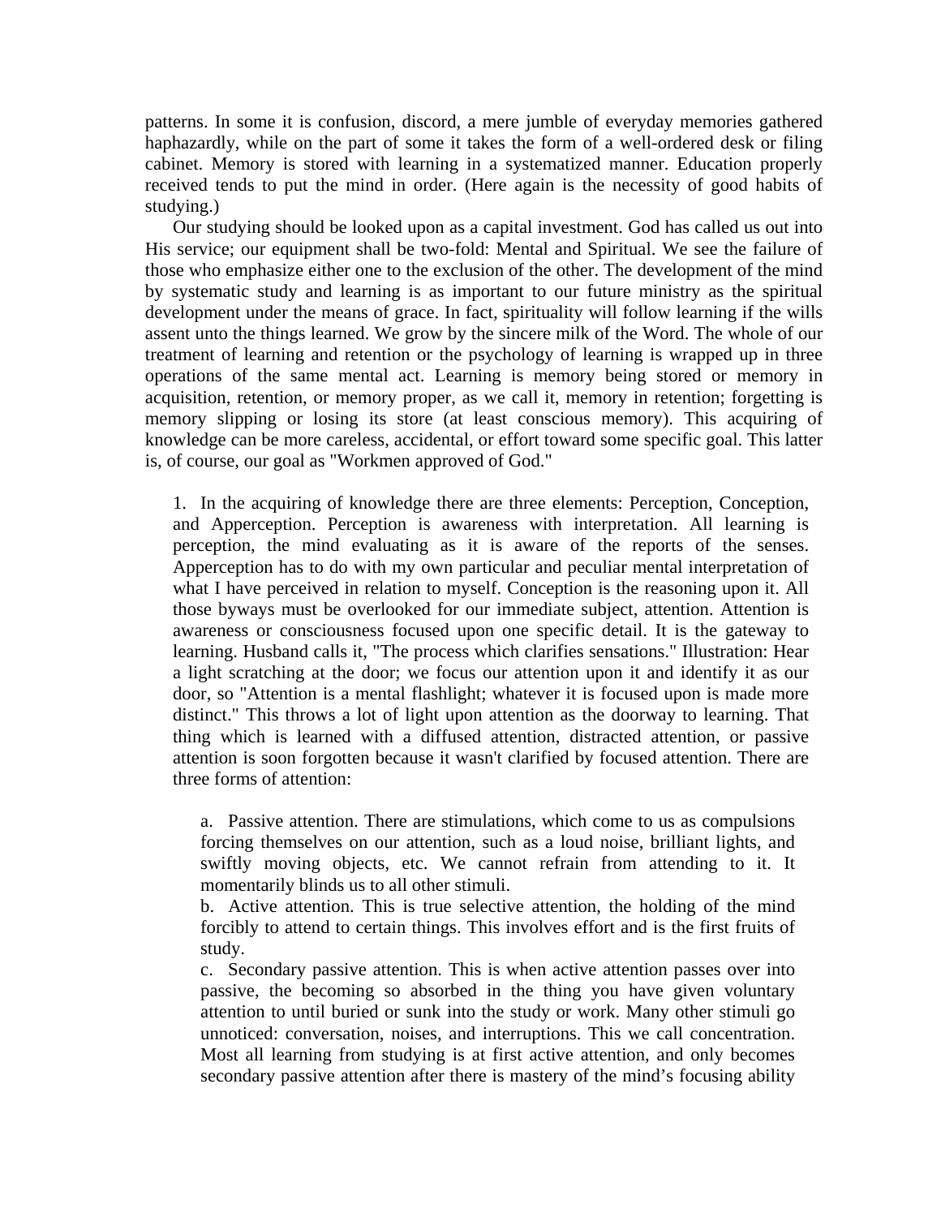patterns. In some it is confusion, discord, a mere jumble of everyday memories gathered haphazardly, while on the part of some it takes the form of a well-ordered desk or filing cabinet. Memory is stored with learning in a systematized manner. Education properly received tends to put the mind in order. (Here again is the necessity of good habits of studying.)

Our studying should be looked upon as a capital investment. God has called us out into His service; our equipment shall be two-fold: Mental and Spiritual. We see the failure of those who emphasize either one to the exclusion of the other. The development of the mind by systematic study and learning is as important to our future ministry as the spiritual development under the means of grace. In fact, spirituality will follow learning if the wills assent unto the things learned. We grow by the sincere milk of the Word. The whole of our treatment of learning and retention or the psychology of learning is wrapped up in three operations of the same mental act. Learning is memory being stored or memory in acquisition, retention, or memory proper, as we call it, memory in retention; forgetting is memory slipping or losing its store (at least conscious memory). This acquiring of knowledge can be more careless, accidental, or effort toward some specific goal. This latter is, of course, our goal as "Workmen approved of God."

1. In the acquiring of knowledge there are three elements: Perception, Conception, and Apperception. Perception is awareness with interpretation. All learning is perception, the mind evaluating as it is aware of the reports of the senses. Apperception has to do with my own particular and peculiar mental interpretation of what I have perceived in relation to myself. Conception is the reasoning upon it. All those byways must be overlooked for our immediate subject, attention. Attention is awareness or consciousness focused upon one specific detail. It is the gateway to learning. Husband calls it, "The process which clarifies sensations." Illustration: Hear a light scratching at the door; we focus our attention upon it and identify it as our door, so "Attention is a mental flashlight; whatever it is focused upon is made more distinct." This throws a lot of light upon attention as the doorway to learning. That thing which is learned with a diffused attention, distracted attention, or passive attention is soon forgotten because it wasn't clarified by focused attention. There are three forms of attention:

    a. Passive attention. There are stimulations, which come to us as compulsions forcing themselves on our attention, such as a loud noise, brilliant lights, and swiftly moving objects, etc. We cannot refrain from attending to it. It momentarily blinds us to all other stimuli.

    b. Active attention. This is true selective attention, the holding of the mind forcibly to attend to certain things. This involves effort and is the first fruits of study.

    c. Secondary passive attention. This is when active attention passes over into passive, the becoming so absorbed in the thing you have given voluntary attention to until buried or sunk into the study or work. Many other stimuli go unnoticed: conversation, noises, and interruptions. This we call concentration. Most all learning from studying is at first active attention, and only becomes secondary passive attention after there is mastery of the mind's focusing ability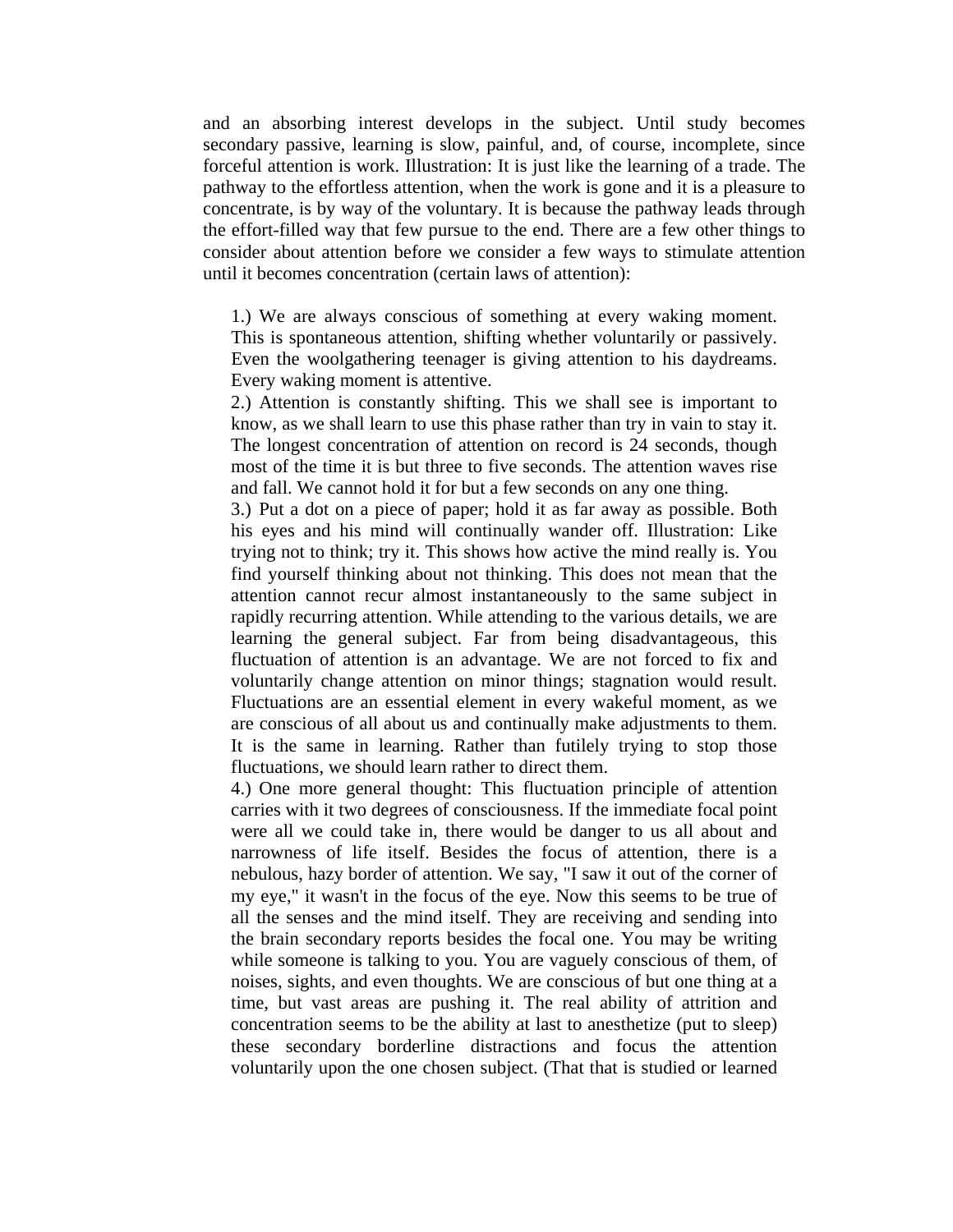and an absorbing interest develops in the subject. Until study becomes secondary passive, learning is slow, painful, and, of course, incomplete, since forceful attention is work. Illustration: It is just like the learning of a trade. The pathway to the effortless attention, when the work is gone and it is a pleasure to concentrate, is by way of the voluntary. It is because the pathway leads through the effort-filled way that few pursue to the end. There are a few other things to consider about attention before we consider a few ways to stimulate attention until it becomes concentration (certain laws of attention):

1.) We are always conscious of something at every waking moment. This is spontaneous attention, shifting whether voluntarily or passively. Even the woolgathering teenager is giving attention to his daydreams. Every waking moment is attentive.

2.) Attention is constantly shifting. This we shall see is important to know, as we shall learn to use this phase rather than try in vain to stay it. The longest concentration of attention on record is 24 seconds, though most of the time it is but three to five seconds. The attention waves rise and fall. We cannot hold it for but a few seconds on any one thing.

3.) Put a dot on a piece of paper; hold it as far away as possible. Both his eyes and his mind will continually wander off. Illustration: Like trying not to think; try it. This shows how active the mind really is. You find yourself thinking about not thinking. This does not mean that the attention cannot recur almost instantaneously to the same subject in rapidly recurring attention. While attending to the various details, we are learning the general subject. Far from being disadvantageous, this fluctuation of attention is an advantage. We are not forced to fix and voluntarily change attention on minor things; stagnation would result. Fluctuations are an essential element in every wakeful moment, as we are conscious of all about us and continually make adjustments to them. It is the same in learning. Rather than futilely trying to stop those fluctuations, we should learn rather to direct them.

4.) One more general thought: This fluctuation principle of attention carries with it two degrees of consciousness. If the immediate focal point were all we could take in, there would be danger to us all about and narrowness of life itself. Besides the focus of attention, there is a nebulous, hazy border of attention. We say, "I saw it out of the corner of my eye," it wasn't in the focus of the eye. Now this seems to be true of all the senses and the mind itself. They are receiving and sending into the brain secondary reports besides the focal one. You may be writing while someone is talking to you. You are vaguely conscious of them, of noises, sights, and even thoughts. We are conscious of but one thing at a time, but vast areas are pushing it. The real ability of attrition and concentration seems to be the ability at last to anesthetize (put to sleep) these secondary borderline distractions and focus the attention voluntarily upon the one chosen subject. (That that is studied or learned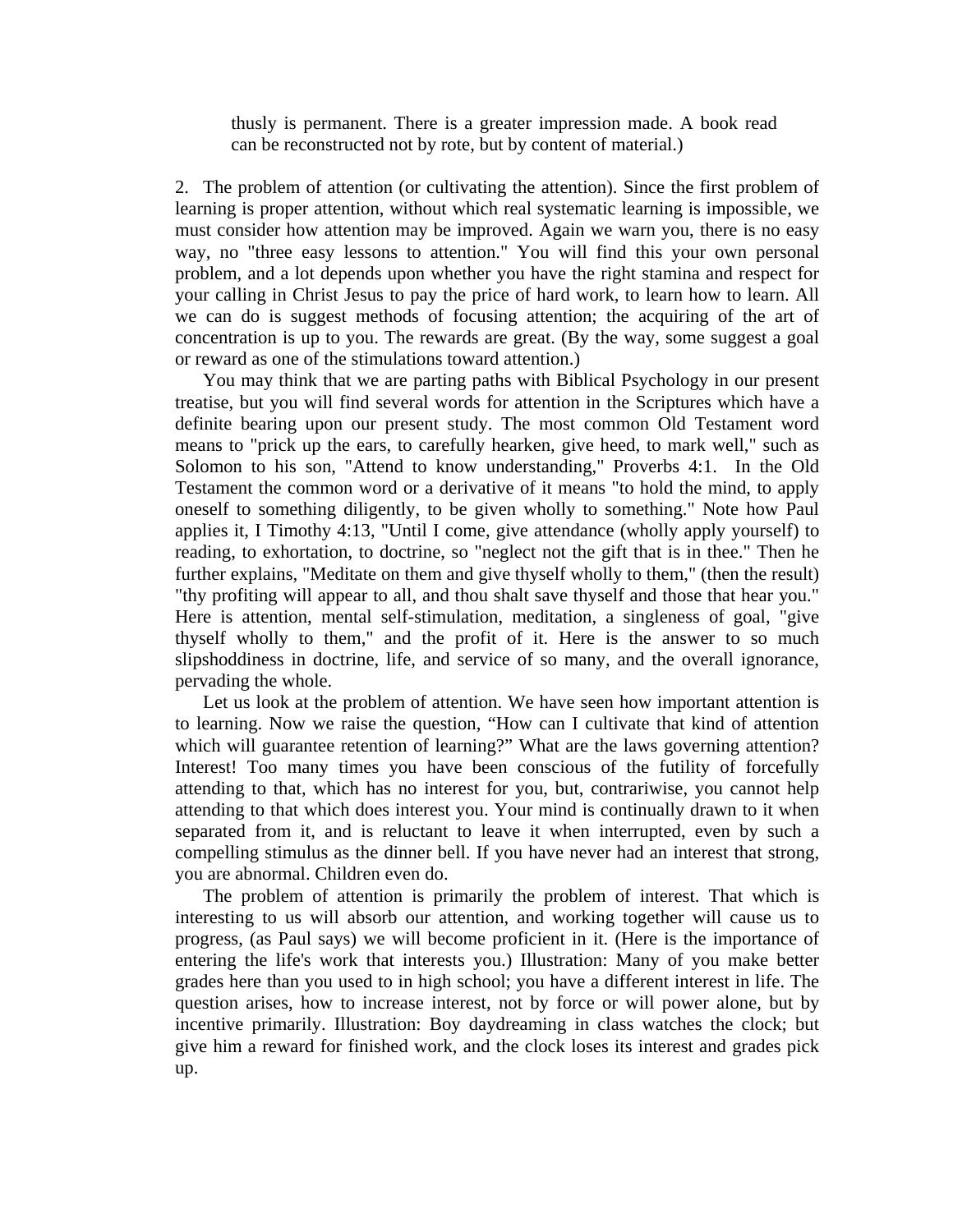thusly is permanent. There is a greater impression made. A book read can be reconstructed not by rote, but by content of material.)

2. The problem of attention (or cultivating the attention). Since the first problem of learning is proper attention, without which real systematic learning is impossible, we must consider how attention may be improved. Again we warn you, there is no easy way, no "three easy lessons to attention." You will find this your own personal problem, and a lot depends upon whether you have the right stamina and respect for your calling in Christ Jesus to pay the price of hard work, to learn how to learn. All we can do is suggest methods of focusing attention; the acquiring of the art of concentration is up to you. The rewards are great. (By the way, some suggest a goal or reward as one of the stimulations toward attention.)

You may think that we are parting paths with Biblical Psychology in our present treatise, but you will find several words for attention in the Scriptures which have a definite bearing upon our present study. The most common Old Testament word means to "prick up the ears, to carefully hearken, give heed, to mark well," such as Solomon to his son, "Attend to know understanding," Proverbs 4:1. In the Old Testament the common word or a derivative of it means "to hold the mind, to apply oneself to something diligently, to be given wholly to something." Note how Paul applies it, I Timothy 4:13, "Until I come, give attendance (wholly apply yourself) to reading, to exhortation, to doctrine, so "neglect not the gift that is in thee." Then he further explains, "Meditate on them and give thyself wholly to them," (then the result) "thy profiting will appear to all, and thou shalt save thyself and those that hear you." Here is attention, mental self-stimulation, meditation, a singleness of goal, "give thyself wholly to them," and the profit of it. Here is the answer to so much slipshoddiness in doctrine, life, and service of so many, and the overall ignorance, pervading the whole.

Let us look at the problem of attention. We have seen how important attention is to learning. Now we raise the question, "How can I cultivate that kind of attention which will guarantee retention of learning?" What are the laws governing attention? Interest! Too many times you have been conscious of the futility of forcefully attending to that, which has no interest for you, but, contrariwise, you cannot help attending to that which does interest you. Your mind is continually drawn to it when separated from it, and is reluctant to leave it when interrupted, even by such a compelling stimulus as the dinner bell. If you have never had an interest that strong, you are abnormal. Children even do.

The problem of attention is primarily the problem of interest. That which is interesting to us will absorb our attention, and working together will cause us to progress, (as Paul says) we will become proficient in it. (Here is the importance of entering the life's work that interests you.) Illustration: Many of you make better grades here than you used to in high school; you have a different interest in life. The question arises, how to increase interest, not by force or will power alone, but by incentive primarily. Illustration: Boy daydreaming in class watches the clock; but give him a reward for finished work, and the clock loses its interest and grades pick up.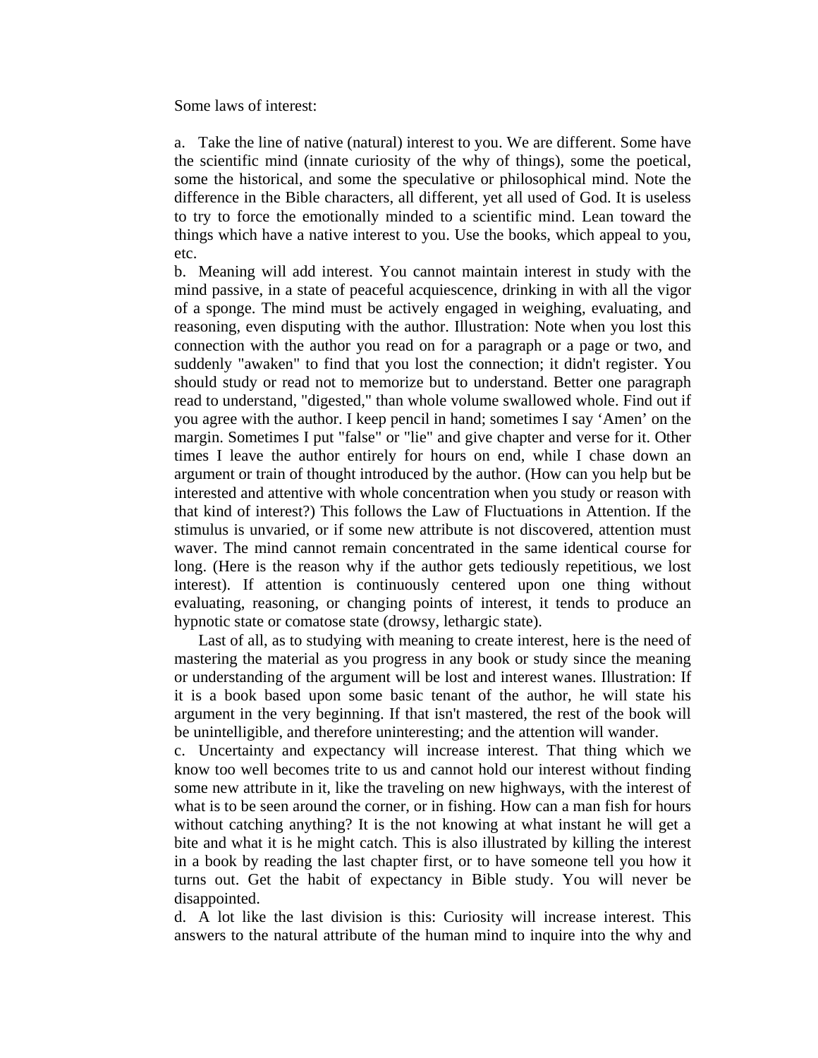Some laws of interest:

a. Take the line of native (natural) interest to you. We are different. Some have the scientific mind (innate curiosity of the why of things), some the poetical, some the historical, and some the speculative or philosophical mind. Note the difference in the Bible characters, all different, yet all used of God. It is useless to try to force the emotionally minded to a scientific mind. Lean toward the things which have a native interest to you. Use the books, which appeal to you, etc.

b. Meaning will add interest. You cannot maintain interest in study with the mind passive, in a state of peaceful acquiescence, drinking in with all the vigor of a sponge. The mind must be actively engaged in weighing, evaluating, and reasoning, even disputing with the author. Illustration: Note when you lost this connection with the author you read on for a paragraph or a page or two, and suddenly "awaken" to find that you lost the connection; it didn't register. You should study or read not to memorize but to understand. Better one paragraph read to understand, "digested," than whole volume swallowed whole. Find out if you agree with the author. I keep pencil in hand; sometimes I say 'Amen' on the margin. Sometimes I put "false" or "lie" and give chapter and verse for it. Other times I leave the author entirely for hours on end, while I chase down an argument or train of thought introduced by the author. (How can you help but be interested and attentive with whole concentration when you study or reason with that kind of interest?) This follows the Law of Fluctuations in Attention. If the stimulus is unvaried, or if some new attribute is not discovered, attention must waver. The mind cannot remain concentrated in the same identical course for long. (Here is the reason why if the author gets tediously repetitious, we lost interest). If attention is continuously centered upon one thing without evaluating, reasoning, or changing points of interest, it tends to produce an hypnotic state or comatose state (drowsy, lethargic state).

Last of all, as to studying with meaning to create interest, here is the need of mastering the material as you progress in any book or study since the meaning or understanding of the argument will be lost and interest wanes. Illustration: If it is a book based upon some basic tenant of the author, he will state his argument in the very beginning. If that isn't mastered, the rest of the book will be unintelligible, and therefore uninteresting; and the attention will wander.

c. Uncertainty and expectancy will increase interest. That thing which we know too well becomes trite to us and cannot hold our interest without finding some new attribute in it, like the traveling on new highways, with the interest of what is to be seen around the corner, or in fishing. How can a man fish for hours without catching anything? It is the not knowing at what instant he will get a bite and what it is he might catch. This is also illustrated by killing the interest in a book by reading the last chapter first, or to have someone tell you how it turns out. Get the habit of expectancy in Bible study. You will never be disappointed.

d. A lot like the last division is this: Curiosity will increase interest. This answers to the natural attribute of the human mind to inquire into the why and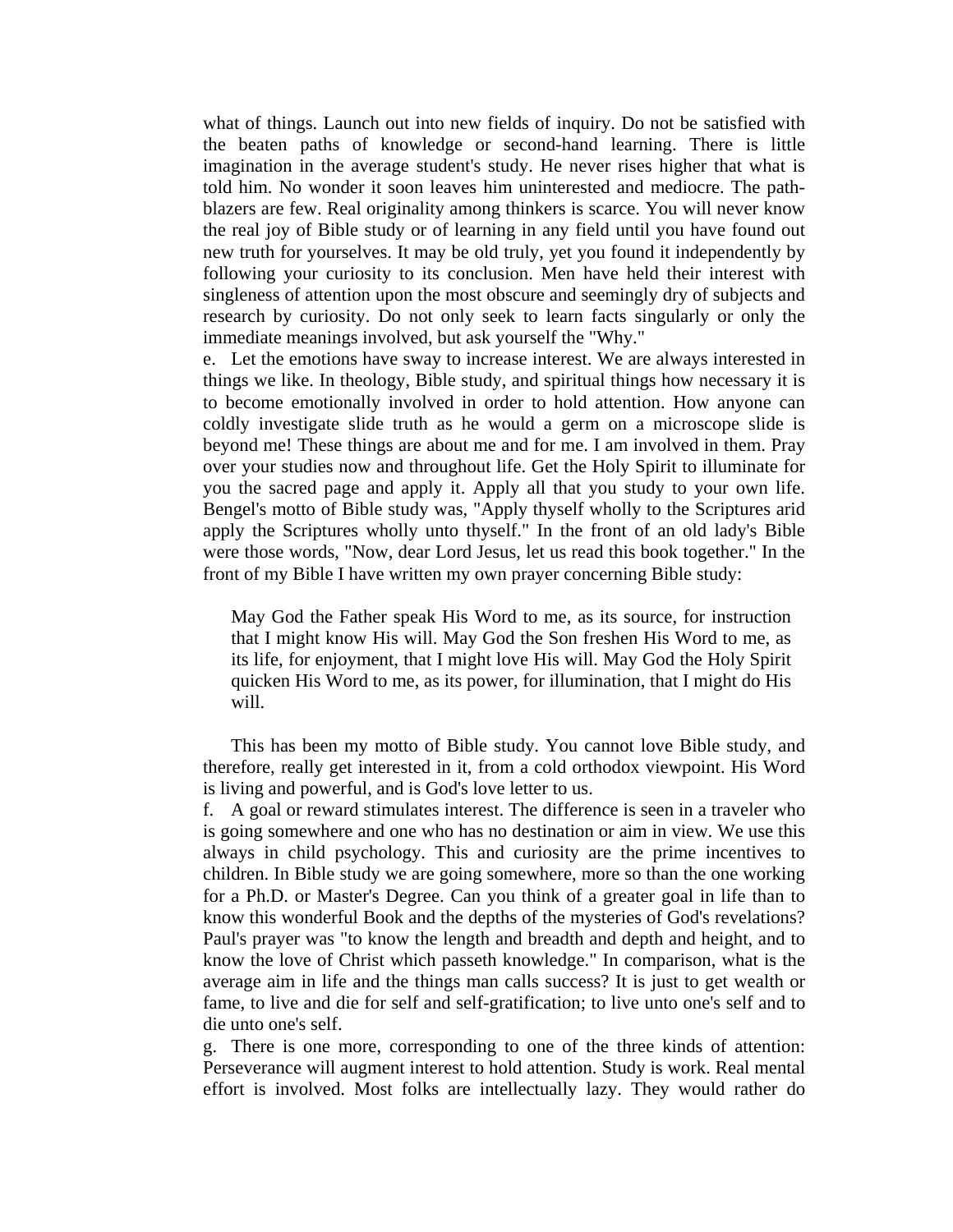what of things. Launch out into new fields of inquiry. Do not be satisfied with the beaten paths of knowledge or second-hand learning. There is little imagination in the average student's study. He never rises higher that what is told him. No wonder it soon leaves him uninterested and mediocre. The path-blazers are few. Real originality among thinkers is scarce. You will never know the real joy of Bible study or of learning in any field until you have found out new truth for yourselves. It may be old truly, yet you found it independently by following your curiosity to its conclusion. Men have held their interest with singleness of attention upon the most obscure and seemingly dry of subjects and research by curiosity. Do not only seek to learn facts singularly or only the immediate meanings involved, but ask yourself the "Why."

e. Let the emotions have sway to increase interest. We are always interested in things we like. In theology, Bible study, and spiritual things how necessary it is to become emotionally involved in order to hold attention. How anyone can coldly investigate slide truth as he would a germ on a microscope slide is beyond me! These things are about me and for me. I am involved in them. Pray over your studies now and throughout life. Get the Holy Spirit to illuminate for you the sacred page and apply it. Apply all that you study to your own life. Bengel's motto of Bible study was, "Apply thyself wholly to the Scriptures arid apply the Scriptures wholly unto thyself." In the front of an old lady's Bible were those words, "Now, dear Lord Jesus, let us read this book together." In the front of my Bible I have written my own prayer concerning Bible study:

> May God the Father speak His Word to me, as its source, for instruction that I might know His will. May God the Son freshen His Word to me, as its life, for enjoyment, that I might love His will. May God the Holy Spirit quicken His Word to me, as its power, for illumination, that I might do His will.

This has been my motto of Bible study. You cannot love Bible study, and therefore, really get interested in it, from a cold orthodox viewpoint. His Word is living and powerful, and is God's love letter to us.

f. A goal or reward stimulates interest. The difference is seen in a traveler who is going somewhere and one who has no destination or aim in view. We use this always in child psychology. This and curiosity are the prime incentives to children. In Bible study we are going somewhere, more so than the one working for a Ph.D. or Master's Degree. Can you think of a greater goal in life than to know this wonderful Book and the depths of the mysteries of God's revelations? Paul's prayer was "to know the length and breadth and depth and height, and to know the love of Christ which passeth knowledge." In comparison, what is the average aim in life and the things man calls success? It is just to get wealth or fame, to live and die for self and self-gratification; to live unto one's self and to die unto one's self.

g. There is one more, corresponding to one of the three kinds of attention: Perseverance will augment interest to hold attention. Study is work. Real mental effort is involved. Most folks are intellectually lazy. They would rather do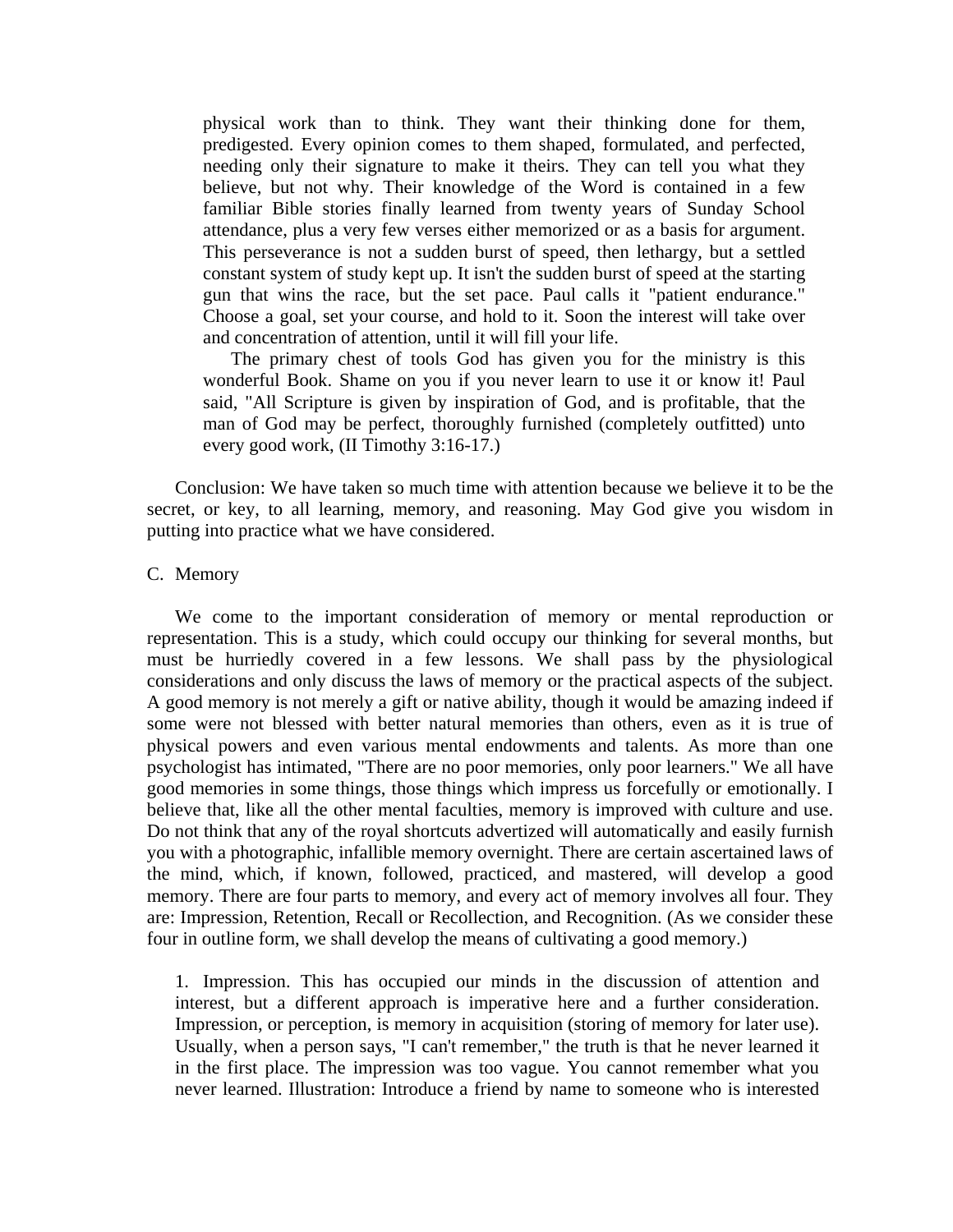physical work than to think. They want their thinking done for them, predigested. Every opinion comes to them shaped, formulated, and perfected, needing only their signature to make it theirs. They can tell you what they believe, but not why. Their knowledge of the Word is contained in a few familiar Bible stories finally learned from twenty years of Sunday School attendance, plus a very few verses either memorized or as a basis for argument. This perseverance is not a sudden burst of speed, then lethargy, but a settled constant system of study kept up. It isn't the sudden burst of speed at the starting gun that wins the race, but the set pace. Paul calls it "patient endurance." Choose a goal, set your course, and hold to it. Soon the interest will take over and concentration of attention, until it will fill your life.

The primary chest of tools God has given you for the ministry is this wonderful Book. Shame on you if you never learn to use it or know it! Paul said, "All Scripture is given by inspiration of God, and is profitable, that the man of God may be perfect, thoroughly furnished (completely outfitted) unto every good work, (II Timothy 3:16-17.)

Conclusion: We have taken so much time with attention because we believe it to be the secret, or key, to all learning, memory, and reasoning. May God give you wisdom in putting into practice what we have considered.

C. Memory

We come to the important consideration of memory or mental reproduction or representation. This is a study, which could occupy our thinking for several months, but must be hurriedly covered in a few lessons. We shall pass by the physiological considerations and only discuss the laws of memory or the practical aspects of the subject. A good memory is not merely a gift or native ability, though it would be amazing indeed if some were not blessed with better natural memories than others, even as it is true of physical powers and even various mental endowments and talents. As more than one psychologist has intimated, "There are no poor memories, only poor learners." We all have good memories in some things, those things which impress us forcefully or emotionally. I believe that, like all the other mental faculties, memory is improved with culture and use. Do not think that any of the royal shortcuts advertized will automatically and easily furnish you with a photographic, infallible memory overnight. There are certain ascertained laws of the mind, which, if known, followed, practiced, and mastered, will develop a good memory. There are four parts to memory, and every act of memory involves all four. They are: Impression, Retention, Recall or Recollection, and Recognition. (As we consider these four in outline form, we shall develop the means of cultivating a good memory.)

1. Impression. This has occupied our minds in the discussion of attention and interest, but a different approach is imperative here and a further consideration. Impression, or perception, is memory in acquisition (storing of memory for later use). Usually, when a person says, "I can't remember," the truth is that he never learned it in the first place. The impression was too vague. You cannot remember what you never learned. Illustration: Introduce a friend by name to someone who is interested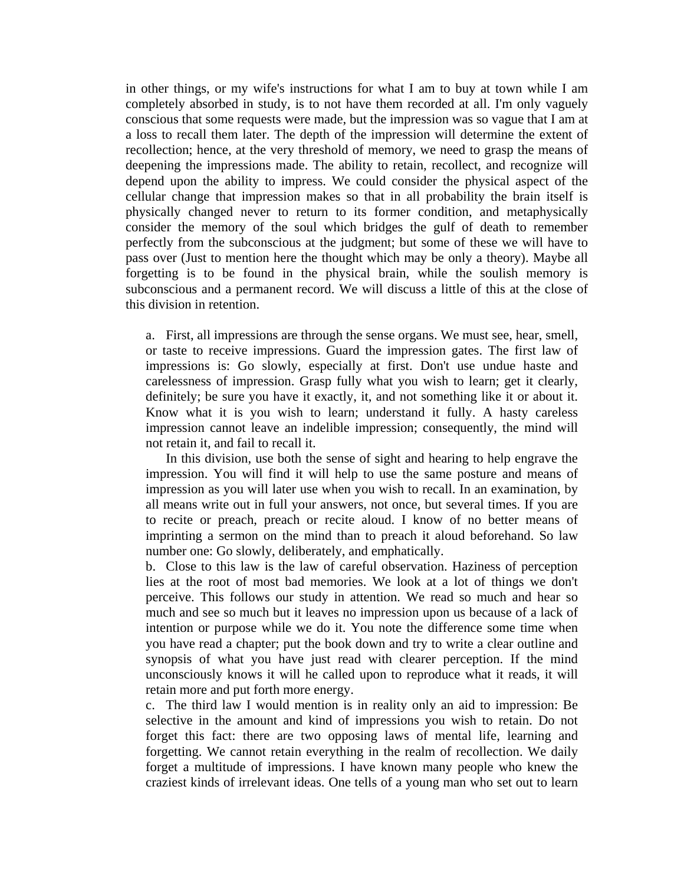in other things, or my wife's instructions for what I am to buy at town while I am completely absorbed in study, is to not have them recorded at all. I'm only vaguely conscious that some requests were made, but the impression was so vague that I am at a loss to recall them later. The depth of the impression will determine the extent of recollection; hence, at the very threshold of memory, we need to grasp the means of deepening the impressions made. The ability to retain, recollect, and recognize will depend upon the ability to impress. We could consider the physical aspect of the cellular change that impression makes so that in all probability the brain itself is physically changed never to return to its former condition, and metaphysically consider the memory of the soul which bridges the gulf of death to remember perfectly from the subconscious at the judgment; but some of these we will have to pass over (Just to mention here the thought which may be only a theory). Maybe all forgetting is to be found in the physical brain, while the soulish memory is subconscious and a permanent record. We will discuss a little of this at the close of this division in retention.

a. First, all impressions are through the sense organs. We must see, hear, smell, or taste to receive impressions. Guard the impression gates. The first law of impressions is: Go slowly, especially at first. Don't use undue haste and carelessness of impression. Grasp fully what you wish to learn; get it clearly, definitely; be sure you have it exactly, it, and not something like it or about it. Know what it is you wish to learn; understand it fully. A hasty careless impression cannot leave an indelible impression; consequently, the mind will not retain it, and fail to recall it.

In this division, use both the sense of sight and hearing to help engrave the impression. You will find it will help to use the same posture and means of impression as you will later use when you wish to recall. In an examination, by all means write out in full your answers, not once, but several times. If you are to recite or preach, preach or recite aloud. I know of no better means of imprinting a sermon on the mind than to preach it aloud beforehand. So law number one: Go slowly, deliberately, and emphatically.

b. Close to this law is the law of careful observation. Haziness of perception lies at the root of most bad memories. We look at a lot of things we don't perceive. This follows our study in attention. We read so much and hear so much and see so much but it leaves no impression upon us because of a lack of intention or purpose while we do it. You note the difference some time when you have read a chapter; put the book down and try to write a clear outline and synopsis of what you have just read with clearer perception. If the mind unconsciously knows it will he called upon to reproduce what it reads, it will retain more and put forth more energy.

c. The third law I would mention is in reality only an aid to impression: Be selective in the amount and kind of impressions you wish to retain. Do not forget this fact: there are two opposing laws of mental life, learning and forgetting. We cannot retain everything in the realm of recollection. We daily forget a multitude of impressions. I have known many people who knew the craziest kinds of irrelevant ideas. One tells of a young man who set out to learn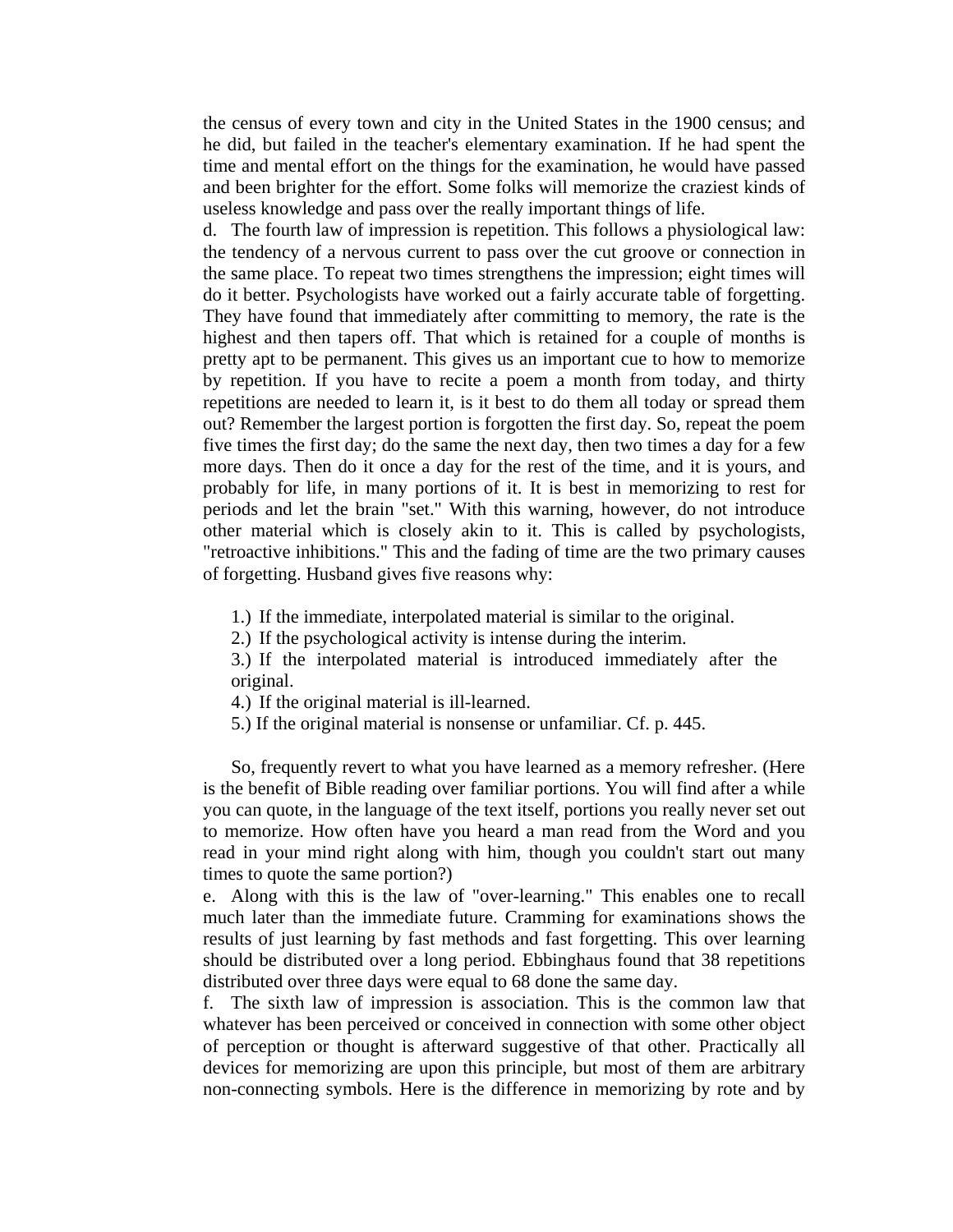the census of every town and city in the United States in the 1900 census; and he did, but failed in the teacher's elementary examination. If he had spent the time and mental effort on the things for the examination, he would have passed and been brighter for the effort. Some folks will memorize the craziest kinds of useless knowledge and pass over the really important things of life.

d. The fourth law of impression is repetition. This follows a physiological law: the tendency of a nervous current to pass over the cut groove or connection in the same place. To repeat two times strengthens the impression; eight times will do it better. Psychologists have worked out a fairly accurate table of forgetting. They have found that immediately after committing to memory, the rate is the highest and then tapers off. That which is retained for a couple of months is pretty apt to be permanent. This gives us an important cue to how to memorize by repetition. If you have to recite a poem a month from today, and thirty repetitions are needed to learn it, is it best to do them all today or spread them out? Remember the largest portion is forgotten the first day. So, repeat the poem five times the first day; do the same the next day, then two times a day for a few more days. Then do it once a day for the rest of the time, and it is yours, and probably for life, in many portions of it. It is best in memorizing to rest for periods and let the brain "set." With this warning, however, do not introduce other material which is closely akin to it. This is called by psychologists, "retroactive inhibitions." This and the fading of time are the two primary causes of forgetting. Husband gives five reasons why:

1.) If the immediate, interpolated material is similar to the original.
2.) If the psychological activity is intense during the interim.
3.) If the interpolated material is introduced immediately after the original.
4.) If the original material is ill-learned.
5.) If the original material is nonsense or unfamiliar. Cf. p. 445.

So, frequently revert to what you have learned as a memory refresher. (Here is the benefit of Bible reading over familiar portions. You will find after a while you can quote, in the language of the text itself, portions you really never set out to memorize. How often have you heard a man read from the Word and you read in your mind right along with him, though you couldn't start out many times to quote the same portion?)

e. Along with this is the law of "over-learning." This enables one to recall much later than the immediate future. Cramming for examinations shows the results of just learning by fast methods and fast forgetting. This over learning should be distributed over a long period. Ebbinghaus found that 38 repetitions distributed over three days were equal to 68 done the same day.

f. The sixth law of impression is association. This is the common law that whatever has been perceived or conceived in connection with some other object of perception or thought is afterward suggestive of that other. Practically all devices for memorizing are upon this principle, but most of them are arbitrary non-connecting symbols. Here is the difference in memorizing by rote and by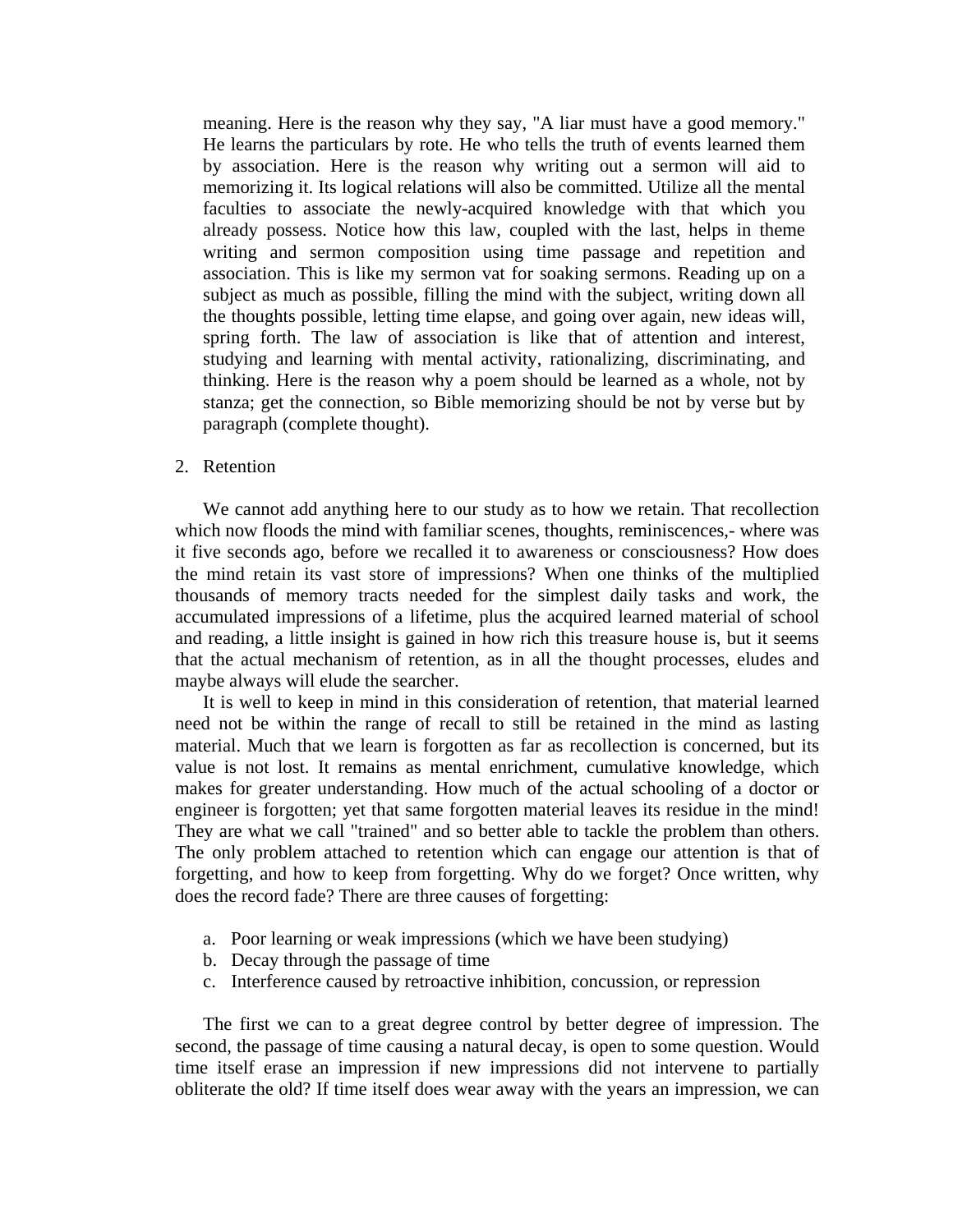meaning. Here is the reason why they say, "A liar must have a good memory." He learns the particulars by rote. He who tells the truth of events learned them by association. Here is the reason why writing out a sermon will aid to memorizing it. Its logical relations will also be committed. Utilize all the mental faculties to associate the newly-acquired knowledge with that which you already possess. Notice how this law, coupled with the last, helps in theme writing and sermon composition using time passage and repetition and association. This is like my sermon vat for soaking sermons. Reading up on a subject as much as possible, filling the mind with the subject, writing down all the thoughts possible, letting time elapse, and going over again, new ideas will, spring forth. The law of association is like that of attention and interest, studying and learning with mental activity, rationalizing, discriminating, and thinking. Here is the reason why a poem should be learned as a whole, not by stanza; get the connection, so Bible memorizing should be not by verse but by paragraph (complete thought).

2. Retention

We cannot add anything here to our study as to how we retain. That recollection which now floods the mind with familiar scenes, thoughts, reminiscences,- where was it five seconds ago, before we recalled it to awareness or consciousness? How does the mind retain its vast store of impressions? When one thinks of the multiplied thousands of memory tracts needed for the simplest daily tasks and work, the accumulated impressions of a lifetime, plus the acquired learned material of school and reading, a little insight is gained in how rich this treasure house is, but it seems that the actual mechanism of retention, as in all the thought processes, eludes and maybe always will elude the searcher.

It is well to keep in mind in this consideration of retention, that material learned need not be within the range of recall to still be retained in the mind as lasting material. Much that we learn is forgotten as far as recollection is concerned, but its value is not lost. It remains as mental enrichment, cumulative knowledge, which makes for greater understanding. How much of the actual schooling of a doctor or engineer is forgotten; yet that same forgotten material leaves its residue in the mind! They are what we call "trained" and so better able to tackle the problem than others. The only problem attached to retention which can engage our attention is that of forgetting, and how to keep from forgetting. Why do we forget? Once written, why does the record fade? There are three causes of forgetting:

a. Poor learning or weak impressions (which we have been studying)
b. Decay through the passage of time
c. Interference caused by retroactive inhibition, concussion, or repression

The first we can to a great degree control by better degree of impression. The second, the passage of time causing a natural decay, is open to some question. Would time itself erase an impression if new impressions did not intervene to partially obliterate the old? If time itself does wear away with the years an impression, we can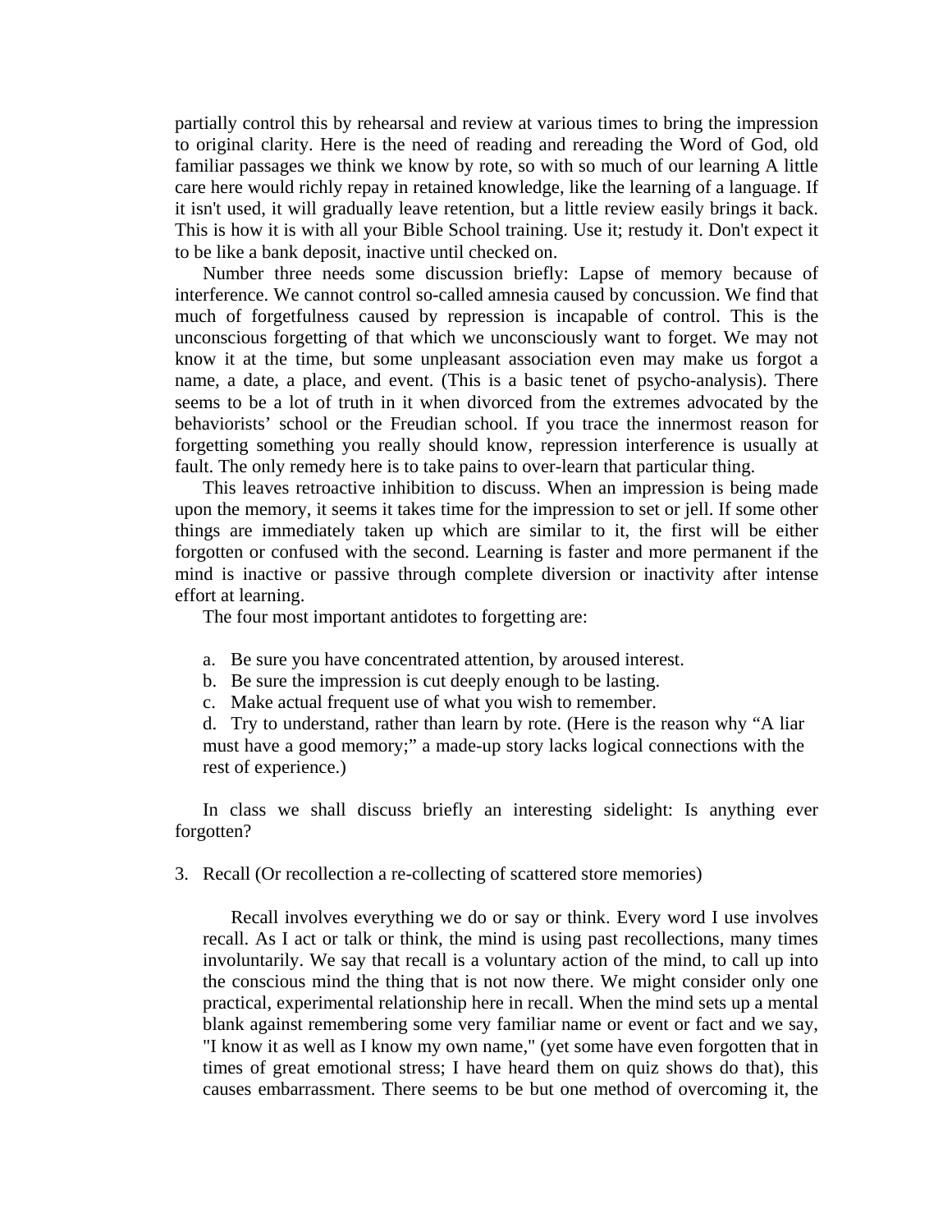partially control this by rehearsal and review at various times to bring the impression to original clarity. Here is the need of reading and rereading the Word of God, old familiar passages we think we know by rote, so with so much of our learning A little care here would richly repay in retained knowledge, like the learning of a language. If it isn't used, it will gradually leave retention, but a little review easily brings it back. This is how it is with all your Bible School training. Use it; restudy it. Don't expect it to be like a bank deposit, inactive until checked on.

Number three needs some discussion briefly: Lapse of memory because of interference. We cannot control so-called amnesia caused by concussion. We find that much of forgetfulness caused by repression is incapable of control. This is the unconscious forgetting of that which we unconsciously want to forget. We may not know it at the time, but some unpleasant association even may make us forgot a name, a date, a place, and event. (This is a basic tenet of psycho-analysis). There seems to be a lot of truth in it when divorced from the extremes advocated by the behaviorists' school or the Freudian school. If you trace the innermost reason for forgetting something you really should know, repression interference is usually at fault. The only remedy here is to take pains to over-learn that particular thing.

This leaves retroactive inhibition to discuss. When an impression is being made upon the memory, it seems it takes time for the impression to set or jell. If some other things are immediately taken up which are similar to it, the first will be either forgotten or confused with the second. Learning is faster and more permanent if the mind is inactive or passive through complete diversion or inactivity after intense effort at learning.

The four most important antidotes to forgetting are:

a. Be sure you have concentrated attention, by aroused interest.
b. Be sure the impression is cut deeply enough to be lasting.
c. Make actual frequent use of what you wish to remember.
d. Try to understand, rather than learn by rote. (Here is the reason why "A liar must have a good memory;" a made-up story lacks logical connections with the rest of experience.)

In class we shall discuss briefly an interesting sidelight: Is anything ever forgotten?

3. Recall (Or recollection a re-collecting of scattered store memories)

Recall involves everything we do or say or think. Every word I use involves recall. As I act or talk or think, the mind is using past recollections, many times involuntarily. We say that recall is a voluntary action of the mind, to call up into the conscious mind the thing that is not now there. We might consider only one practical, experimental relationship here in recall. When the mind sets up a mental blank against remembering some very familiar name or event or fact and we say, "I know it as well as I know my own name," (yet some have even forgotten that in times of great emotional stress; I have heard them on quiz shows do that), this causes embarrassment. There seems to be but one method of overcoming it, the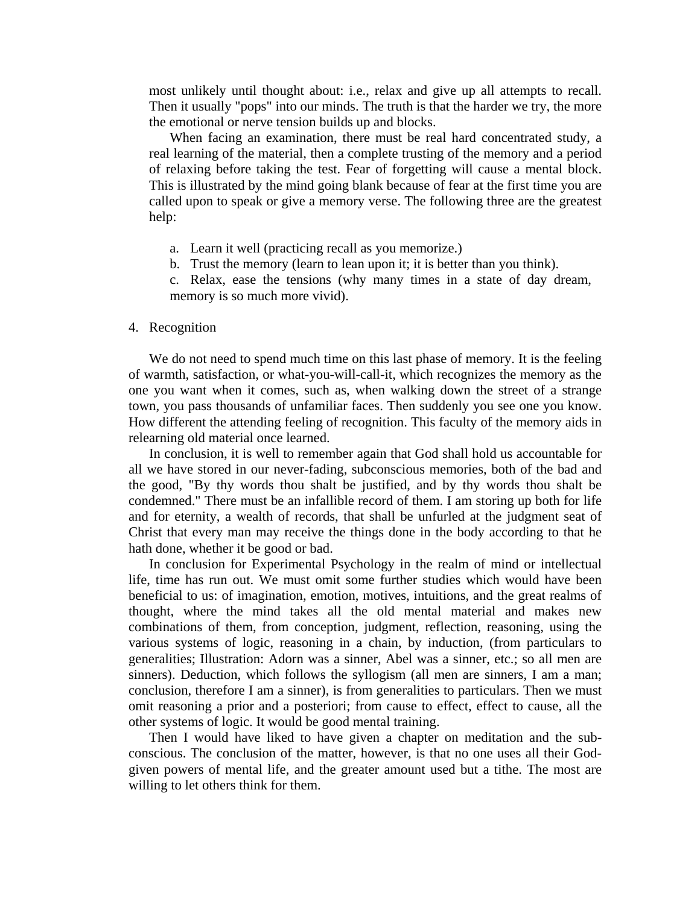most unlikely until thought about: i.e., relax and give up all attempts to recall. Then it usually "pops" into our minds. The truth is that the harder we try, the more the emotional or nerve tension builds up and blocks.

When facing an examination, there must be real hard concentrated study, a real learning of the material, then a complete trusting of the memory and a period of relaxing before taking the test. Fear of forgetting will cause a mental block. This is illustrated by the mind going blank because of fear at the first time you are called upon to speak or give a memory verse. The following three are the greatest help:

a. Learn it well (practicing recall as you memorize.)
b. Trust the memory (learn to lean upon it; it is better than you think).
c. Relax, ease the tensions (why many times in a state of day dream, memory is so much more vivid).

4. Recognition

We do not need to spend much time on this last phase of memory. It is the feeling of warmth, satisfaction, or what-you-will-call-it, which recognizes the memory as the one you want when it comes, such as, when walking down the street of a strange town, you pass thousands of unfamiliar faces. Then suddenly you see one you know. How different the attending feeling of recognition. This faculty of the memory aids in relearning old material once learned.

In conclusion, it is well to remember again that God shall hold us accountable for all we have stored in our never-fading, subconscious memories, both of the bad and the good, "By thy words thou shalt be justified, and by thy words thou shalt be condemned." There must be an infallible record of them. I am storing up both for life and for eternity, a wealth of records, that shall be unfurled at the judgment seat of Christ that every man may receive the things done in the body according to that he hath done, whether it be good or bad.

In conclusion for Experimental Psychology in the realm of mind or intellectual life, time has run out. We must omit some further studies which would have been beneficial to us: of imagination, emotion, motives, intuitions, and the great realms of thought, where the mind takes all the old mental material and makes new combinations of them, from conception, judgment, reflection, reasoning, using the various systems of logic, reasoning in a chain, by induction, (from particulars to generalities; Illustration: Adorn was a sinner, Abel was a sinner, etc.; so all men are sinners). Deduction, which follows the syllogism (all men are sinners, I am a man; conclusion, therefore I am a sinner), is from generalities to particulars. Then we must omit reasoning a prior and a posteriori; from cause to effect, effect to cause, all the other systems of logic. It would be good mental training.

Then I would have liked to have given a chapter on meditation and the sub-conscious. The conclusion of the matter, however, is that no one uses all their God-given powers of mental life, and the greater amount used but a tithe. The most are willing to let others think for them.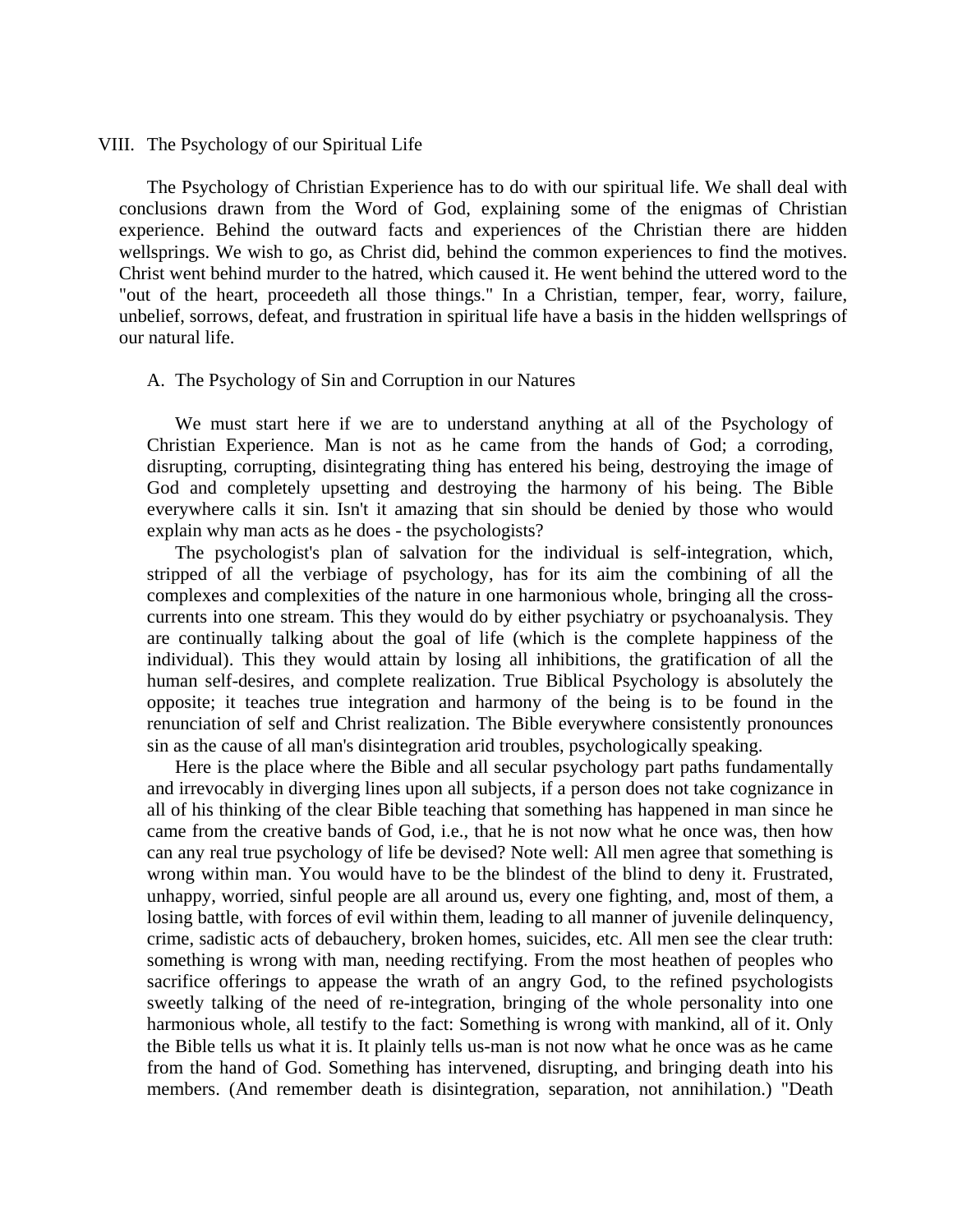## VIII. The Psychology of our Spiritual Life

The Psychology of Christian Experience has to do with our spiritual life. We shall deal with conclusions drawn from the Word of God, explaining some of the enigmas of Christian experience. Behind the outward facts and experiences of the Christian there are hidden wellsprings. We wish to go, as Christ did, behind the common experiences to find the motives. Christ went behind murder to the hatred, which caused it. He went behind the uttered word to the "out of the heart, proceedeth all those things." In a Christian, temper, fear, worry, failure, unbelief, sorrows, defeat, and frustration in spiritual life have a basis in the hidden wellsprings of our natural life.

### A. The Psychology of Sin and Corruption in our Natures

We must start here if we are to understand anything at all of the Psychology of Christian Experience. Man is not as he came from the hands of God; a corroding, disrupting, corrupting, disintegrating thing has entered his being, destroying the image of God and completely upsetting and destroying the harmony of his being. The Bible everywhere calls it sin. Isn't it amazing that sin should be denied by those who would explain why man acts as he does - the psychologists?

The psychologist's plan of salvation for the individual is self-integration, which, stripped of all the verbiage of psychology, has for its aim the combining of all the complexes and complexities of the nature in one harmonious whole, bringing all the cross-currents into one stream. This they would do by either psychiatry or psychoanalysis. They are continually talking about the goal of life (which is the complete happiness of the individual). This they would attain by losing all inhibitions, the gratification of all the human self-desires, and complete realization. True Biblical Psychology is absolutely the opposite; it teaches true integration and harmony of the being is to be found in the renunciation of self and Christ realization. The Bible everywhere consistently pronounces sin as the cause of all man's disintegration arid troubles, psychologically speaking.

Here is the place where the Bible and all secular psychology part paths fundamentally and irrevocably in diverging lines upon all subjects, if a person does not take cognizance in all of his thinking of the clear Bible teaching that something has happened in man since he came from the creative bands of God, i.e., that he is not now what he once was, then how can any real true psychology of life be devised? Note well: All men agree that something is wrong within man. You would have to be the blindest of the blind to deny it. Frustrated, unhappy, worried, sinful people are all around us, every one fighting, and, most of them, a losing battle, with forces of evil within them, leading to all manner of juvenile delinquency, crime, sadistic acts of debauchery, broken homes, suicides, etc. All men see the clear truth: something is wrong with man, needing rectifying. From the most heathen of peoples who sacrifice offerings to appease the wrath of an angry God, to the refined psychologists sweetly talking of the need of re-integration, bringing of the whole personality into one harmonious whole, all testify to the fact: Something is wrong with mankind, all of it. Only the Bible tells us what it is. It plainly tells us-man is not now what he once was as he came from the hand of God. Something has intervened, disrupting, and bringing death into his members. (And remember death is disintegration, separation, not annihilation.) "Death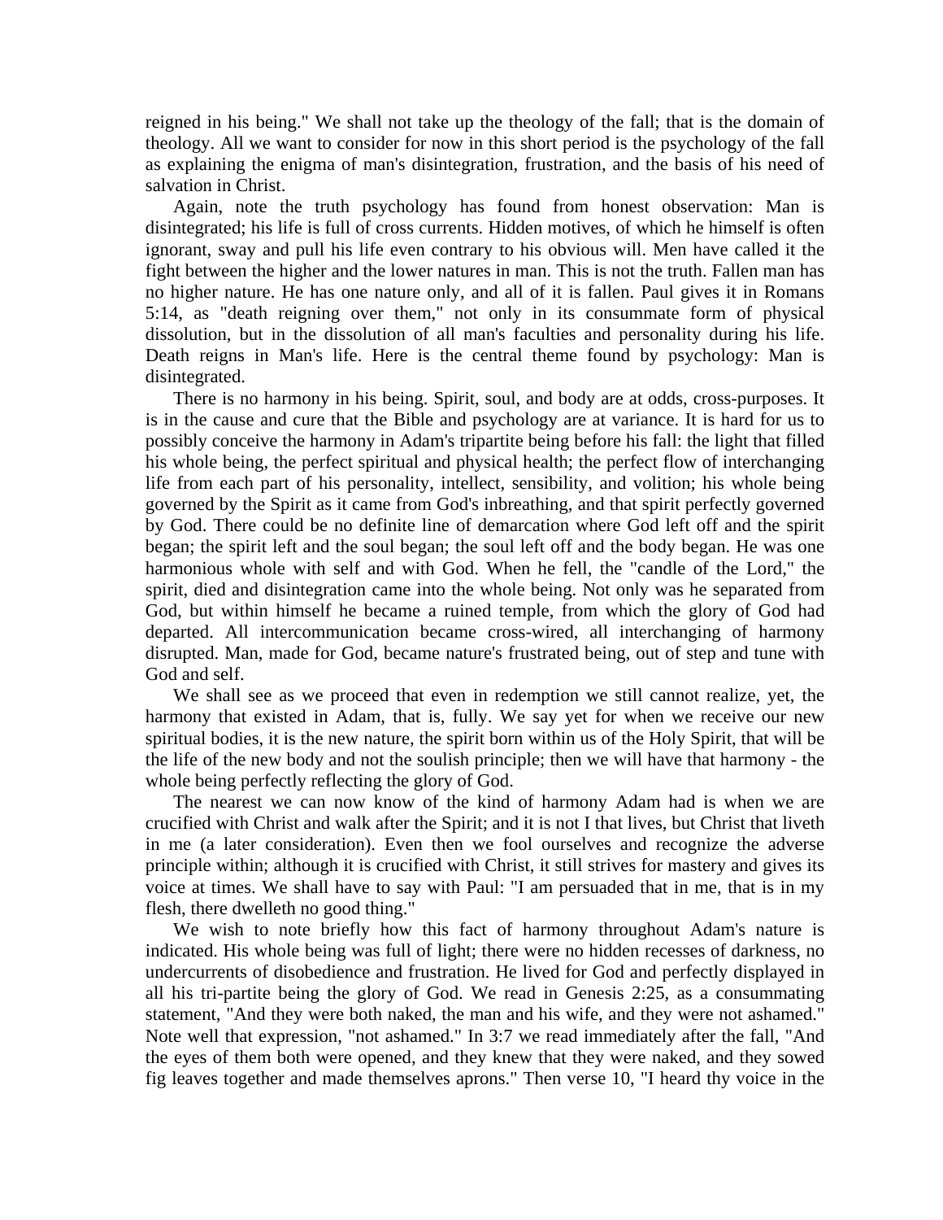reigned in his being." We shall not take up the theology of the fall; that is the domain of theology. All we want to consider for now in this short period is the psychology of the fall as explaining the enigma of man's disintegration, frustration, and the basis of his need of salvation in Christ.

Again, note the truth psychology has found from honest observation: Man is disintegrated; his life is full of cross currents. Hidden motives, of which he himself is often ignorant, sway and pull his life even contrary to his obvious will. Men have called it the fight between the higher and the lower natures in man. This is not the truth. Fallen man has no higher nature. He has one nature only, and all of it is fallen. Paul gives it in Romans 5:14, as "death reigning over them," not only in its consummate form of physical dissolution, but in the dissolution of all man's faculties and personality during his life. Death reigns in Man's life. Here is the central theme found by psychology: Man is disintegrated.

There is no harmony in his being. Spirit, soul, and body are at odds, cross-purposes. It is in the cause and cure that the Bible and psychology are at variance. It is hard for us to possibly conceive the harmony in Adam's tripartite being before his fall: the light that filled his whole being, the perfect spiritual and physical health; the perfect flow of interchanging life from each part of his personality, intellect, sensibility, and volition; his whole being governed by the Spirit as it came from God's inbreathing, and that spirit perfectly governed by God. There could be no definite line of demarcation where God left off and the spirit began; the spirit left and the soul began; the soul left off and the body began. He was one harmonious whole with self and with God. When he fell, the "candle of the Lord," the spirit, died and disintegration came into the whole being. Not only was he separated from God, but within himself he became a ruined temple, from which the glory of God had departed. All intercommunication became cross-wired, all interchanging of harmony disrupted. Man, made for God, became nature's frustrated being, out of step and tune with God and self.

We shall see as we proceed that even in redemption we still cannot realize, yet, the harmony that existed in Adam, that is, fully. We say yet for when we receive our new spiritual bodies, it is the new nature, the spirit born within us of the Holy Spirit, that will be the life of the new body and not the soulish principle; then we will have that harmony - the whole being perfectly reflecting the glory of God.

The nearest we can now know of the kind of harmony Adam had is when we are crucified with Christ and walk after the Spirit; and it is not I that lives, but Christ that liveth in me (a later consideration). Even then we fool ourselves and recognize the adverse principle within; although it is crucified with Christ, it still strives for mastery and gives its voice at times. We shall have to say with Paul: "I am persuaded that in me, that is in my flesh, there dwelleth no good thing."

We wish to note briefly how this fact of harmony throughout Adam's nature is indicated. His whole being was full of light; there were no hidden recesses of darkness, no undercurrents of disobedience and frustration. He lived for God and perfectly displayed in all his tri-partite being the glory of God. We read in Genesis 2:25, as a consummating statement, "And they were both naked, the man and his wife, and they were not ashamed." Note well that expression, "not ashamed." In 3:7 we read immediately after the fall, "And the eyes of them both were opened, and they knew that they were naked, and they sowed fig leaves together and made themselves aprons." Then verse 10, "I heard thy voice in the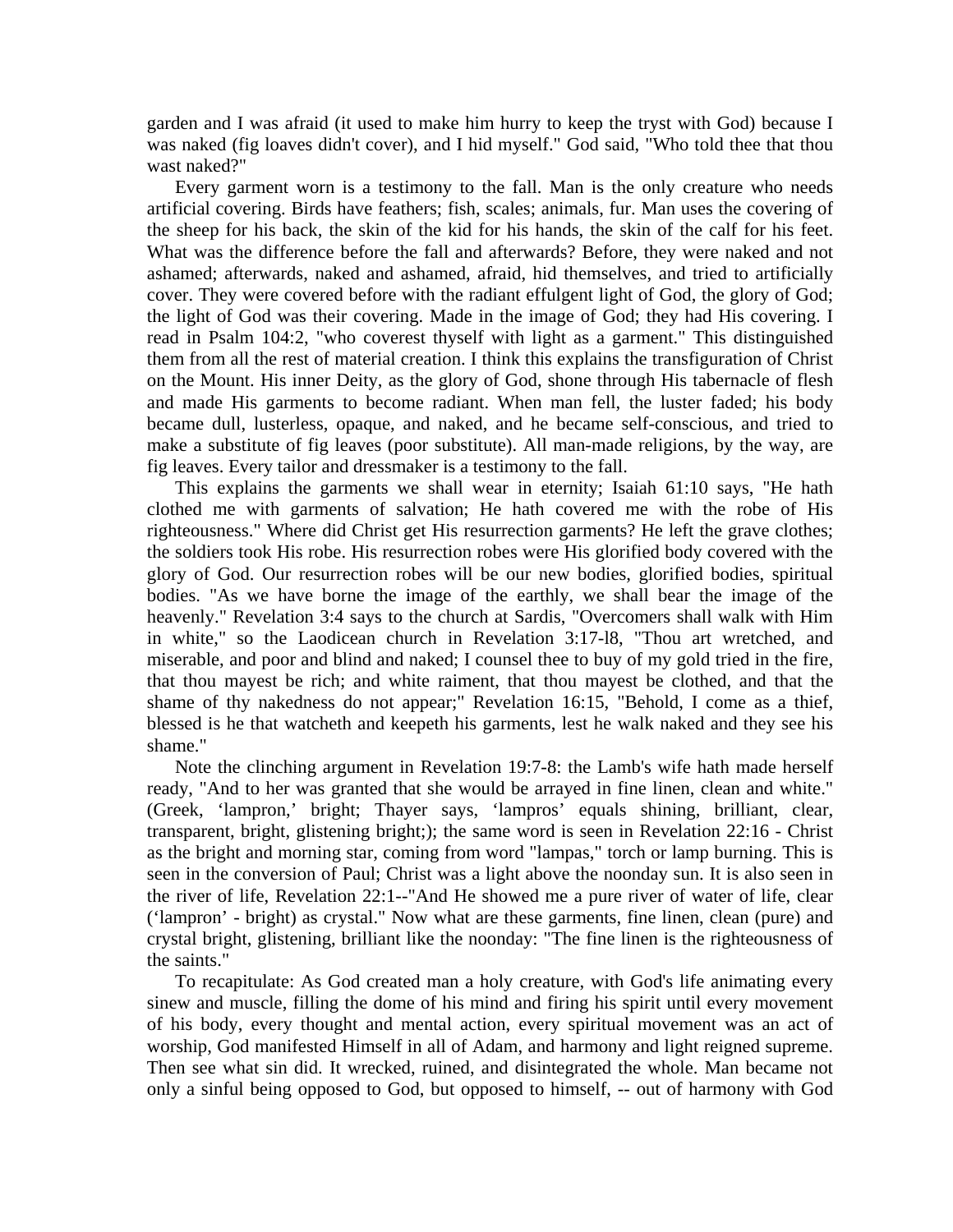garden and I was afraid (it used to make him hurry to keep the tryst with God) because I was naked (fig loaves didn't cover), and I hid myself." God said, "Who told thee that thou wast naked?"

Every garment worn is a testimony to the fall. Man is the only creature who needs artificial covering. Birds have feathers; fish, scales; animals, fur. Man uses the covering of the sheep for his back, the skin of the kid for his hands, the skin of the calf for his feet. What was the difference before the fall and afterwards? Before, they were naked and not ashamed; afterwards, naked and ashamed, afraid, hid themselves, and tried to artificially cover. They were covered before with the radiant effulgent light of God, the glory of God; the light of God was their covering. Made in the image of God; they had His covering. I read in Psalm 104:2, "who coverest thyself with light as a garment." This distinguished them from all the rest of material creation. I think this explains the transfiguration of Christ on the Mount. His inner Deity, as the glory of God, shone through His tabernacle of flesh and made His garments to become radiant. When man fell, the luster faded; his body became dull, lusterless, opaque, and naked, and he became self-conscious, and tried to make a substitute of fig leaves (poor substitute). All man-made religions, by the way, are fig leaves. Every tailor and dressmaker is a testimony to the fall.

This explains the garments we shall wear in eternity; Isaiah 61:10 says, "He hath clothed me with garments of salvation; He hath covered me with the robe of His righteousness." Where did Christ get His resurrection garments? He left the grave clothes; the soldiers took His robe. His resurrection robes were His glorified body covered with the glory of God. Our resurrection robes will be our new bodies, glorified bodies, spiritual bodies. "As we have borne the image of the earthly, we shall bear the image of the heavenly." Revelation 3:4 says to the church at Sardis, "Overcomers shall walk with Him in white," so the Laodicean church in Revelation 3:17-l8, "Thou art wretched, and miserable, and poor and blind and naked; I counsel thee to buy of my gold tried in the fire, that thou mayest be rich; and white raiment, that thou mayest be clothed, and that the shame of thy nakedness do not appear;" Revelation 16:15, "Behold, I come as a thief, blessed is he that watcheth and keepeth his garments, lest he walk naked and they see his shame."

Note the clinching argument in Revelation 19:7-8: the Lamb's wife hath made herself ready, "And to her was granted that she would be arrayed in fine linen, clean and white." (Greek, 'lampron,' bright; Thayer says, 'lampros' equals shining, brilliant, clear, transparent, bright, glistening bright;); the same word is seen in Revelation 22:16 - Christ as the bright and morning star, coming from word "lampas," torch or lamp burning. This is seen in the conversion of Paul; Christ was a light above the noonday sun. It is also seen in the river of life, Revelation 22:1--"And He showed me a pure river of water of life, clear ('lampron' - bright) as crystal." Now what are these garments, fine linen, clean (pure) and crystal bright, glistening, brilliant like the noonday: "The fine linen is the righteousness of the saints."

To recapitulate: As God created man a holy creature, with God's life animating every sinew and muscle, filling the dome of his mind and firing his spirit until every movement of his body, every thought and mental action, every spiritual movement was an act of worship, God manifested Himself in all of Adam, and harmony and light reigned supreme. Then see what sin did. It wrecked, ruined, and disintegrated the whole. Man became not only a sinful being opposed to God, but opposed to himself, -- out of harmony with God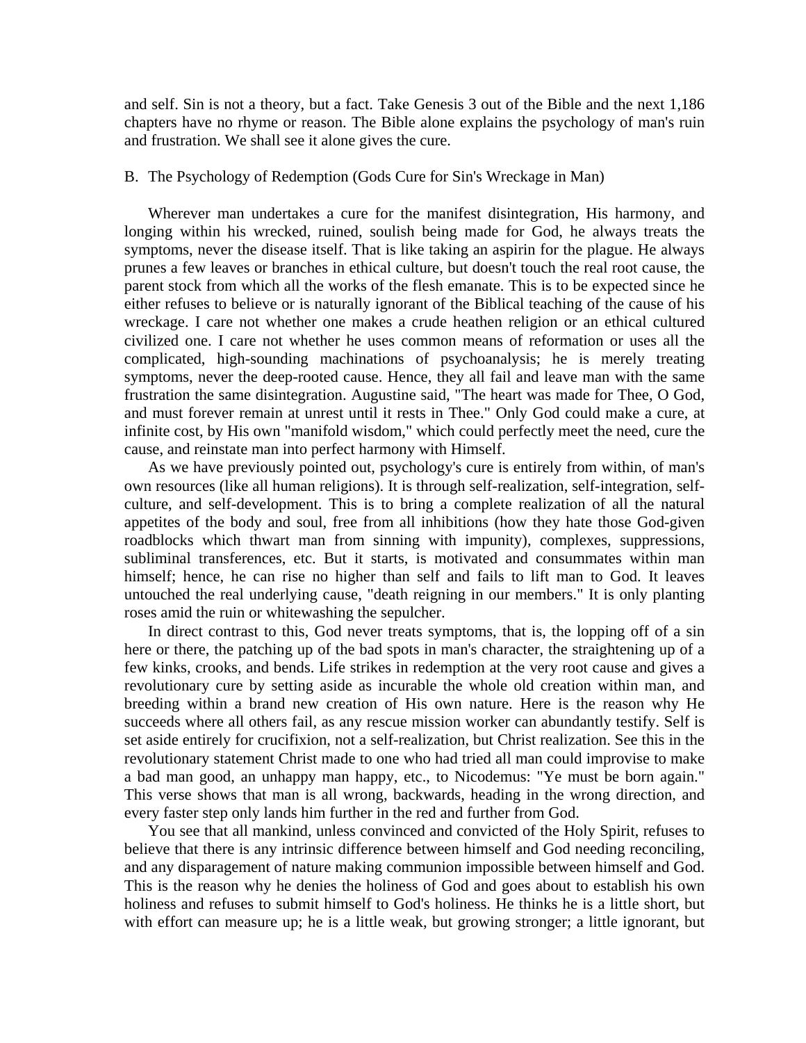and self. Sin is not a theory, but a fact. Take Genesis 3 out of the Bible and the next 1,186 chapters have no rhyme or reason. The Bible alone explains the psychology of man's ruin and frustration. We shall see it alone gives the cure.

B. The Psychology of Redemption (Gods Cure for Sin's Wreckage in Man)

Wherever man undertakes a cure for the manifest disintegration, His harmony, and longing within his wrecked, ruined, soulish being made for God, he always treats the symptoms, never the disease itself. That is like taking an aspirin for the plague. He always prunes a few leaves or branches in ethical culture, but doesn't touch the real root cause, the parent stock from which all the works of the flesh emanate. This is to be expected since he either refuses to believe or is naturally ignorant of the Biblical teaching of the cause of his wreckage. I care not whether one makes a crude heathen religion or an ethical cultured civilized one. I care not whether he uses common means of reformation or uses all the complicated, high-sounding machinations of psychoanalysis; he is merely treating symptoms, never the deep-rooted cause. Hence, they all fail and leave man with the same frustration the same disintegration. Augustine said, "The heart was made for Thee, O God, and must forever remain at unrest until it rests in Thee." Only God could make a cure, at infinite cost, by His own "manifold wisdom," which could perfectly meet the need, cure the cause, and reinstate man into perfect harmony with Himself.

As we have previously pointed out, psychology's cure is entirely from within, of man's own resources (like all human religions). It is through self-realization, self-integration, self-culture, and self-development. This is to bring a complete realization of all the natural appetites of the body and soul, free from all inhibitions (how they hate those God-given roadblocks which thwart man from sinning with impunity), complexes, suppressions, subliminal transferences, etc. But it starts, is motivated and consummates within man himself; hence, he can rise no higher than self and fails to lift man to God. It leaves untouched the real underlying cause, "death reigning in our members." It is only planting roses amid the ruin or whitewashing the sepulcher.

In direct contrast to this, God never treats symptoms, that is, the lopping off of a sin here or there, the patching up of the bad spots in man's character, the straightening up of a few kinks, crooks, and bends. Life strikes in redemption at the very root cause and gives a revolutionary cure by setting aside as incurable the whole old creation within man, and breeding within a brand new creation of His own nature. Here is the reason why He succeeds where all others fail, as any rescue mission worker can abundantly testify. Self is set aside entirely for crucifixion, not a self-realization, but Christ realization. See this in the revolutionary statement Christ made to one who had tried all man could improvise to make a bad man good, an unhappy man happy, etc., to Nicodemus: "Ye must be born again." This verse shows that man is all wrong, backwards, heading in the wrong direction, and every faster step only lands him further in the red and further from God.

You see that all mankind, unless convinced and convicted of the Holy Spirit, refuses to believe that there is any intrinsic difference between himself and God needing reconciling, and any disparagement of nature making communion impossible between himself and God. This is the reason why he denies the holiness of God and goes about to establish his own holiness and refuses to submit himself to God's holiness. He thinks he is a little short, but with effort can measure up; he is a little weak, but growing stronger; a little ignorant, but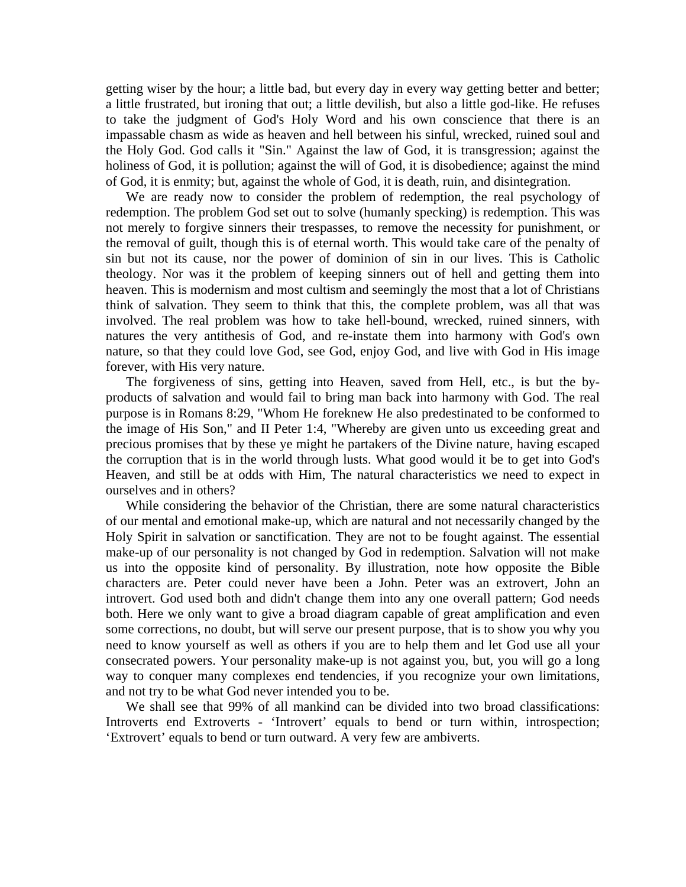getting wiser by the hour; a little bad, but every day in every way getting better and better; a little frustrated, but ironing that out; a little devilish, but also a little god-like. He refuses to take the judgment of God's Holy Word and his own conscience that there is an impassable chasm as wide as heaven and hell between his sinful, wrecked, ruined soul and the Holy God. God calls it "Sin." Against the law of God, it is transgression; against the holiness of God, it is pollution; against the will of God, it is disobedience; against the mind of God, it is enmity; but, against the whole of God, it is death, ruin, and disintegration.

We are ready now to consider the problem of redemption, the real psychology of redemption. The problem God set out to solve (humanly specking) is redemption. This was not merely to forgive sinners their trespasses, to remove the necessity for punishment, or the removal of guilt, though this is of eternal worth. This would take care of the penalty of sin but not its cause, nor the power of dominion of sin in our lives. This is Catholic theology. Nor was it the problem of keeping sinners out of hell and getting them into heaven. This is modernism and most cultism and seemingly the most that a lot of Christians think of salvation. They seem to think that this, the complete problem, was all that was involved. The real problem was how to take hell-bound, wrecked, ruined sinners, with natures the very antithesis of God, and re-instate them into harmony with God's own nature, so that they could love God, see God, enjoy God, and live with God in His image forever, with His very nature.

The forgiveness of sins, getting into Heaven, saved from Hell, etc., is but the by-products of salvation and would fail to bring man back into harmony with God. The real purpose is in Romans 8:29, "Whom He foreknew He also predestinated to be conformed to the image of His Son," and II Peter 1:4, "Whereby are given unto us exceeding great and precious promises that by these ye might he partakers of the Divine nature, having escaped the corruption that is in the world through lusts. What good would it be to get into God's Heaven, and still be at odds with Him, The natural characteristics we need to expect in ourselves and in others?

While considering the behavior of the Christian, there are some natural characteristics of our mental and emotional make-up, which are natural and not necessarily changed by the Holy Spirit in salvation or sanctification. They are not to be fought against. The essential make-up of our personality is not changed by God in redemption. Salvation will not make us into the opposite kind of personality. By illustration, note how opposite the Bible characters are. Peter could never have been a John. Peter was an extrovert, John an introvert. God used both and didn't change them into any one overall pattern; God needs both. Here we only want to give a broad diagram capable of great amplification and even some corrections, no doubt, but will serve our present purpose, that is to show you why you need to know yourself as well as others if you are to help them and let God use all your consecrated powers. Your personality make-up is not against you, but, you will go a long way to conquer many complexes end tendencies, if you recognize your own limitations, and not try to be what God never intended you to be.

We shall see that 99% of all mankind can be divided into two broad classifications: Introverts end Extroverts - ‘Introvert’ equals to bend or turn within, introspection; ‘Extrovert’ equals to bend or turn outward. A very few are ambiverts.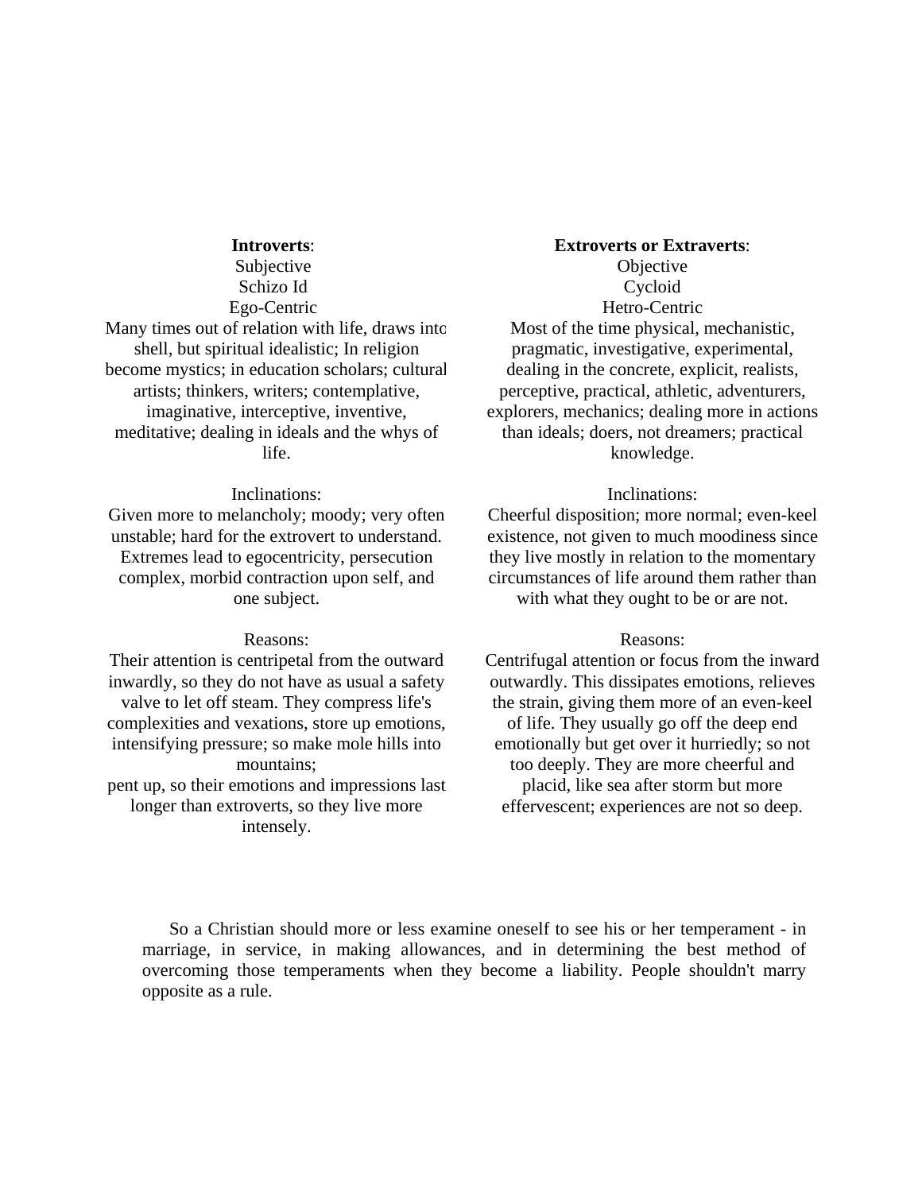**Introverts**:
Subjective
Schizo Id
Ego-Centric
Many times out of relation with life, draws into shell, but spiritual idealistic; In religion become mystics; in education scholars; cultural artists; thinkers, writers; contemplative, imaginative, interceptive, inventive, meditative; dealing in ideals and the whys of life.

Inclinations:
Given more to melancholy; moody; very often unstable; hard for the extrovert to understand. Extremes lead to egocentricity, persecution complex, morbid contraction upon self, and one subject.

Reasons:
Their attention is centripetal from the outward inwardly, so they do not have as usual a safety valve to let off steam. They compress life's complexities and vexations, store up emotions, intensifying pressure; so make mole hills into mountains;
pent up, so their emotions and impressions last longer than extroverts, so they live more intensely.

**Extroverts or Extraverts**:
Objective
Cycloid
Hetro-Centric
Most of the time physical, mechanistic, pragmatic, investigative, experimental, dealing in the concrete, explicit, realists, perceptive, practical, athletic, adventurers, explorers, mechanics; dealing more in actions than ideals; doers, not dreamers; practical knowledge.

Inclinations:
Cheerful disposition; more normal; even-keel existence, not given to much moodiness since they live mostly in relation to the momentary circumstances of life around them rather than with what they ought to be or are not.

Reasons:
Centrifugal attention or focus from the inward outwardly. This dissipates emotions, relieves the strain, giving them more of an even-keel of life. They usually go off the deep end emotionally but get over it hurriedly; so not too deeply. They are more cheerful and placid, like sea after storm but more effervescent; experiences are not so deep.

So a Christian should more or less examine oneself to see his or her temperament - in marriage, in service, in making allowances, and in determining the best method of overcoming those temperaments when they become a liability. People shouldn't marry opposite as a rule.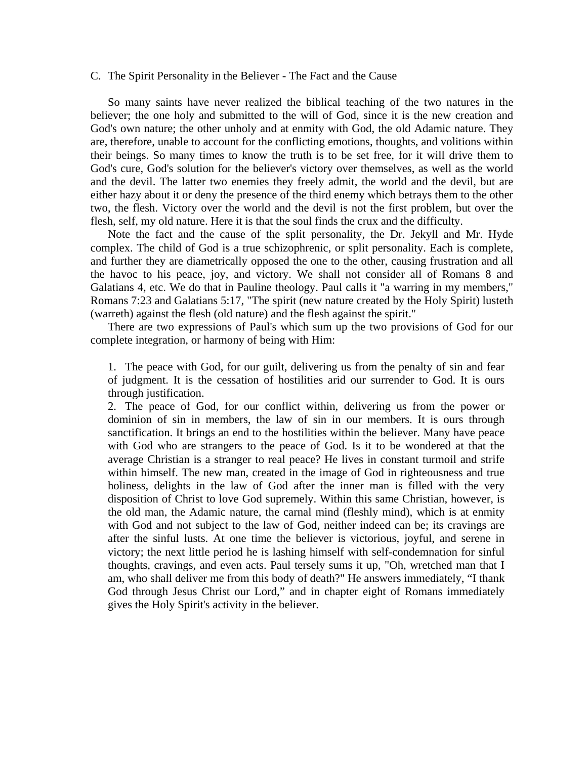C. The Spirit Personality in the Believer - The Fact and the Cause

So many saints have never realized the biblical teaching of the two natures in the believer; the one holy and submitted to the will of God, since it is the new creation and God's own nature; the other unholy and at enmity with God, the old Adamic nature. They are, therefore, unable to account for the conflicting emotions, thoughts, and volitions within their beings. So many times to know the truth is to be set free, for it will drive them to God's cure, God's solution for the believer's victory over themselves, as well as the world and the devil. The latter two enemies they freely admit, the world and the devil, but are either hazy about it or deny the presence of the third enemy which betrays them to the other two, the flesh. Victory over the world and the devil is not the first problem, but over the flesh, self, my old nature. Here it is that the soul finds the crux and the difficulty.

Note the fact and the cause of the split personality, the Dr. Jekyll and Mr. Hyde complex. The child of God is a true schizophrenic, or split personality. Each is complete, and further they are diametrically opposed the one to the other, causing frustration and all the havoc to his peace, joy, and victory. We shall not consider all of Romans 8 and Galatians 4, etc. We do that in Pauline theology. Paul calls it "a warring in my members," Romans 7:23 and Galatians 5:17, "The spirit (new nature created by the Holy Spirit) lusteth (warreth) against the flesh (old nature) and the flesh against the spirit."

There are two expressions of Paul's which sum up the two provisions of God for our complete integration, or harmony of being with Him:

1. The peace with God, for our guilt, delivering us from the penalty of sin and fear of judgment. It is the cessation of hostilities arid our surrender to God. It is ours through justification.
2. The peace of God, for our conflict within, delivering us from the power or dominion of sin in members, the law of sin in our members. It is ours through sanctification. It brings an end to the hostilities within the believer. Many have peace with God who are strangers to the peace of God. Is it to be wondered at that the average Christian is a stranger to real peace? He lives in constant turmoil and strife within himself. The new man, created in the image of God in righteousness and true holiness, delights in the law of God after the inner man is filled with the very disposition of Christ to love God supremely. Within this same Christian, however, is the old man, the Adamic nature, the carnal mind (fleshly mind), which is at enmity with God and not subject to the law of God, neither indeed can be; its cravings are after the sinful lusts. At one time the believer is victorious, joyful, and serene in victory; the next little period he is lashing himself with self-condemnation for sinful thoughts, cravings, and even acts. Paul tersely sums it up, "Oh, wretched man that I am, who shall deliver me from this body of death?" He answers immediately, "I thank God through Jesus Christ our Lord," and in chapter eight of Romans immediately gives the Holy Spirit's activity in the believer.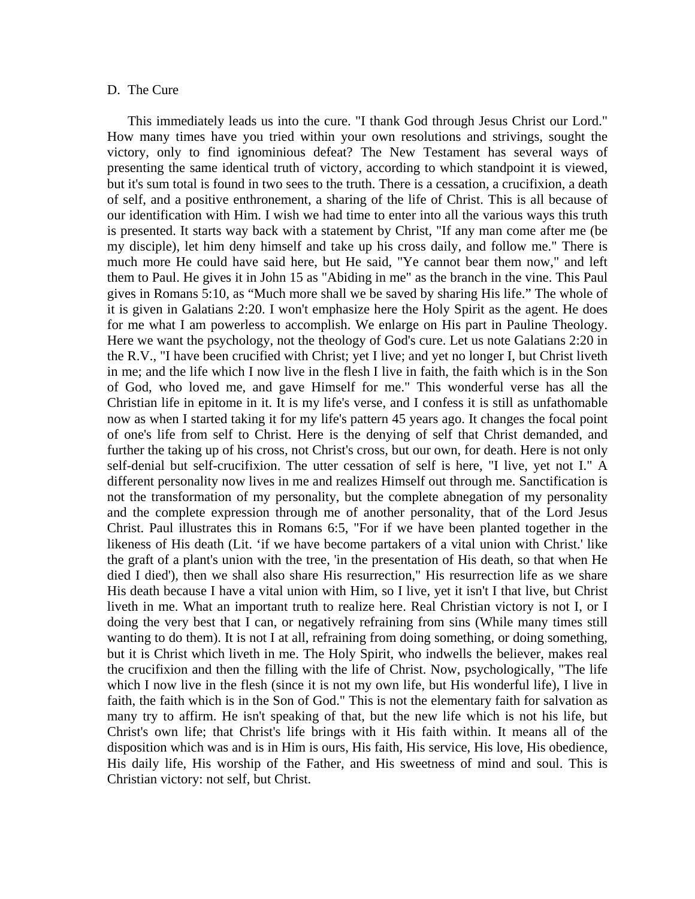D. The Cure

This immediately leads us into the cure. "I thank God through Jesus Christ our Lord." How many times have you tried within your own resolutions and strivings, sought the victory, only to find ignominious defeat? The New Testament has several ways of presenting the same identical truth of victory, according to which standpoint it is viewed, but it's sum total is found in two sees to the truth. There is a cessation, a crucifixion, a death of self, and a positive enthronement, a sharing of the life of Christ. This is all because of our identification with Him. I wish we had time to enter into all the various ways this truth is presented. It starts way back with a statement by Christ, "If any man come after me (be my disciple), let him deny himself and take up his cross daily, and follow me." There is much more He could have said here, but He said, "Ye cannot bear them now," and left them to Paul. He gives it in John 15 as "Abiding in me" as the branch in the vine. This Paul gives in Romans 5:10, as "Much more shall we be saved by sharing His life." The whole of it is given in Galatians 2:20. I won't emphasize here the Holy Spirit as the agent. He does for me what I am powerless to accomplish. We enlarge on His part in Pauline Theology. Here we want the psychology, not the theology of God's cure. Let us note Galatians 2:20 in the R.V., "I have been crucified with Christ; yet I live; and yet no longer I, but Christ liveth in me; and the life which I now live in the flesh I live in faith, the faith which is in the Son of God, who loved me, and gave Himself for me." This wonderful verse has all the Christian life in epitome in it. It is my life's verse, and I confess it is still as unfathomable now as when I started taking it for my life's pattern 45 years ago. It changes the focal point of one's life from self to Christ. Here is the denying of self that Christ demanded, and further the taking up of his cross, not Christ's cross, but our own, for death. Here is not only self-denial but self-crucifixion. The utter cessation of self is here, "I live, yet not I." A different personality now lives in me and realizes Himself out through me. Sanctification is not the transformation of my personality, but the complete abnegation of my personality and the complete expression through me of another personality, that of the Lord Jesus Christ. Paul illustrates this in Romans 6:5, "For if we have been planted together in the likeness of His death (Lit. 'if we have become partakers of a vital union with Christ.' like the graft of a plant's union with the tree, 'in the presentation of His death, so that when He died I died'), then we shall also share His resurrection," His resurrection life as we share His death because I have a vital union with Him, so I live, yet it isn't I that live, but Christ liveth in me. What an important truth to realize here. Real Christian victory is not I, or I doing the very best that I can, or negatively refraining from sins (While many times still wanting to do them). It is not I at all, refraining from doing something, or doing something, but it is Christ which liveth in me. The Holy Spirit, who indwells the believer, makes real the crucifixion and then the filling with the life of Christ. Now, psychologically, "The life which I now live in the flesh (since it is not my own life, but His wonderful life), I live in faith, the faith which is in the Son of God." This is not the elementary faith for salvation as many try to affirm. He isn't speaking of that, but the new life which is not his life, but Christ's own life; that Christ's life brings with it His faith within. It means all of the disposition which was and is in Him is ours, His faith, His service, His love, His obedience, His daily life, His worship of the Father, and His sweetness of mind and soul. This is Christian victory: not self, but Christ.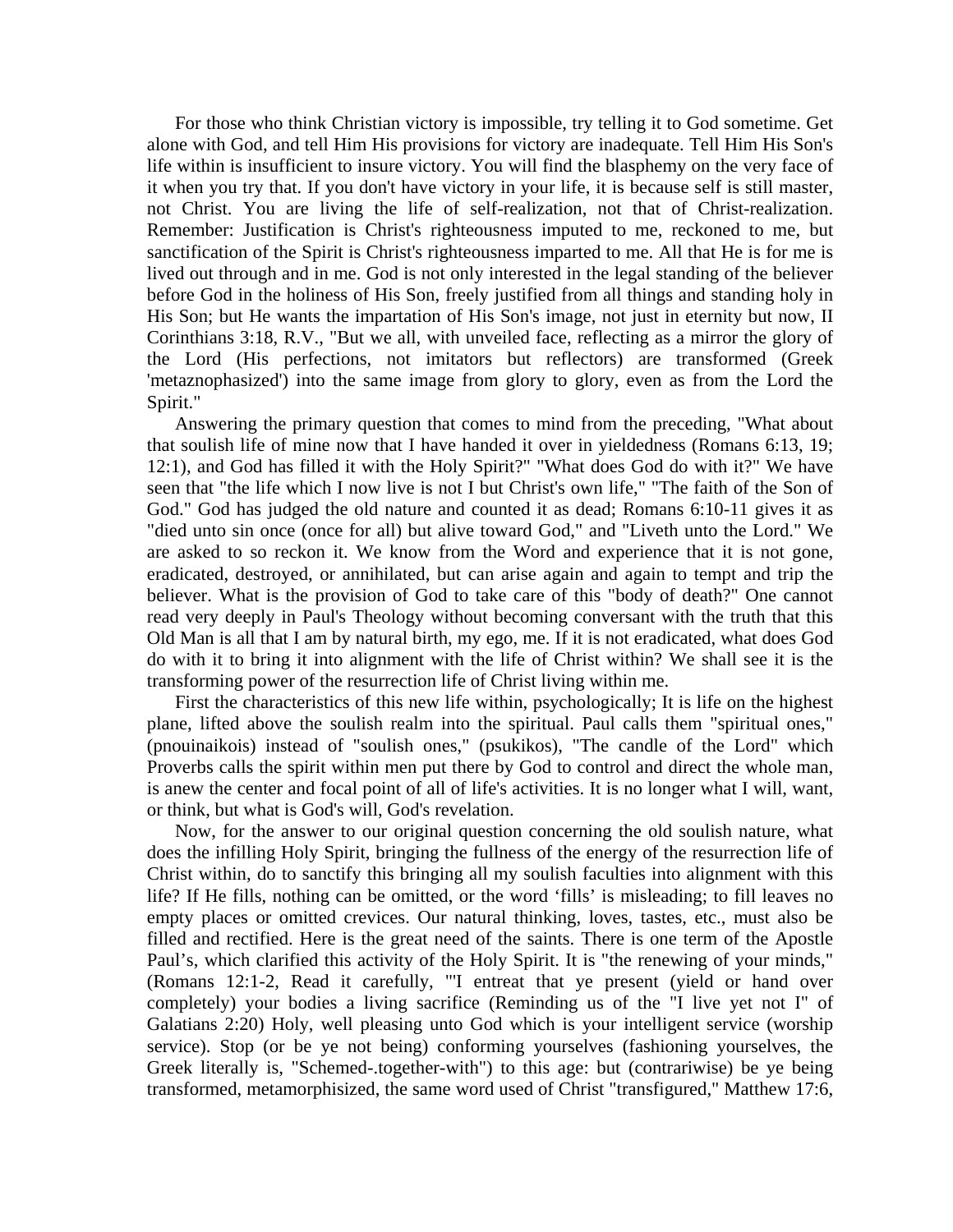For those who think Christian victory is impossible, try telling it to God sometime. Get alone with God, and tell Him His provisions for victory are inadequate. Tell Him His Son's life within is insufficient to insure victory. You will find the blasphemy on the very face of it when you try that. If you don't have victory in your life, it is because self is still master, not Christ. You are living the life of self-realization, not that of Christ-realization. Remember: Justification is Christ's righteousness imputed to me, reckoned to me, but sanctification of the Spirit is Christ's righteousness imparted to me. All that He is for me is lived out through and in me. God is not only interested in the legal standing of the believer before God in the holiness of His Son, freely justified from all things and standing holy in His Son; but He wants the impartation of His Son's image, not just in eternity but now, II Corinthians 3:18, R.V., "But we all, with unveiled face, reflecting as a mirror the glory of the Lord (His perfections, not imitators but reflectors) are transformed (Greek 'metaznophasized') into the same image from glory to glory, even as from the Lord the Spirit."

Answering the primary question that comes to mind from the preceding, "What about that soulish life of mine now that I have handed it over in yieldedness (Romans 6:13, 19; 12:1), and God has filled it with the Holy Spirit?" "What does God do with it?" We have seen that "the life which I now live is not I but Christ's own life," "The faith of the Son of God." God has judged the old nature and counted it as dead; Romans 6:10-11 gives it as "died unto sin once (once for all) but alive toward God," and "Liveth unto the Lord." We are asked to so reckon it. We know from the Word and experience that it is not gone, eradicated, destroyed, or annihilated, but can arise again and again to tempt and trip the believer. What is the provision of God to take care of this "body of death?" One cannot read very deeply in Paul's Theology without becoming conversant with the truth that this Old Man is all that I am by natural birth, my ego, me. If it is not eradicated, what does God do with it to bring it into alignment with the life of Christ within? We shall see it is the transforming power of the resurrection life of Christ living within me.

First the characteristics of this new life within, psychologically; It is life on the highest plane, lifted above the soulish realm into the spiritual. Paul calls them "spiritual ones," (pnouinaikois) instead of "soulish ones," (psukikos), "The candle of the Lord" which Proverbs calls the spirit within men put there by God to control and direct the whole man, is anew the center and focal point of all of life's activities. It is no longer what I will, want, or think, but what is God's will, God's revelation.

Now, for the answer to our original question concerning the old soulish nature, what does the infilling Holy Spirit, bringing the fullness of the energy of the resurrection life of Christ within, do to sanctify this bringing all my soulish faculties into alignment with this life? If He fills, nothing can be omitted, or the word 'fills' is misleading; to fill leaves no empty places or omitted crevices. Our natural thinking, loves, tastes, etc., must also be filled and rectified. Here is the great need of the saints. There is one term of the Apostle Paul's, which clarified this activity of the Holy Spirit. It is "the renewing of your minds," (Romans 12:1-2, Read it carefully, "'I entreat that ye present (yield or hand over completely) your bodies a living sacrifice (Reminding us of the "I live yet not I" of Galatians 2:20) Holy, well pleasing unto God which is your intelligent service (worship service). Stop (or be ye not being) conforming yourselves (fashioning yourselves, the Greek literally is, "Schemed-.together-with") to this age: but (contrariwise) be ye being transformed, metamorphisized, the same word used of Christ "transfigured," Matthew 17:6,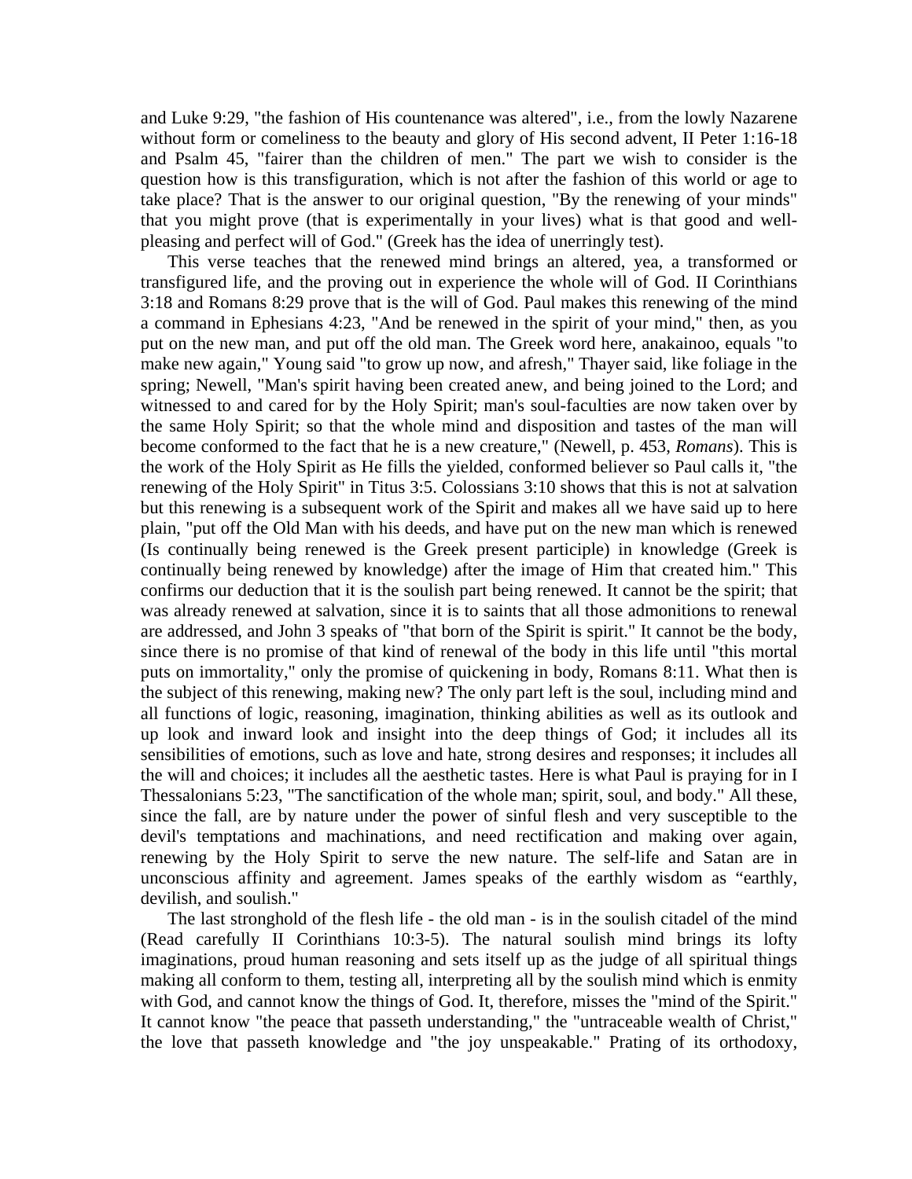and Luke 9:29, "the fashion of His countenance was altered", i.e., from the lowly Nazarene without form or comeliness to the beauty and glory of His second advent, II Peter 1:16-18 and Psalm 45, "fairer than the children of men." The part we wish to consider is the question how is this transfiguration, which is not after the fashion of this world or age to take place? That is the answer to our original question, "By the renewing of your minds" that you might prove (that is experimentally in your lives) what is that good and well-pleasing and perfect will of God." (Greek has the idea of unerringly test).

This verse teaches that the renewed mind brings an altered, yea, a transformed or transfigured life, and the proving out in experience the whole will of God. II Corinthians 3:18 and Romans 8:29 prove that is the will of God. Paul makes this renewing of the mind a command in Ephesians 4:23, "And be renewed in the spirit of your mind," then, as you put on the new man, and put off the old man. The Greek word here, anakainoo, equals "to make new again," Young said "to grow up now, and afresh," Thayer said, like foliage in the spring; Newell, "Man's spirit having been created anew, and being joined to the Lord; and witnessed to and cared for by the Holy Spirit; man's soul-faculties are now taken over by the same Holy Spirit; so that the whole mind and disposition and tastes of the man will become conformed to the fact that he is a new creature," (Newell, p. 453, *Romans*). This is the work of the Holy Spirit as He fills the yielded, conformed believer so Paul calls it, "the renewing of the Holy Spirit" in Titus 3:5. Colossians 3:10 shows that this is not at salvation but this renewing is a subsequent work of the Spirit and makes all we have said up to here plain, "put off the Old Man with his deeds, and have put on the new man which is renewed (Is continually being renewed is the Greek present participle) in knowledge (Greek is continually being renewed by knowledge) after the image of Him that created him." This confirms our deduction that it is the soulish part being renewed. It cannot be the spirit; that was already renewed at salvation, since it is to saints that all those admonitions to renewal are addressed, and John 3 speaks of "that born of the Spirit is spirit." It cannot be the body, since there is no promise of that kind of renewal of the body in this life until "this mortal puts on immortality," only the promise of quickening in body, Romans 8:11. What then is the subject of this renewing, making new? The only part left is the soul, including mind and all functions of logic, reasoning, imagination, thinking abilities as well as its outlook and up look and inward look and insight into the deep things of God; it includes all its sensibilities of emotions, such as love and hate, strong desires and responses; it includes all the will and choices; it includes all the aesthetic tastes. Here is what Paul is praying for in I Thessalonians 5:23, "The sanctification of the whole man; spirit, soul, and body." All these, since the fall, are by nature under the power of sinful flesh and very susceptible to the devil's temptations and machinations, and need rectification and making over again, renewing by the Holy Spirit to serve the new nature. The self-life and Satan are in unconscious affinity and agreement. James speaks of the earthly wisdom as "earthly, devilish, and soulish."

The last stronghold of the flesh life - the old man - is in the soulish citadel of the mind (Read carefully II Corinthians 10:3-5). The natural soulish mind brings its lofty imaginations, proud human reasoning and sets itself up as the judge of all spiritual things making all conform to them, testing all, interpreting all by the soulish mind which is enmity with God, and cannot know the things of God. It, therefore, misses the "mind of the Spirit." It cannot know "the peace that passeth understanding," the "untraceable wealth of Christ," the love that passeth knowledge and "the joy unspeakable." Prating of its orthodoxy,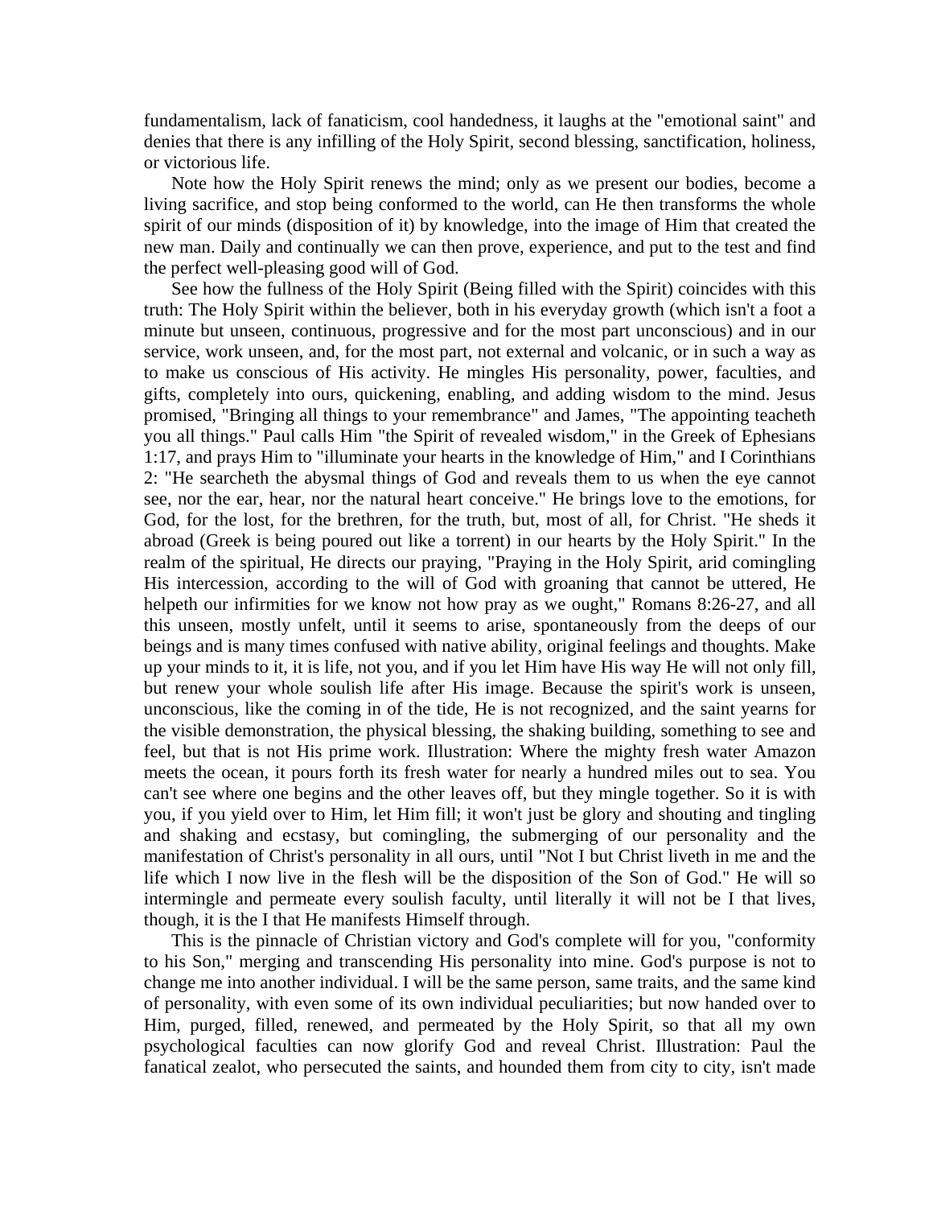fundamentalism, lack of fanaticism, cool handedness, it laughs at the "emotional saint" and denies that there is any infilling of the Holy Spirit, second blessing, sanctification, holiness, or victorious life.

Note how the Holy Spirit renews the mind; only as we present our bodies, become a living sacrifice, and stop being conformed to the world, can He then transforms the whole spirit of our minds (disposition of it) by knowledge, into the image of Him that created the new man. Daily and continually we can then prove, experience, and put to the test and find the perfect well-pleasing good will of God.

See how the fullness of the Holy Spirit (Being filled with the Spirit) coincides with this truth: The Holy Spirit within the believer, both in his everyday growth (which isn't a foot a minute but unseen, continuous, progressive and for the most part unconscious) and in our service, work unseen, and, for the most part, not external and volcanic, or in such a way as to make us conscious of His activity. He mingles His personality, power, faculties, and gifts, completely into ours, quickening, enabling, and adding wisdom to the mind. Jesus promised, "Bringing all things to your remembrance" and James, "The appointing teacheth you all things." Paul calls Him "the Spirit of revealed wisdom," in the Greek of Ephesians 1:17, and prays Him to "illuminate your hearts in the knowledge of Him," and I Corinthians 2: "He searcheth the abysmal things of God and reveals them to us when the eye cannot see, nor the ear, hear, nor the natural heart conceive." He brings love to the emotions, for God, for the lost, for the brethren, for the truth, but, most of all, for Christ. "He sheds it abroad (Greek is being poured out like a torrent) in our hearts by the Holy Spirit." In the realm of the spiritual, He directs our praying, "Praying in the Holy Spirit, arid comingling His intercession, according to the will of God with groaning that cannot be uttered, He helpeth our infirmities for we know not how pray as we ought," Romans 8:26-27, and all this unseen, mostly unfelt, until it seems to arise, spontaneously from the deeps of our beings and is many times confused with native ability, original feelings and thoughts. Make up your minds to it, it is life, not you, and if you let Him have His way He will not only fill, but renew your whole soulish life after His image. Because the spirit's work is unseen, unconscious, like the coming in of the tide, He is not recognized, and the saint yearns for the visible demonstration, the physical blessing, the shaking building, something to see and feel, but that is not His prime work. Illustration: Where the mighty fresh water Amazon meets the ocean, it pours forth its fresh water for nearly a hundred miles out to sea. You can't see where one begins and the other leaves off, but they mingle together. So it is with you, if you yield over to Him, let Him fill; it won't just be glory and shouting and tingling and shaking and ecstasy, but comingling, the submerging of our personality and the manifestation of Christ's personality in all ours, until "Not I but Christ liveth in me and the life which I now live in the flesh will be the disposition of the Son of God." He will so intermingle and permeate every soulish faculty, until literally it will not be I that lives, though, it is the I that He manifests Himself through.

This is the pinnacle of Christian victory and God's complete will for you, "conformity to his Son," merging and transcending His personality into mine. God's purpose is not to change me into another individual. I will be the same person, same traits, and the same kind of personality, with even some of its own individual peculiarities; but now handed over to Him, purged, filled, renewed, and permeated by the Holy Spirit, so that all my own psychological faculties can now glorify God and reveal Christ. Illustration: Paul the fanatical zealot, who persecuted the saints, and hounded them from city to city, isn't made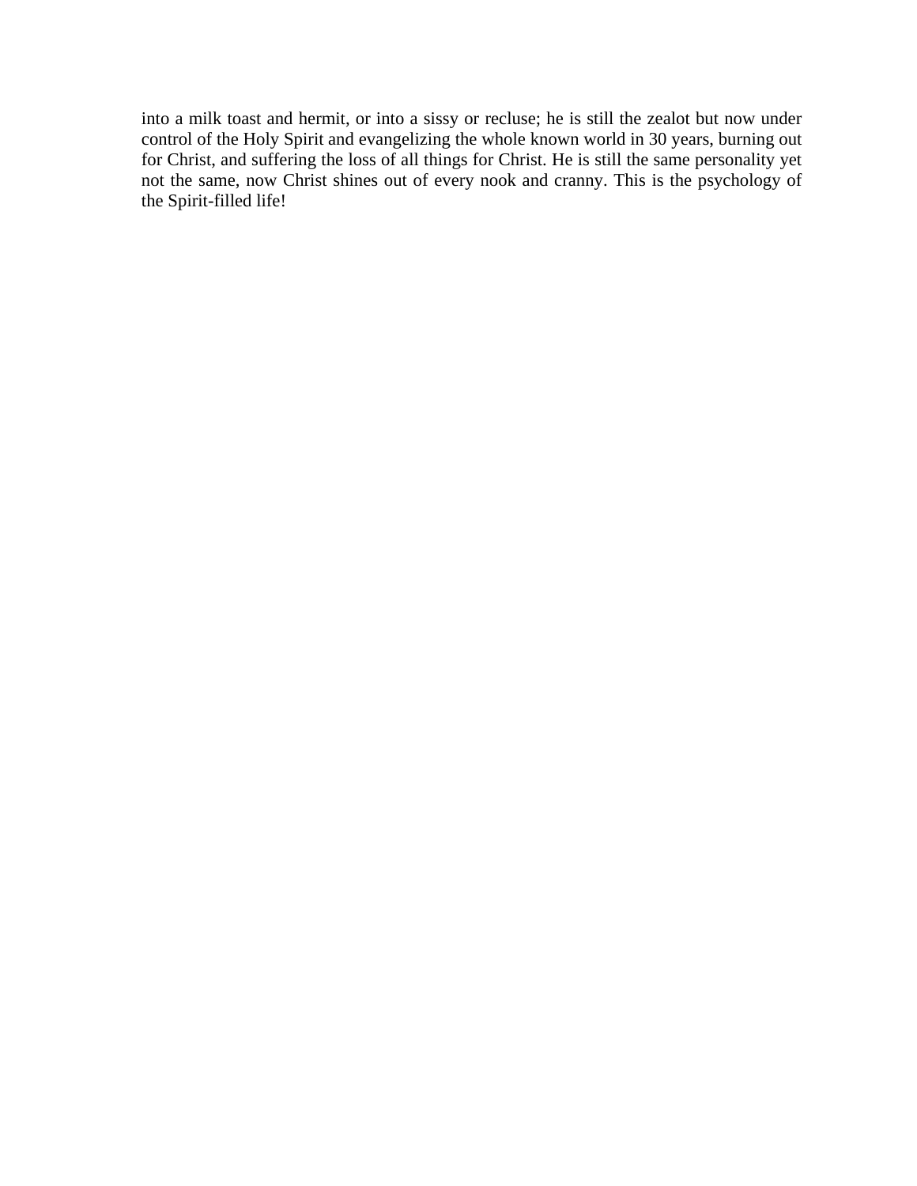into a milk toast and hermit, or into a sissy or recluse; he is still the zealot but now under control of the Holy Spirit and evangelizing the whole known world in 30 years, burning out for Christ, and suffering the loss of all things for Christ. He is still the same personality yet not the same, now Christ shines out of every nook and cranny. This is the psychology of the Spirit-filled life!